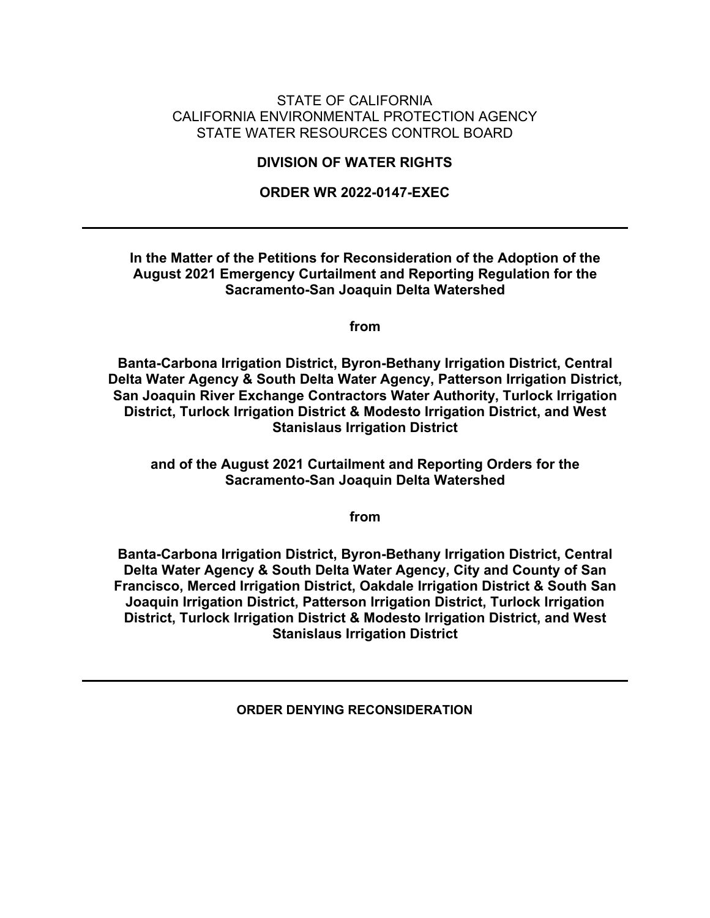STATE OF CALIFORNIA
CALIFORNIA ENVIRONMENTAL PROTECTION AGENCY
STATE WATER RESOURCES CONTROL BOARD

**DIVISION OF WATER RIGHTS**

**ORDER WR 2022-0147-EXEC**

---

**In the Matter of the Petitions for Reconsideration of the Adoption of the August 2021 Emergency Curtailment and Reporting Regulation for the Sacramento-San Joaquin Delta Watershed**

**from**

**Banta-Carbona Irrigation District, Byron-Bethany Irrigation District, Central Delta Water Agency & South Delta Water Agency, Patterson Irrigation District, San Joaquin River Exchange Contractors Water Authority, Turlock Irrigation District, Turlock Irrigation District & Modesto Irrigation District, and West Stanislaus Irrigation District**

**and of the August 2021 Curtailment and Reporting Orders for the Sacramento-San Joaquin Delta Watershed**

**from**

**Banta-Carbona Irrigation District, Byron-Bethany Irrigation District, Central Delta Water Agency & South Delta Water Agency, City and County of San Francisco, Merced Irrigation District, Oakdale Irrigation District & South San Joaquin Irrigation District, Patterson Irrigation District, Turlock Irrigation District, Turlock Irrigation District & Modesto Irrigation District, and West Stanislaus Irrigation District**

---

**ORDER DENYING RECONSIDERATION**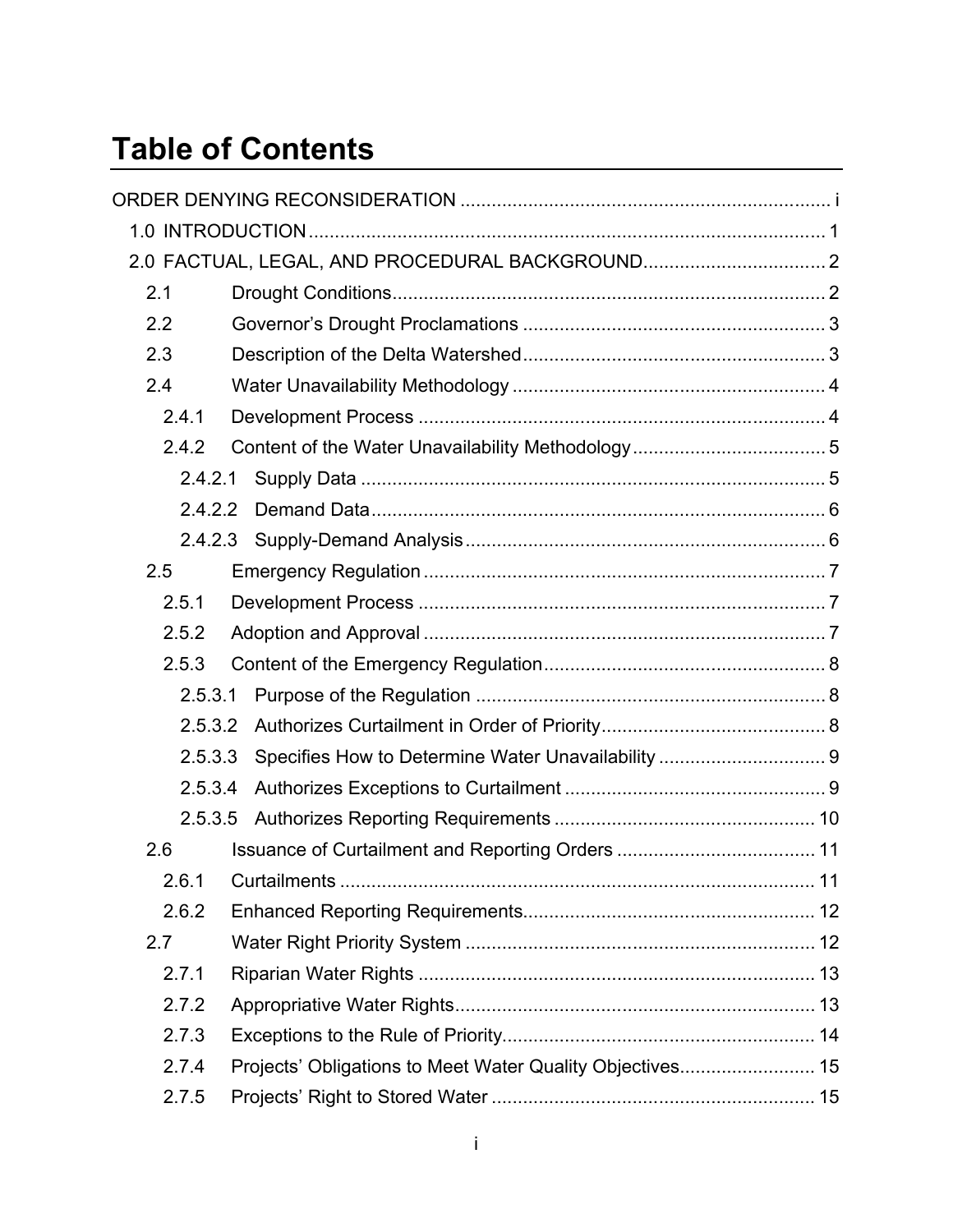# Table of Contents

ORDER DENYING RECONSIDERATION ....................................................................... i

- 1.0 INTRODUCTION ................................................................................................ 1
- 2.0 FACTUAL, LEGAL, AND PROCEDURAL BACKGROUND ................................... 2
  - 2.1 Drought Conditions ................................................................................... 2
  - 2.2 Governor's Drought Proclamations .......................................................... 3
  - 2.3 Description of the Delta Watershed .......................................................... 3
  - 2.4 Water Unavailability Methodology ............................................................ 4
    - 2.4.1 Development Process .............................................................................. 4
    - 2.4.2 Content of the Water Unavailability Methodology ..................................... 5
      - 2.4.2.1 Supply Data ......................................................................................... 5
      - 2.4.2.2 Demand Data ....................................................................................... 6
      - 2.4.2.3 Supply-Demand Analysis ..................................................................... 6
  - 2.5 Emergency Regulation ............................................................................. 7
    - 2.5.1 Development Process .............................................................................. 7
    - 2.5.2 Adoption and Approval ............................................................................ 7
    - 2.5.3 Content of the Emergency Regulation ...................................................... 8
      - 2.5.3.1 Purpose of the Regulation ................................................................... 8
      - 2.5.3.2 Authorizes Curtailment in Order of Priority ........................................... 8
      - 2.5.3.3 Specifies How to Determine Water Unavailability ................................ 9
      - 2.5.3.4 Authorizes Exceptions to Curtailment .................................................. 9
      - 2.5.3.5 Authorizes Reporting Requirements .................................................. 10
  - 2.6 Issuance of Curtailment and Reporting Orders ...................................... 11
    - 2.6.1 Curtailments ........................................................................................... 11
    - 2.6.2 Enhanced Reporting Requirements ........................................................ 12
  - 2.7 Water Right Priority System ................................................................... 12
    - 2.7.1 Riparian Water Rights ............................................................................ 13
    - 2.7.2 Appropriative Water Rights ..................................................................... 13
    - 2.7.3 Exceptions to the Rule of Priority ............................................................ 14
    - 2.7.4 Projects' Obligations to Meet Water Quality Objectives .......................... 15
    - 2.7.5 Projects' Right to Stored Water .............................................................. 15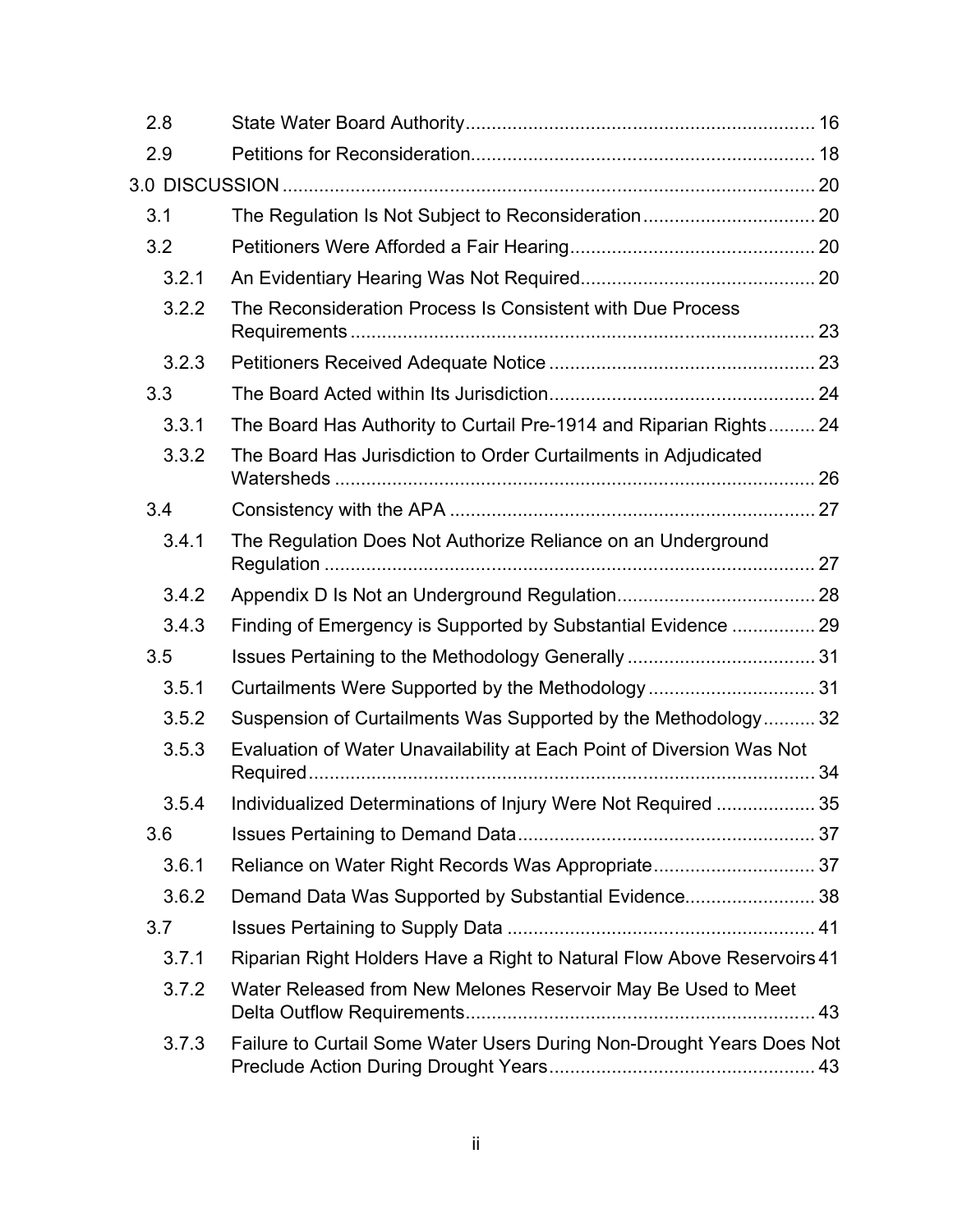| | | |
|---|---|---|
| 2.8 | State Water Board Authority | 16 |
| 2.9 | Petitions for Reconsideration | 18 |
| 3.0 DISCUSSION | | 20 |
| 3.1 | The Regulation Is Not Subject to Reconsideration | 20 |
| 3.2 | Petitioners Were Afforded a Fair Hearing | 20 |
| 3.2.1 | An Evidentiary Hearing Was Not Required | 20 |
| 3.2.2 | The Reconsideration Process Is Consistent with Due Process Requirements | 23 |
| 3.2.3 | Petitioners Received Adequate Notice | 23 |
| 3.3 | The Board Acted within Its Jurisdiction | 24 |
| 3.3.1 | The Board Has Authority to Curtail Pre-1914 and Riparian Rights | 24 |
| 3.3.2 | The Board Has Jurisdiction to Order Curtailments in Adjudicated Watersheds | 26 |
| 3.4 | Consistency with the APA | 27 |
| 3.4.1 | The Regulation Does Not Authorize Reliance on an Underground Regulation | 27 |
| 3.4.2 | Appendix D Is Not an Underground Regulation | 28 |
| 3.4.3 | Finding of Emergency is Supported by Substantial Evidence | 29 |
| 3.5 | Issues Pertaining to the Methodology Generally | 31 |
| 3.5.1 | Curtailments Were Supported by the Methodology | 31 |
| 3.5.2 | Suspension of Curtailments Was Supported by the Methodology | 32 |
| 3.5.3 | Evaluation of Water Unavailability at Each Point of Diversion Was Not Required | 34 |
| 3.5.4 | Individualized Determinations of Injury Were Not Required | 35 |
| 3.6 | Issues Pertaining to Demand Data | 37 |
| 3.6.1 | Reliance on Water Right Records Was Appropriate | 37 |
| 3.6.2 | Demand Data Was Supported by Substantial Evidence | 38 |
| 3.7 | Issues Pertaining to Supply Data | 41 |
| 3.7.1 | Riparian Right Holders Have a Right to Natural Flow Above Reservoirs | 41 |
| 3.7.2 | Water Released from New Melones Reservoir May Be Used to Meet Delta Outflow Requirements | 43 |
| 3.7.3 | Failure to Curtail Some Water Users During Non-Drought Years Does Not Preclude Action During Drought Years | 43 |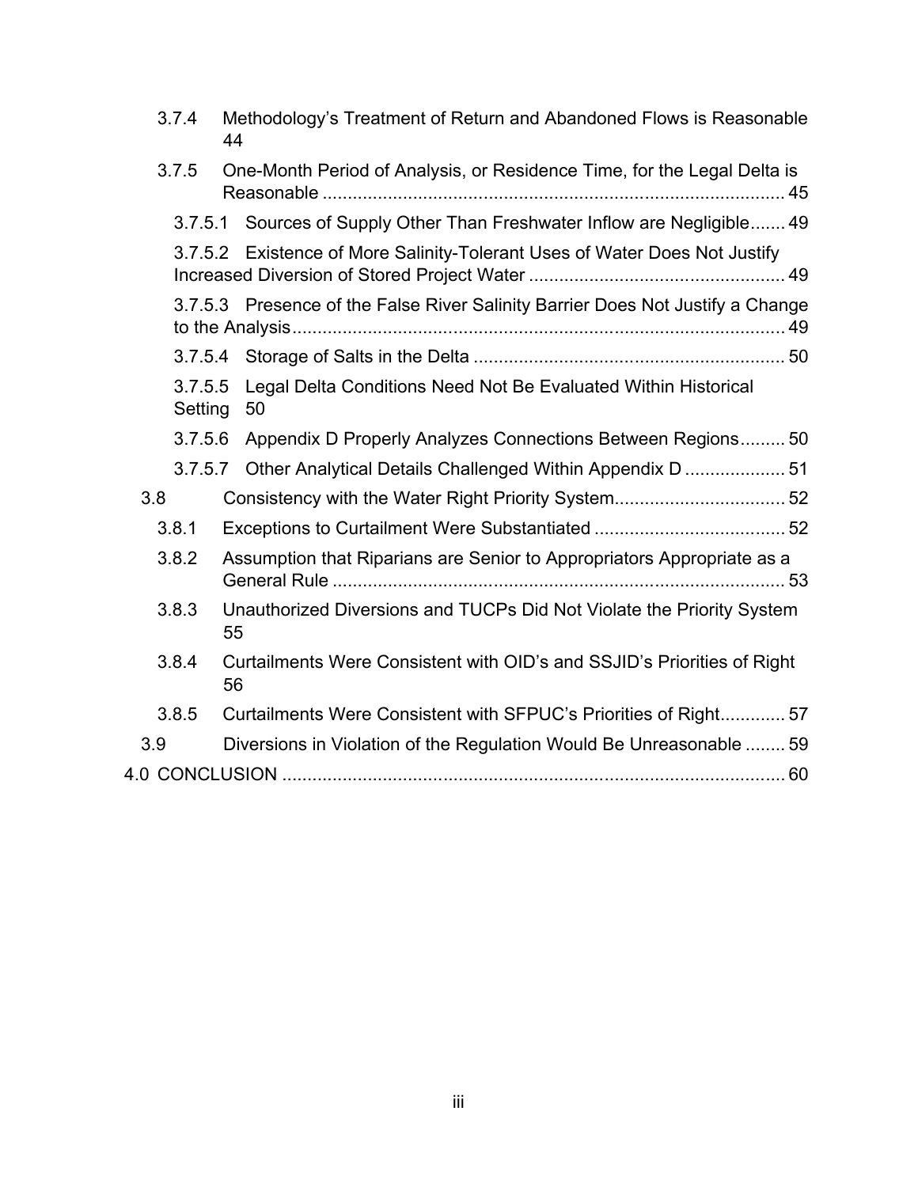3.7.4 Methodology's Treatment of Return and Abandoned Flows is Reasonable 44

3.7.5 One-Month Period of Analysis, or Residence Time, for the Legal Delta is Reasonable ........................................................................................... 45

3.7.5.1 Sources of Supply Other Than Freshwater Inflow are Negligible....... 49

3.7.5.2 Existence of More Salinity-Tolerant Uses of Water Does Not Justify Increased Diversion of Stored Project Water .................................................. 49

3.7.5.3 Presence of the False River Salinity Barrier Does Not Justify a Change to the Analysis.................................................................................................. 49

3.7.5.4 Storage of Salts in the Delta ............................................................. 50

3.7.5.5 Legal Delta Conditions Need Not Be Evaluated Within Historical Setting 50

3.7.5.6 Appendix D Properly Analyzes Connections Between Regions......... 50

3.7.5.7 Other Analytical Details Challenged Within Appendix D .................... 51

3.8 Consistency with the Water Right Priority System.................................. 52

3.8.1 Exceptions to Curtailment Were Substantiated ...................................... 52

3.8.2 Assumption that Riparians are Senior to Appropriators Appropriate as a General Rule .......................................................................................... 53

3.8.3 Unauthorized Diversions and TUCPs Did Not Violate the Priority System 55

3.8.4 Curtailments Were Consistent with OID's and SSJID's Priorities of Right 56

3.8.5 Curtailments Were Consistent with SFPUC's Priorities of Right............. 57

3.9 Diversions in Violation of the Regulation Would Be Unreasonable ........ 59

4.0 CONCLUSION .................................................................................................... 60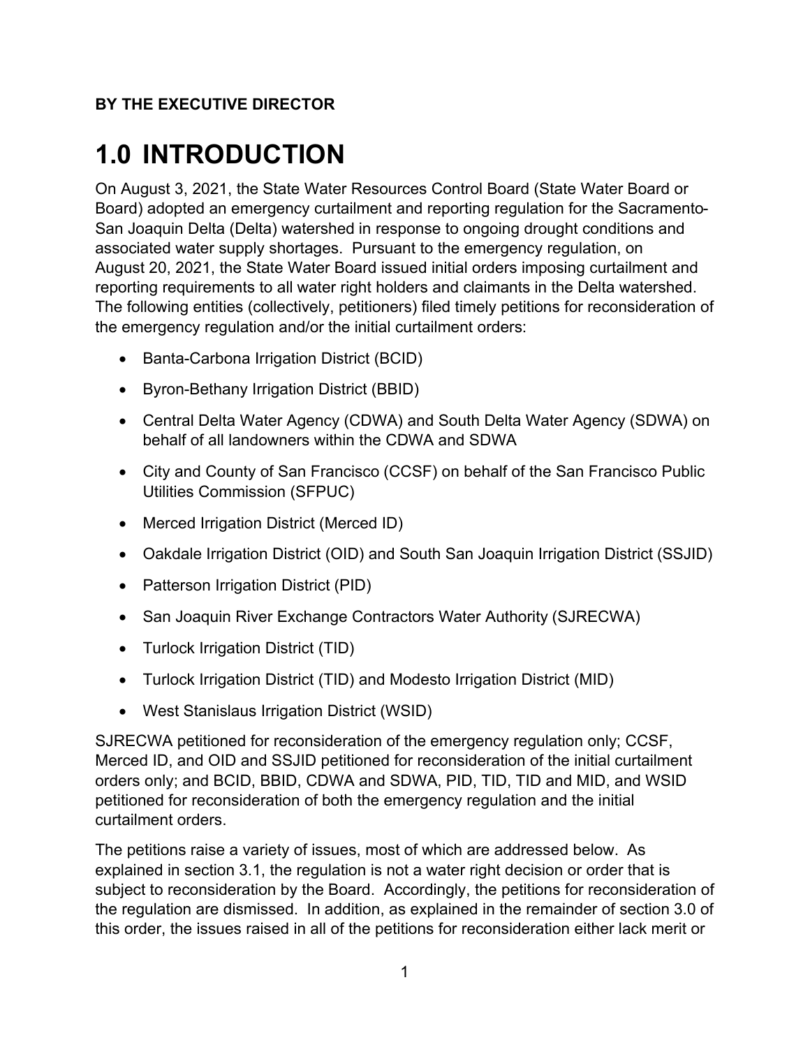**BY THE EXECUTIVE DIRECTOR**

# 1.0 INTRODUCTION

On August 3, 2021, the State Water Resources Control Board (State Water Board or Board) adopted an emergency curtailment and reporting regulation for the Sacramento-San Joaquin Delta (Delta) watershed in response to ongoing drought conditions and associated water supply shortages. Pursuant to the emergency regulation, on August 20, 2021, the State Water Board issued initial orders imposing curtailment and reporting requirements to all water right holders and claimants in the Delta watershed. The following entities (collectively, petitioners) filed timely petitions for reconsideration of the emergency regulation and/or the initial curtailment orders:

- Banta-Carbona Irrigation District (BCID)
- Byron-Bethany Irrigation District (BBID)
- Central Delta Water Agency (CDWA) and South Delta Water Agency (SDWA) on behalf of all landowners within the CDWA and SDWA
- City and County of San Francisco (CCSF) on behalf of the San Francisco Public Utilities Commission (SFPUC)
- Merced Irrigation District (Merced ID)
- Oakdale Irrigation District (OID) and South San Joaquin Irrigation District (SSJID)
- Patterson Irrigation District (PID)
- San Joaquin River Exchange Contractors Water Authority (SJRECWA)
- Turlock Irrigation District (TID)
- Turlock Irrigation District (TID) and Modesto Irrigation District (MID)
- West Stanislaus Irrigation District (WSID)

SJRECWA petitioned for reconsideration of the emergency regulation only; CCSF, Merced ID, and OID and SSJID petitioned for reconsideration of the initial curtailment orders only; and BCID, BBID, CDWA and SDWA, PID, TID, TID and MID, and WSID petitioned for reconsideration of both the emergency regulation and the initial curtailment orders.

The petitions raise a variety of issues, most of which are addressed below. As explained in section 3.1, the regulation is not a water right decision or order that is subject to reconsideration by the Board. Accordingly, the petitions for reconsideration of the regulation are dismissed. In addition, as explained in the remainder of section 3.0 of this order, the issues raised in all of the petitions for reconsideration either lack merit or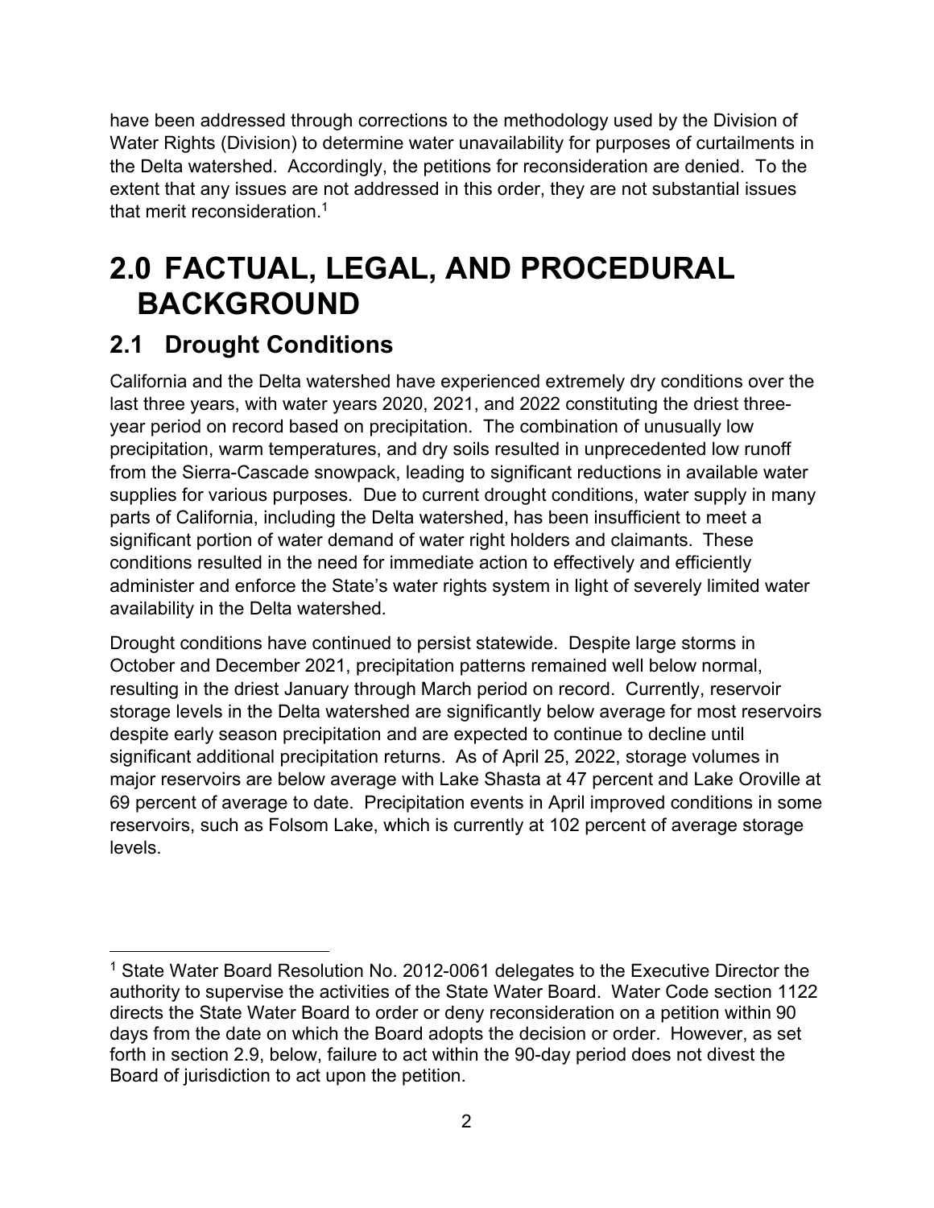have been addressed through corrections to the methodology used by the Division of Water Rights (Division) to determine water unavailability for purposes of curtailments in the Delta watershed. Accordingly, the petitions for reconsideration are denied. To the extent that any issues are not addressed in this order, they are not substantial issues that merit reconsideration.[1]

# 2.0 FACTUAL, LEGAL, AND PROCEDURAL BACKGROUND

## 2.1 Drought Conditions

California and the Delta watershed have experienced extremely dry conditions over the last three years, with water years 2020, 2021, and 2022 constituting the driest three-year period on record based on precipitation. The combination of unusually low precipitation, warm temperatures, and dry soils resulted in unprecedented low runoff from the Sierra-Cascade snowpack, leading to significant reductions in available water supplies for various purposes. Due to current drought conditions, water supply in many parts of California, including the Delta watershed, has been insufficient to meet a significant portion of water demand of water right holders and claimants. These conditions resulted in the need for immediate action to effectively and efficiently administer and enforce the State's water rights system in light of severely limited water availability in the Delta watershed.

Drought conditions have continued to persist statewide. Despite large storms in October and December 2021, precipitation patterns remained well below normal, resulting in the driest January through March period on record. Currently, reservoir storage levels in the Delta watershed are significantly below average for most reservoirs despite early season precipitation and are expected to continue to decline until significant additional precipitation returns. As of April 25, 2022, storage volumes in major reservoirs are below average with Lake Shasta at 47 percent and Lake Oroville at 69 percent of average to date. Precipitation events in April improved conditions in some reservoirs, such as Folsom Lake, which is currently at 102 percent of average storage levels.

---

[1] State Water Board Resolution No. 2012-0061 delegates to the Executive Director the authority to supervise the activities of the State Water Board. Water Code section 1122 directs the State Water Board to order or deny reconsideration on a petition within 90 days from the date on which the Board adopts the decision or order. However, as set forth in section 2.9, below, failure to act within the 90-day period does not divest the Board of jurisdiction to act upon the petition.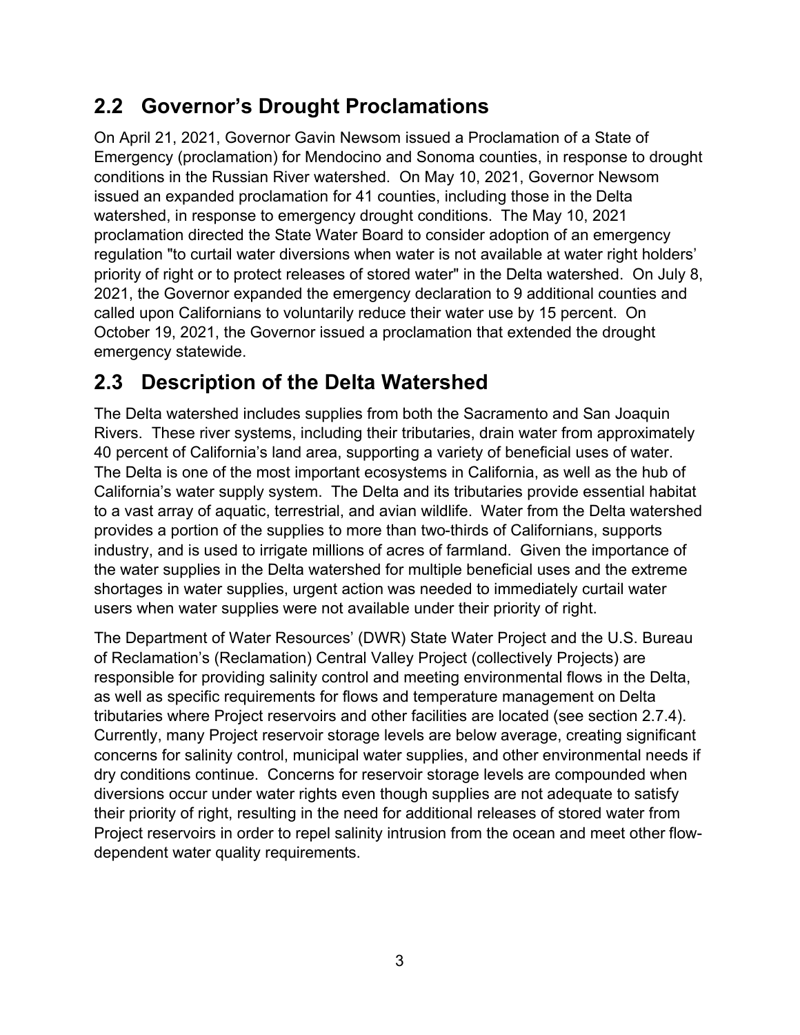## 2.2 Governor’s Drought Proclamations

On April 21, 2021, Governor Gavin Newsom issued a Proclamation of a State of Emergency (proclamation) for Mendocino and Sonoma counties, in response to drought conditions in the Russian River watershed. On May 10, 2021, Governor Newsom issued an expanded proclamation for 41 counties, including those in the Delta watershed, in response to emergency drought conditions. The May 10, 2021 proclamation directed the State Water Board to consider adoption of an emergency regulation "to curtail water diversions when water is not available at water right holders’ priority of right or to protect releases of stored water" in the Delta watershed. On July 8, 2021, the Governor expanded the emergency declaration to 9 additional counties and called upon Californians to voluntarily reduce their water use by 15 percent. On October 19, 2021, the Governor issued a proclamation that extended the drought emergency statewide.

## 2.3 Description of the Delta Watershed

The Delta watershed includes supplies from both the Sacramento and San Joaquin Rivers. These river systems, including their tributaries, drain water from approximately 40 percent of California’s land area, supporting a variety of beneficial uses of water. The Delta is one of the most important ecosystems in California, as well as the hub of California’s water supply system. The Delta and its tributaries provide essential habitat to a vast array of aquatic, terrestrial, and avian wildlife. Water from the Delta watershed provides a portion of the supplies to more than two-thirds of Californians, supports industry, and is used to irrigate millions of acres of farmland. Given the importance of the water supplies in the Delta watershed for multiple beneficial uses and the extreme shortages in water supplies, urgent action was needed to immediately curtail water users when water supplies were not available under their priority of right.

The Department of Water Resources’ (DWR) State Water Project and the U.S. Bureau of Reclamation’s (Reclamation) Central Valley Project (collectively Projects) are responsible for providing salinity control and meeting environmental flows in the Delta, as well as specific requirements for flows and temperature management on Delta tributaries where Project reservoirs and other facilities are located (see section 2.7.4). Currently, many Project reservoir storage levels are below average, creating significant concerns for salinity control, municipal water supplies, and other environmental needs if dry conditions continue. Concerns for reservoir storage levels are compounded when diversions occur under water rights even though supplies are not adequate to satisfy their priority of right, resulting in the need for additional releases of stored water from Project reservoirs in order to repel salinity intrusion from the ocean and meet other flow-dependent water quality requirements.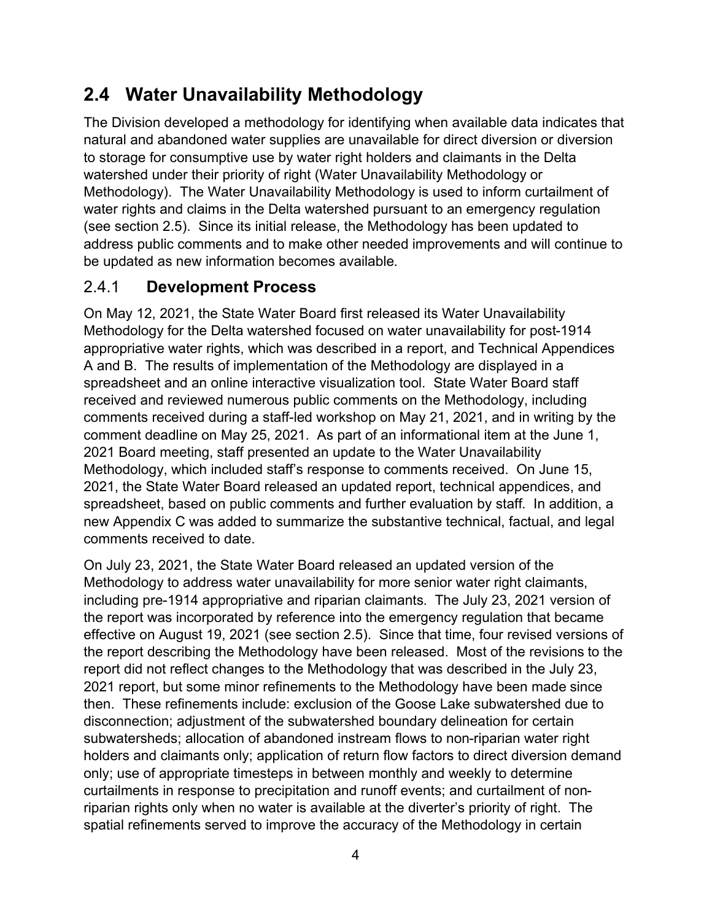## 2.4 Water Unavailability Methodology

The Division developed a methodology for identifying when available data indicates that natural and abandoned water supplies are unavailable for direct diversion or diversion to storage for consumptive use by water right holders and claimants in the Delta watershed under their priority of right (Water Unavailability Methodology or Methodology). The Water Unavailability Methodology is used to inform curtailment of water rights and claims in the Delta watershed pursuant to an emergency regulation (see section 2.5). Since its initial release, the Methodology has been updated to address public comments and to make other needed improvements and will continue to be updated as new information becomes available.

### 2.4.1 Development Process

On May 12, 2021, the State Water Board first released its Water Unavailability Methodology for the Delta watershed focused on water unavailability for post-1914 appropriative water rights, which was described in a report, and Technical Appendices A and B. The results of implementation of the Methodology are displayed in a spreadsheet and an online interactive visualization tool. State Water Board staff received and reviewed numerous public comments on the Methodology, including comments received during a staff-led workshop on May 21, 2021, and in writing by the comment deadline on May 25, 2021. As part of an informational item at the June 1, 2021 Board meeting, staff presented an update to the Water Unavailability Methodology, which included staff's response to comments received. On June 15, 2021, the State Water Board released an updated report, technical appendices, and spreadsheet, based on public comments and further evaluation by staff. In addition, a new Appendix C was added to summarize the substantive technical, factual, and legal comments received to date.

On July 23, 2021, the State Water Board released an updated version of the Methodology to address water unavailability for more senior water right claimants, including pre-1914 appropriative and riparian claimants. The July 23, 2021 version of the report was incorporated by reference into the emergency regulation that became effective on August 19, 2021 (see section 2.5). Since that time, four revised versions of the report describing the Methodology have been released. Most of the revisions to the report did not reflect changes to the Methodology that was described in the July 23, 2021 report, but some minor refinements to the Methodology have been made since then. These refinements include: exclusion of the Goose Lake subwatershed due to disconnection; adjustment of the subwatershed boundary delineation for certain subwatersheds; allocation of abandoned instream flows to non-riparian water right holders and claimants only; application of return flow factors to direct diversion demand only; use of appropriate timesteps in between monthly and weekly to determine curtailments in response to precipitation and runoff events; and curtailment of non-riparian rights only when no water is available at the diverter's priority of right. The spatial refinements served to improve the accuracy of the Methodology in certain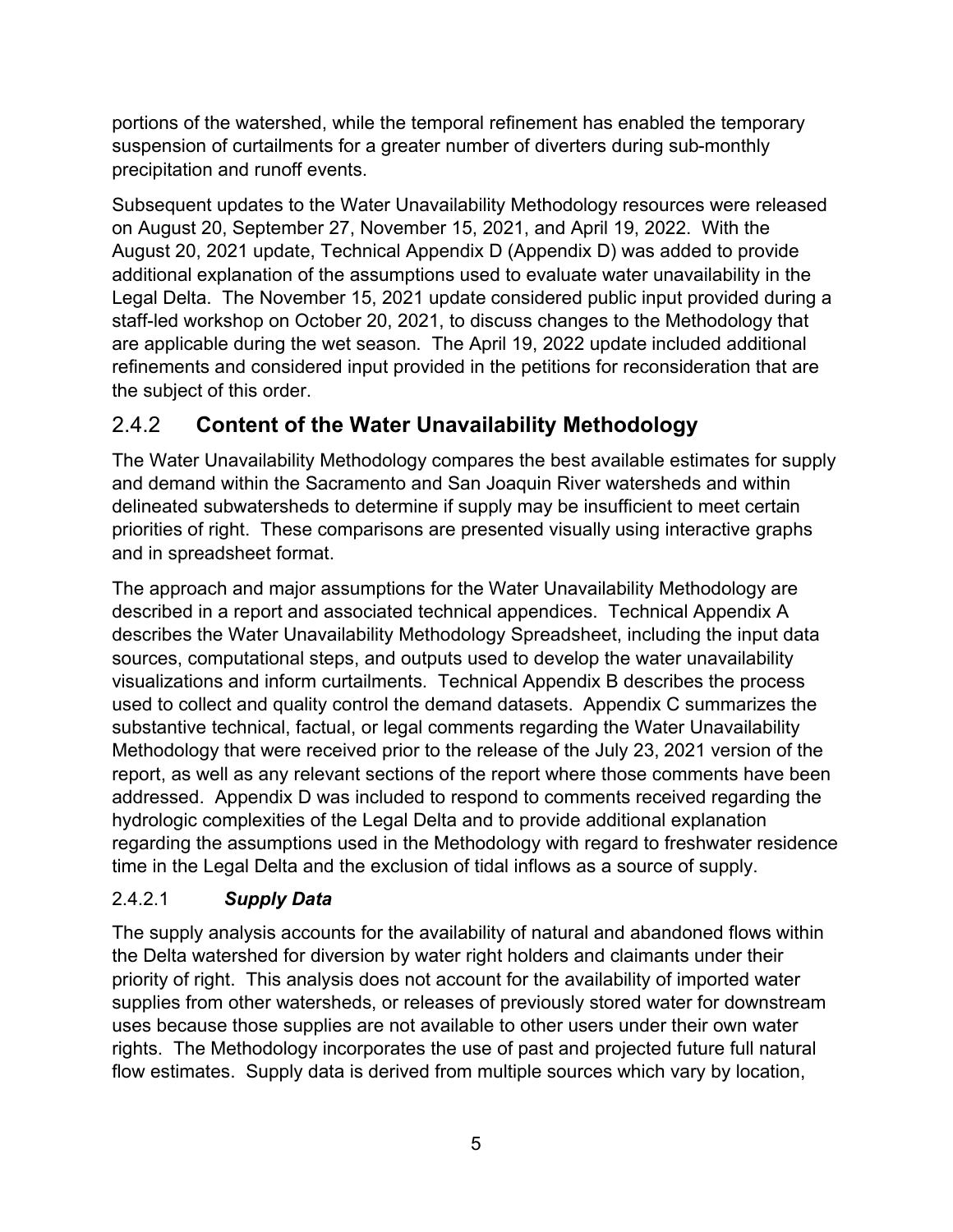portions of the watershed, while the temporal refinement has enabled the temporary suspension of curtailments for a greater number of diverters during sub-monthly precipitation and runoff events.

Subsequent updates to the Water Unavailability Methodology resources were released on August 20, September 27, November 15, 2021, and April 19, 2022. With the August 20, 2021 update, Technical Appendix D (Appendix D) was added to provide additional explanation of the assumptions used to evaluate water unavailability in the Legal Delta. The November 15, 2021 update considered public input provided during a staff-led workshop on October 20, 2021, to discuss changes to the Methodology that are applicable during the wet season. The April 19, 2022 update included additional refinements and considered input provided in the petitions for reconsideration that are the subject of this order.

### 2.4.2 **Content of the Water Unavailability Methodology**

The Water Unavailability Methodology compares the best available estimates for supply and demand within the Sacramento and San Joaquin River watersheds and within delineated subwatersheds to determine if supply may be insufficient to meet certain priorities of right. These comparisons are presented visually using interactive graphs and in spreadsheet format.

The approach and major assumptions for the Water Unavailability Methodology are described in a report and associated technical appendices. Technical Appendix A describes the Water Unavailability Methodology Spreadsheet, including the input data sources, computational steps, and outputs used to develop the water unavailability visualizations and inform curtailments. Technical Appendix B describes the process used to collect and quality control the demand datasets. Appendix C summarizes the substantive technical, factual, or legal comments regarding the Water Unavailability Methodology that were received prior to the release of the July 23, 2021 version of the report, as well as any relevant sections of the report where those comments have been addressed. Appendix D was included to respond to comments received regarding the hydrologic complexities of the Legal Delta and to provide additional explanation regarding the assumptions used in the Methodology with regard to freshwater residence time in the Legal Delta and the exclusion of tidal inflows as a source of supply.

#### 2.4.2.1 ***Supply Data***

The supply analysis accounts for the availability of natural and abandoned flows within the Delta watershed for diversion by water right holders and claimants under their priority of right. This analysis does not account for the availability of imported water supplies from other watersheds, or releases of previously stored water for downstream uses because those supplies are not available to other users under their own water rights. The Methodology incorporates the use of past and projected future full natural flow estimates. Supply data is derived from multiple sources which vary by location,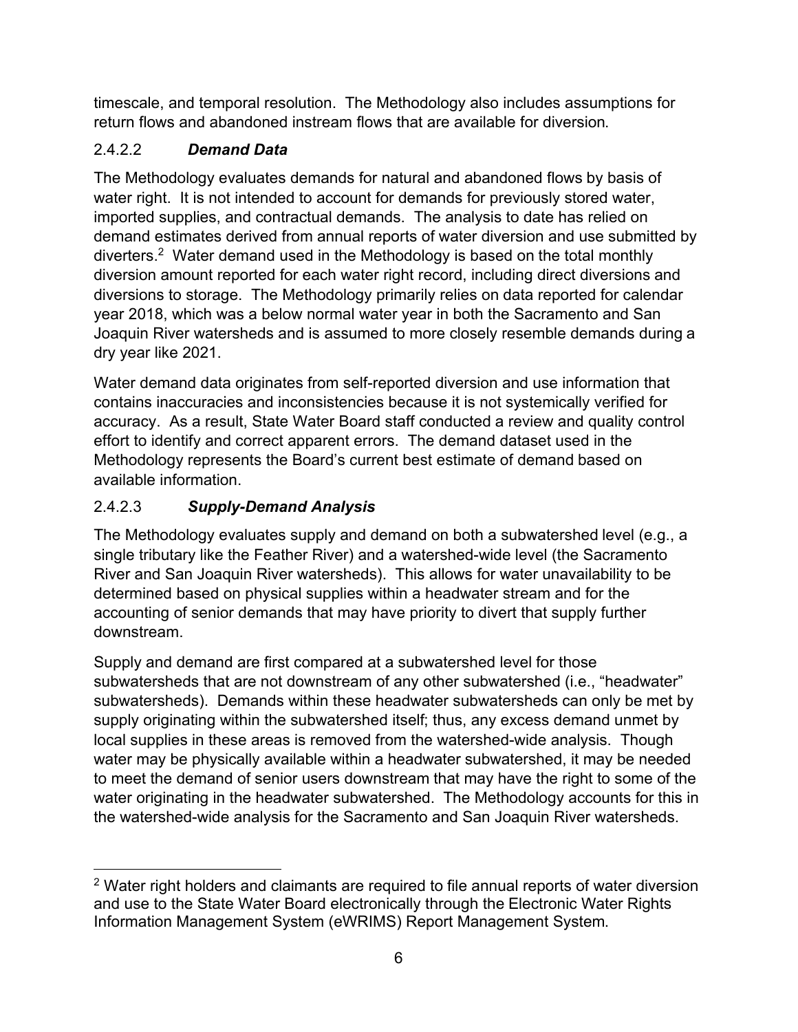timescale, and temporal resolution. The Methodology also includes assumptions for return flows and abandoned instream flows that are available for diversion.

#### 2.4.2.2 ***Demand Data***

The Methodology evaluates demands for natural and abandoned flows by basis of water right. It is not intended to account for demands for previously stored water, imported supplies, and contractual demands. The analysis to date has relied on demand estimates derived from annual reports of water diversion and use submitted by diverters.[2] Water demand used in the Methodology is based on the total monthly diversion amount reported for each water right record, including direct diversions and diversions to storage. The Methodology primarily relies on data reported for calendar year 2018, which was a below normal water year in both the Sacramento and San Joaquin River watersheds and is assumed to more closely resemble demands during a dry year like 2021.

Water demand data originates from self-reported diversion and use information that contains inaccuracies and inconsistencies because it is not systemically verified for accuracy. As a result, State Water Board staff conducted a review and quality control effort to identify and correct apparent errors. The demand dataset used in the Methodology represents the Board's current best estimate of demand based on available information.

#### 2.4.2.3 ***Supply-Demand Analysis***

The Methodology evaluates supply and demand on both a subwatershed level (e.g., a single tributary like the Feather River) and a watershed-wide level (the Sacramento River and San Joaquin River watersheds). This allows for water unavailability to be determined based on physical supplies within a headwater stream and for the accounting of senior demands that may have priority to divert that supply further downstream.

Supply and demand are first compared at a subwatershed level for those subwatersheds that are not downstream of any other subwatershed (i.e., "headwater" subwatersheds). Demands within these headwater subwatersheds can only be met by supply originating within the subwatershed itself; thus, any excess demand unmet by local supplies in these areas is removed from the watershed-wide analysis. Though water may be physically available within a headwater subwatershed, it may be needed to meet the demand of senior users downstream that may have the right to some of the water originating in the headwater subwatershed. The Methodology accounts for this in the watershed-wide analysis for the Sacramento and San Joaquin River watersheds.

---

[2] Water right holders and claimants are required to file annual reports of water diversion and use to the State Water Board electronically through the Electronic Water Rights Information Management System (eWRIMS) Report Management System.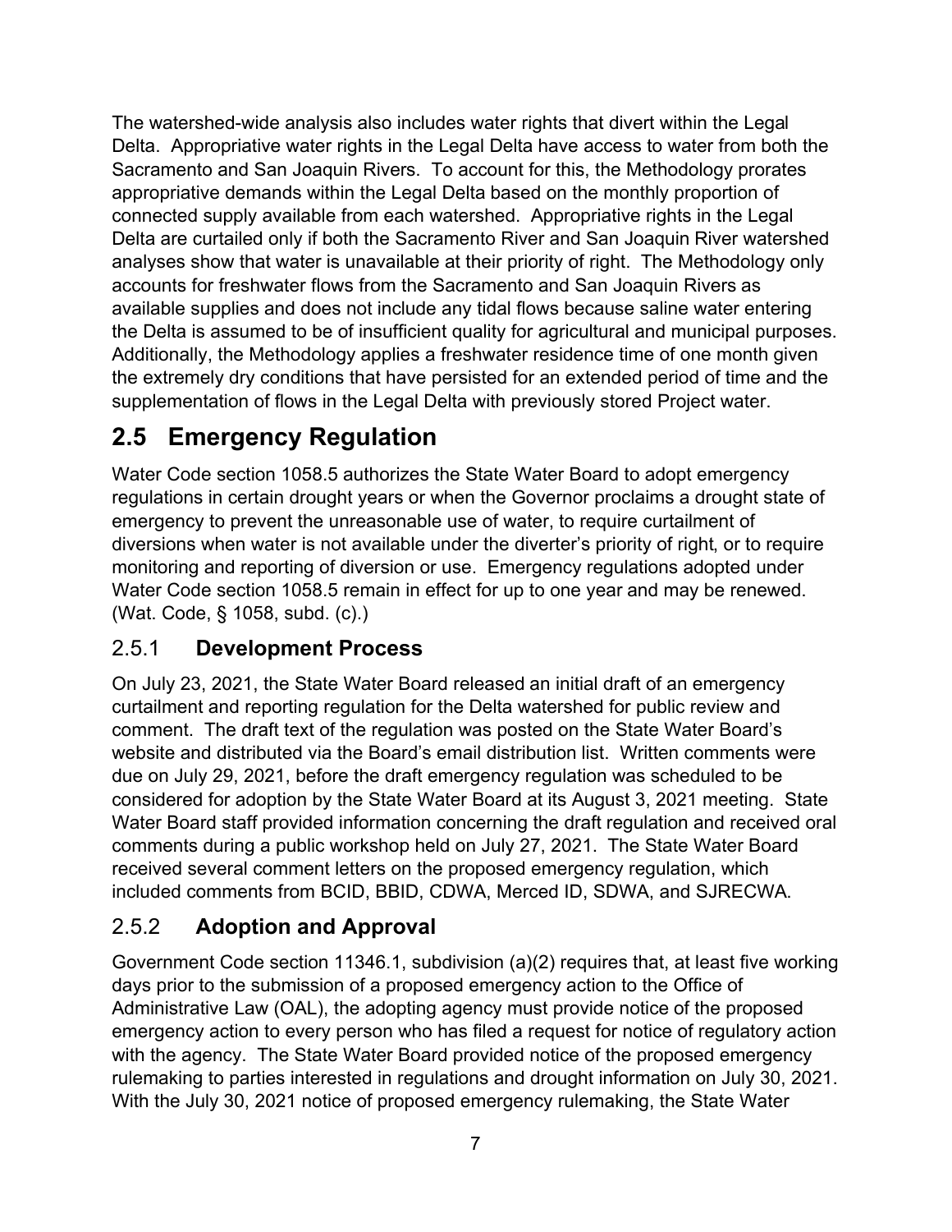The watershed-wide analysis also includes water rights that divert within the Legal Delta. Appropriative water rights in the Legal Delta have access to water from both the Sacramento and San Joaquin Rivers. To account for this, the Methodology prorates appropriative demands within the Legal Delta based on the monthly proportion of connected supply available from each watershed. Appropriative rights in the Legal Delta are curtailed only if both the Sacramento River and San Joaquin River watershed analyses show that water is unavailable at their priority of right. The Methodology only accounts for freshwater flows from the Sacramento and San Joaquin Rivers as available supplies and does not include any tidal flows because saline water entering the Delta is assumed to be of insufficient quality for agricultural and municipal purposes. Additionally, the Methodology applies a freshwater residence time of one month given the extremely dry conditions that have persisted for an extended period of time and the supplementation of flows in the Legal Delta with previously stored Project water.

## 2.5 Emergency Regulation

Water Code section 1058.5 authorizes the State Water Board to adopt emergency regulations in certain drought years or when the Governor proclaims a drought state of emergency to prevent the unreasonable use of water, to require curtailment of diversions when water is not available under the diverter's priority of right, or to require monitoring and reporting of diversion or use. Emergency regulations adopted under Water Code section 1058.5 remain in effect for up to one year and may be renewed. (Wat. Code, § 1058, subd. (c).)

### 2.5.1 **Development Process**

On July 23, 2021, the State Water Board released an initial draft of an emergency curtailment and reporting regulation for the Delta watershed for public review and comment. The draft text of the regulation was posted on the State Water Board's website and distributed via the Board's email distribution list. Written comments were due on July 29, 2021, before the draft emergency regulation was scheduled to be considered for adoption by the State Water Board at its August 3, 2021 meeting. State Water Board staff provided information concerning the draft regulation and received oral comments during a public workshop held on July 27, 2021. The State Water Board received several comment letters on the proposed emergency regulation, which included comments from BCID, BBID, CDWA, Merced ID, SDWA, and SJRECWA.

### 2.5.2 **Adoption and Approval**

Government Code section 11346.1, subdivision (a)(2) requires that, at least five working days prior to the submission of a proposed emergency action to the Office of Administrative Law (OAL), the adopting agency must provide notice of the proposed emergency action to every person who has filed a request for notice of regulatory action with the agency. The State Water Board provided notice of the proposed emergency rulemaking to parties interested in regulations and drought information on July 30, 2021. With the July 30, 2021 notice of proposed emergency rulemaking, the State Water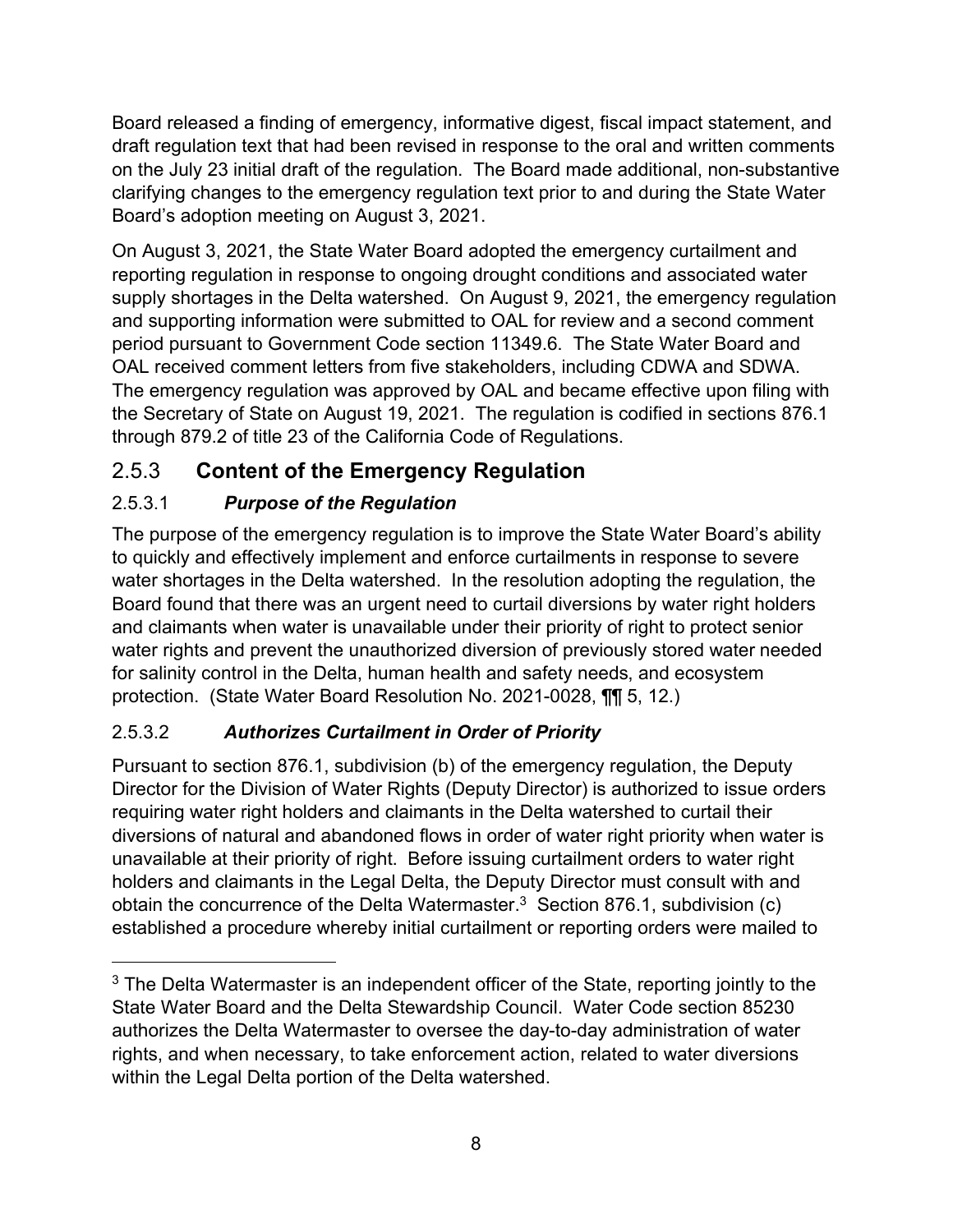Board released a finding of emergency, informative digest, fiscal impact statement, and draft regulation text that had been revised in response to the oral and written comments on the July 23 initial draft of the regulation. The Board made additional, non-substantive clarifying changes to the emergency regulation text prior to and during the State Water Board's adoption meeting on August 3, 2021.

On August 3, 2021, the State Water Board adopted the emergency curtailment and reporting regulation in response to ongoing drought conditions and associated water supply shortages in the Delta watershed. On August 9, 2021, the emergency regulation and supporting information were submitted to OAL for review and a second comment period pursuant to Government Code section 11349.6. The State Water Board and OAL received comment letters from five stakeholders, including CDWA and SDWA. The emergency regulation was approved by OAL and became effective upon filing with the Secretary of State on August 19, 2021. The regulation is codified in sections 876.1 through 879.2 of title 23 of the California Code of Regulations.

## 2.5.3 **Content of the Emergency Regulation**

### 2.5.3.1 ***Purpose of the Regulation***

The purpose of the emergency regulation is to improve the State Water Board's ability to quickly and effectively implement and enforce curtailments in response to severe water shortages in the Delta watershed. In the resolution adopting the regulation, the Board found that there was an urgent need to curtail diversions by water right holders and claimants when water is unavailable under their priority of right to protect senior water rights and prevent the unauthorized diversion of previously stored water needed for salinity control in the Delta, human health and safety needs, and ecosystem protection. (State Water Board Resolution No. 2021-0028, ¶¶ 5, 12.)

### 2.5.3.2 ***Authorizes Curtailment in Order of Priority***

Pursuant to section 876.1, subdivision (b) of the emergency regulation, the Deputy Director for the Division of Water Rights (Deputy Director) is authorized to issue orders requiring water right holders and claimants in the Delta watershed to curtail their diversions of natural and abandoned flows in order of water right priority when water is unavailable at their priority of right. Before issuing curtailment orders to water right holders and claimants in the Legal Delta, the Deputy Director must consult with and obtain the concurrence of the Delta Watermaster.[3] Section 876.1, subdivision (c) established a procedure whereby initial curtailment or reporting orders were mailed to

[3] The Delta Watermaster is an independent officer of the State, reporting jointly to the State Water Board and the Delta Stewardship Council. Water Code section 85230 authorizes the Delta Watermaster to oversee the day-to-day administration of water rights, and when necessary, to take enforcement action, related to water diversions within the Legal Delta portion of the Delta watershed.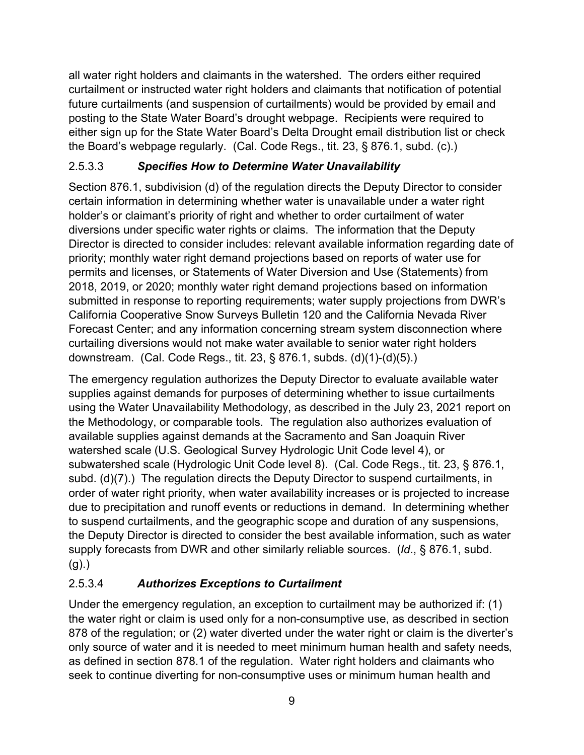all water right holders and claimants in the watershed. The orders either required curtailment or instructed water right holders and claimants that notification of potential future curtailments (and suspension of curtailments) would be provided by email and posting to the State Water Board's drought webpage. Recipients were required to either sign up for the State Water Board's Delta Drought email distribution list or check the Board's webpage regularly. (Cal. Code Regs., tit. 23, § 876.1, subd. (c).)

#### 2.5.3.3 ***Specifies How to Determine Water Unavailability***

Section 876.1, subdivision (d) of the regulation directs the Deputy Director to consider certain information in determining whether water is unavailable under a water right holder's or claimant's priority of right and whether to order curtailment of water diversions under specific water rights or claims. The information that the Deputy Director is directed to consider includes: relevant available information regarding date of priority; monthly water right demand projections based on reports of water use for permits and licenses, or Statements of Water Diversion and Use (Statements) from 2018, 2019, or 2020; monthly water right demand projections based on information submitted in response to reporting requirements; water supply projections from DWR's California Cooperative Snow Surveys Bulletin 120 and the California Nevada River Forecast Center; and any information concerning stream system disconnection where curtailing diversions would not make water available to senior water right holders downstream. (Cal. Code Regs., tit. 23, § 876.1, subds. (d)(1)-(d)(5).)

The emergency regulation authorizes the Deputy Director to evaluate available water supplies against demands for purposes of determining whether to issue curtailments using the Water Unavailability Methodology, as described in the July 23, 2021 report on the Methodology, or comparable tools. The regulation also authorizes evaluation of available supplies against demands at the Sacramento and San Joaquin River watershed scale (U.S. Geological Survey Hydrologic Unit Code level 4), or subwatershed scale (Hydrologic Unit Code level 8). (Cal. Code Regs., tit. 23, § 876.1, subd. (d)(7).) The regulation directs the Deputy Director to suspend curtailments, in order of water right priority, when water availability increases or is projected to increase due to precipitation and runoff events or reductions in demand. In determining whether to suspend curtailments, and the geographic scope and duration of any suspensions, the Deputy Director is directed to consider the best available information, such as water supply forecasts from DWR and other similarly reliable sources. (*Id*., § 876.1, subd. (g).)

#### 2.5.3.4 ***Authorizes Exceptions to Curtailment***

Under the emergency regulation, an exception to curtailment may be authorized if: (1) the water right or claim is used only for a non-consumptive use, as described in section 878 of the regulation; or (2) water diverted under the water right or claim is the diverter's only source of water and it is needed to meet minimum human health and safety needs, as defined in section 878.1 of the regulation. Water right holders and claimants who seek to continue diverting for non-consumptive uses or minimum human health and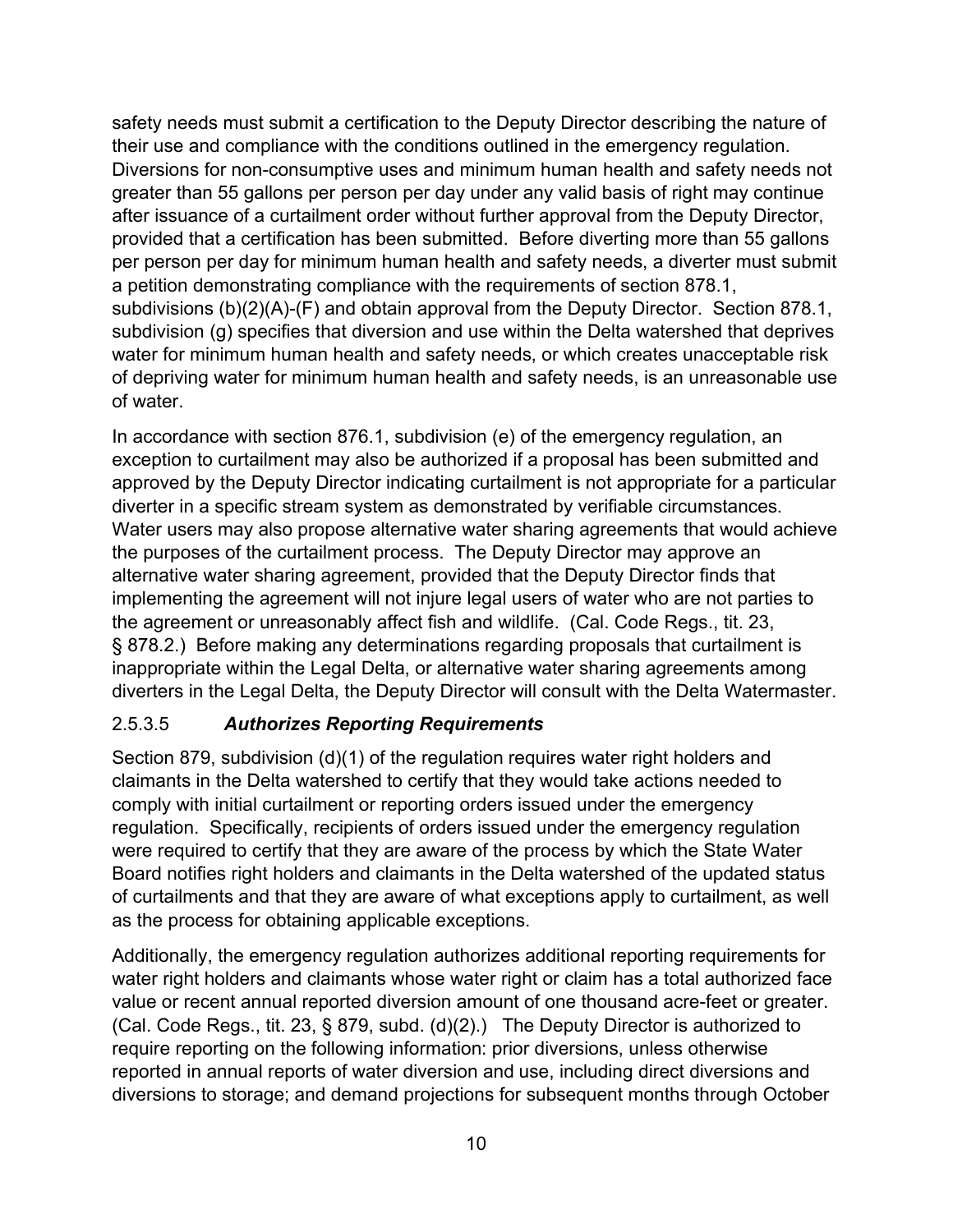safety needs must submit a certification to the Deputy Director describing the nature of their use and compliance with the conditions outlined in the emergency regulation. Diversions for non-consumptive uses and minimum human health and safety needs not greater than 55 gallons per person per day under any valid basis of right may continue after issuance of a curtailment order without further approval from the Deputy Director, provided that a certification has been submitted. Before diverting more than 55 gallons per person per day for minimum human health and safety needs, a diverter must submit a petition demonstrating compliance with the requirements of section 878.1, subdivisions (b)(2)(A)-(F) and obtain approval from the Deputy Director. Section 878.1, subdivision (g) specifies that diversion and use within the Delta watershed that deprives water for minimum human health and safety needs, or which creates unacceptable risk of depriving water for minimum human health and safety needs, is an unreasonable use of water.

In accordance with section 876.1, subdivision (e) of the emergency regulation, an exception to curtailment may also be authorized if a proposal has been submitted and approved by the Deputy Director indicating curtailment is not appropriate for a particular diverter in a specific stream system as demonstrated by verifiable circumstances. Water users may also propose alternative water sharing agreements that would achieve the purposes of the curtailment process. The Deputy Director may approve an alternative water sharing agreement, provided that the Deputy Director finds that implementing the agreement will not injure legal users of water who are not parties to the agreement or unreasonably affect fish and wildlife. (Cal. Code Regs., tit. 23, § 878.2.) Before making any determinations regarding proposals that curtailment is inappropriate within the Legal Delta, or alternative water sharing agreements among diverters in the Legal Delta, the Deputy Director will consult with the Delta Watermaster.

#### 2.5.3.5 *Authorizes Reporting Requirements*

Section 879, subdivision (d)(1) of the regulation requires water right holders and claimants in the Delta watershed to certify that they would take actions needed to comply with initial curtailment or reporting orders issued under the emergency regulation. Specifically, recipients of orders issued under the emergency regulation were required to certify that they are aware of the process by which the State Water Board notifies right holders and claimants in the Delta watershed of the updated status of curtailments and that they are aware of what exceptions apply to curtailment, as well as the process for obtaining applicable exceptions.

Additionally, the emergency regulation authorizes additional reporting requirements for water right holders and claimants whose water right or claim has a total authorized face value or recent annual reported diversion amount of one thousand acre-feet or greater. (Cal. Code Regs., tit. 23, § 879, subd. (d)(2).) The Deputy Director is authorized to require reporting on the following information: prior diversions, unless otherwise reported in annual reports of water diversion and use, including direct diversions and diversions to storage; and demand projections for subsequent months through October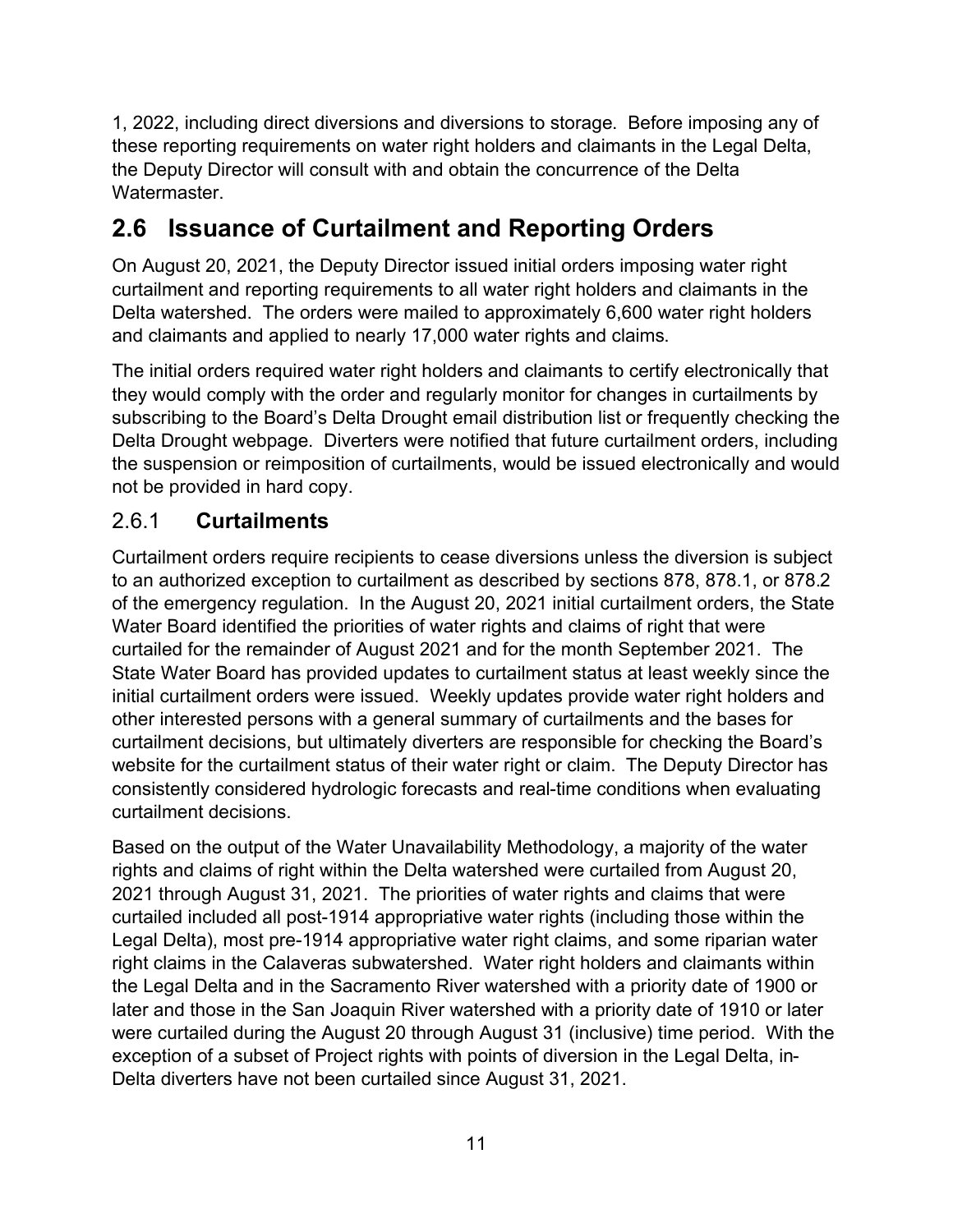1, 2022, including direct diversions and diversions to storage. Before imposing any of these reporting requirements on water right holders and claimants in the Legal Delta, the Deputy Director will consult with and obtain the concurrence of the Delta Watermaster.

## 2.6 Issuance of Curtailment and Reporting Orders

On August 20, 2021, the Deputy Director issued initial orders imposing water right curtailment and reporting requirements to all water right holders and claimants in the Delta watershed. The orders were mailed to approximately 6,600 water right holders and claimants and applied to nearly 17,000 water rights and claims.

The initial orders required water right holders and claimants to certify electronically that they would comply with the order and regularly monitor for changes in curtailments by subscribing to the Board's Delta Drought email distribution list or frequently checking the Delta Drought webpage. Diverters were notified that future curtailment orders, including the suspension or reimposition of curtailments, would be issued electronically and would not be provided in hard copy.

### 2.6.1 Curtailments

Curtailment orders require recipients to cease diversions unless the diversion is subject to an authorized exception to curtailment as described by sections 878, 878.1, or 878.2 of the emergency regulation. In the August 20, 2021 initial curtailment orders, the State Water Board identified the priorities of water rights and claims of right that were curtailed for the remainder of August 2021 and for the month September 2021. The State Water Board has provided updates to curtailment status at least weekly since the initial curtailment orders were issued. Weekly updates provide water right holders and other interested persons with a general summary of curtailments and the bases for curtailment decisions, but ultimately diverters are responsible for checking the Board's website for the curtailment status of their water right or claim. The Deputy Director has consistently considered hydrologic forecasts and real-time conditions when evaluating curtailment decisions.

Based on the output of the Water Unavailability Methodology, a majority of the water rights and claims of right within the Delta watershed were curtailed from August 20, 2021 through August 31, 2021. The priorities of water rights and claims that were curtailed included all post-1914 appropriative water rights (including those within the Legal Delta), most pre-1914 appropriative water right claims, and some riparian water right claims in the Calaveras subwatershed. Water right holders and claimants within the Legal Delta and in the Sacramento River watershed with a priority date of 1900 or later and those in the San Joaquin River watershed with a priority date of 1910 or later were curtailed during the August 20 through August 31 (inclusive) time period. With the exception of a subset of Project rights with points of diversion in the Legal Delta, in-Delta diverters have not been curtailed since August 31, 2021.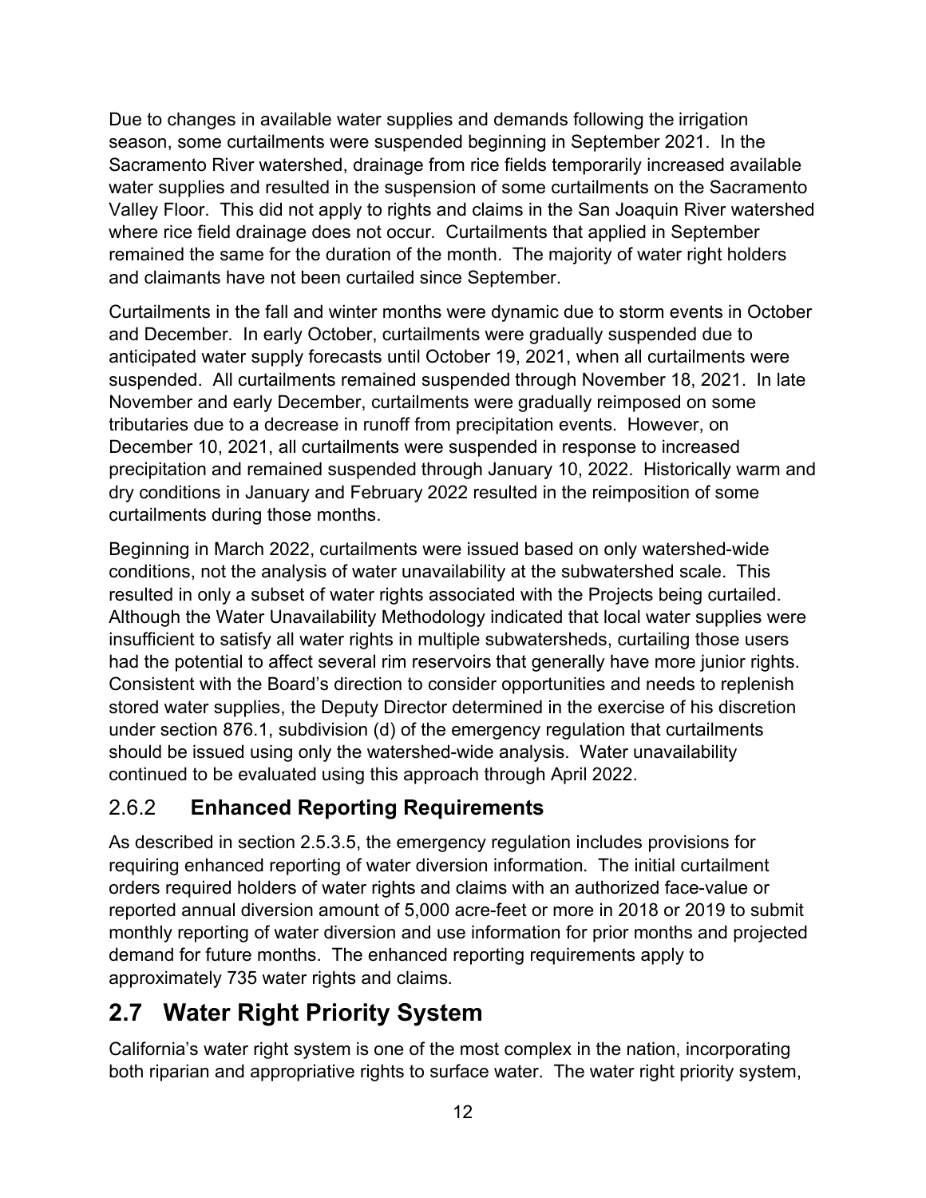Due to changes in available water supplies and demands following the irrigation season, some curtailments were suspended beginning in September 2021. In the Sacramento River watershed, drainage from rice fields temporarily increased available water supplies and resulted in the suspension of some curtailments on the Sacramento Valley Floor. This did not apply to rights and claims in the San Joaquin River watershed where rice field drainage does not occur. Curtailments that applied in September remained the same for the duration of the month. The majority of water right holders and claimants have not been curtailed since September.

Curtailments in the fall and winter months were dynamic due to storm events in October and December. In early October, curtailments were gradually suspended due to anticipated water supply forecasts until October 19, 2021, when all curtailments were suspended. All curtailments remained suspended through November 18, 2021. In late November and early December, curtailments were gradually reimposed on some tributaries due to a decrease in runoff from precipitation events. However, on December 10, 2021, all curtailments were suspended in response to increased precipitation and remained suspended through January 10, 2022. Historically warm and dry conditions in January and February 2022 resulted in the reimposition of some curtailments during those months.

Beginning in March 2022, curtailments were issued based on only watershed-wide conditions, not the analysis of water unavailability at the subwatershed scale. This resulted in only a subset of water rights associated with the Projects being curtailed. Although the Water Unavailability Methodology indicated that local water supplies were insufficient to satisfy all water rights in multiple subwatersheds, curtailing those users had the potential to affect several rim reservoirs that generally have more junior rights. Consistent with the Board's direction to consider opportunities and needs to replenish stored water supplies, the Deputy Director determined in the exercise of his discretion under section 876.1, subdivision (d) of the emergency regulation that curtailments should be issued using only the watershed-wide analysis. Water unavailability continued to be evaluated using this approach through April 2022.

### 2.6.2 Enhanced Reporting Requirements

As described in section 2.5.3.5, the emergency regulation includes provisions for requiring enhanced reporting of water diversion information. The initial curtailment orders required holders of water rights and claims with an authorized face-value or reported annual diversion amount of 5,000 acre-feet or more in 2018 or 2019 to submit monthly reporting of water diversion and use information for prior months and projected demand for future months. The enhanced reporting requirements apply to approximately 735 water rights and claims.

## 2.7 Water Right Priority System

California's water right system is one of the most complex in the nation, incorporating both riparian and appropriative rights to surface water. The water right priority system,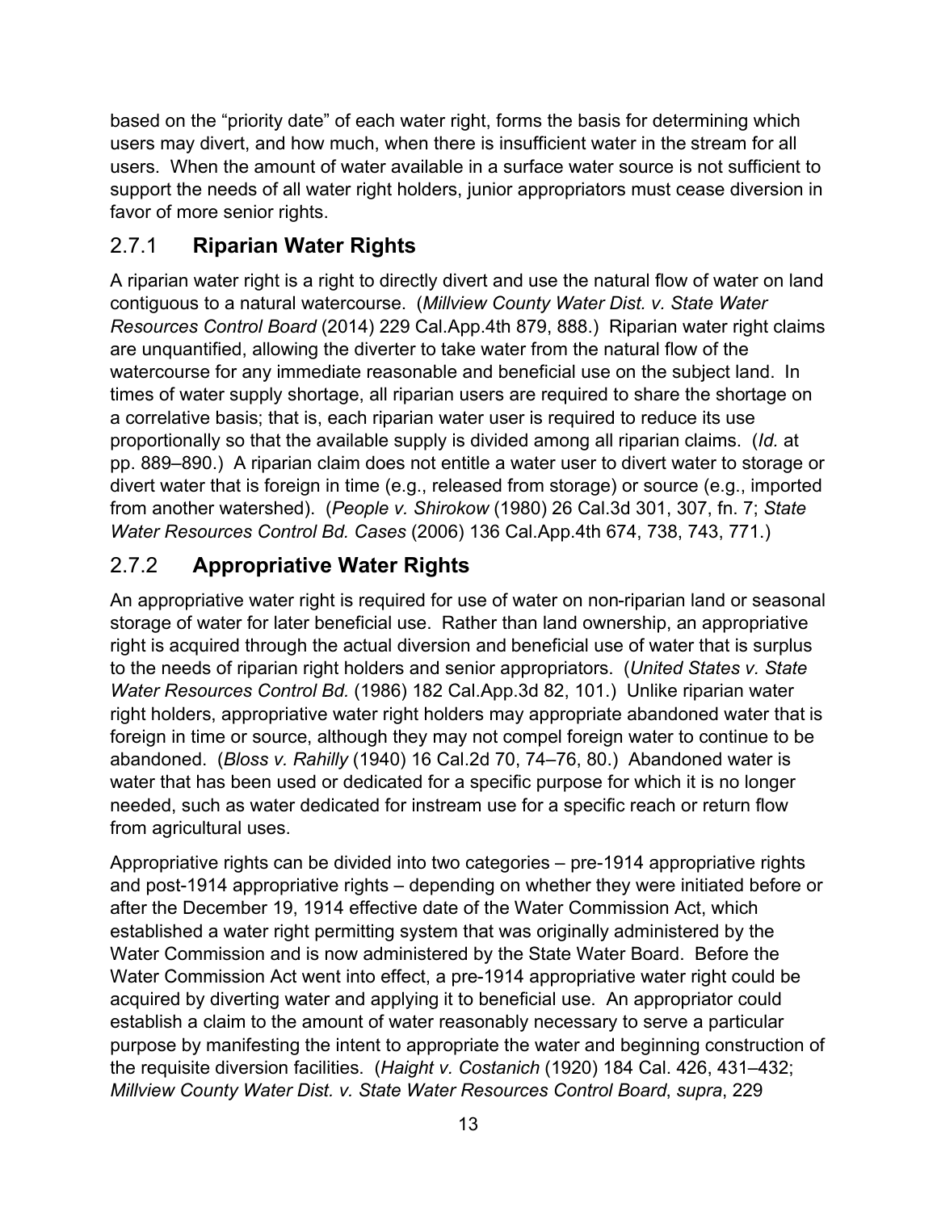based on the "priority date" of each water right, forms the basis for determining which users may divert, and how much, when there is insufficient water in the stream for all users. When the amount of water available in a surface water source is not sufficient to support the needs of all water right holders, junior appropriators must cease diversion in favor of more senior rights.

### 2.7.1 **Riparian Water Rights**

A riparian water right is a right to directly divert and use the natural flow of water on land contiguous to a natural watercourse. (*Millview County Water Dist. v. State Water Resources Control Board* (2014) 229 Cal.App.4th 879, 888.) Riparian water right claims are unquantified, allowing the diverter to take water from the natural flow of the watercourse for any immediate reasonable and beneficial use on the subject land. In times of water supply shortage, all riparian users are required to share the shortage on a correlative basis; that is, each riparian water user is required to reduce its use proportionally so that the available supply is divided among all riparian claims. (*Id.* at pp. 889–890.) A riparian claim does not entitle a water user to divert water to storage or divert water that is foreign in time (e.g., released from storage) or source (e.g., imported from another watershed). (*People v. Shirokow* (1980) 26 Cal.3d 301, 307, fn. 7; *State Water Resources Control Bd. Cases* (2006) 136 Cal.App.4th 674, 738, 743, 771.)

### 2.7.2 **Appropriative Water Rights**

An appropriative water right is required for use of water on non-riparian land or seasonal storage of water for later beneficial use. Rather than land ownership, an appropriative right is acquired through the actual diversion and beneficial use of water that is surplus to the needs of riparian right holders and senior appropriators. (*United States v. State Water Resources Control Bd.* (1986) 182 Cal.App.3d 82, 101.) Unlike riparian water right holders, appropriative water right holders may appropriate abandoned water that is foreign in time or source, although they may not compel foreign water to continue to be abandoned. (*Bloss v. Rahilly* (1940) 16 Cal.2d 70, 74–76, 80.) Abandoned water is water that has been used or dedicated for a specific purpose for which it is no longer needed, such as water dedicated for instream use for a specific reach or return flow from agricultural uses.

Appropriative rights can be divided into two categories – pre-1914 appropriative rights and post-1914 appropriative rights – depending on whether they were initiated before or after the December 19, 1914 effective date of the Water Commission Act, which established a water right permitting system that was originally administered by the Water Commission and is now administered by the State Water Board. Before the Water Commission Act went into effect, a pre-1914 appropriative water right could be acquired by diverting water and applying it to beneficial use. An appropriator could establish a claim to the amount of water reasonably necessary to serve a particular purpose by manifesting the intent to appropriate the water and beginning construction of the requisite diversion facilities. (*Haight v. Costanich* (1920) 184 Cal. 426, 431–432; *Millview County Water Dist. v. State Water Resources Control Board*, *supra*, 229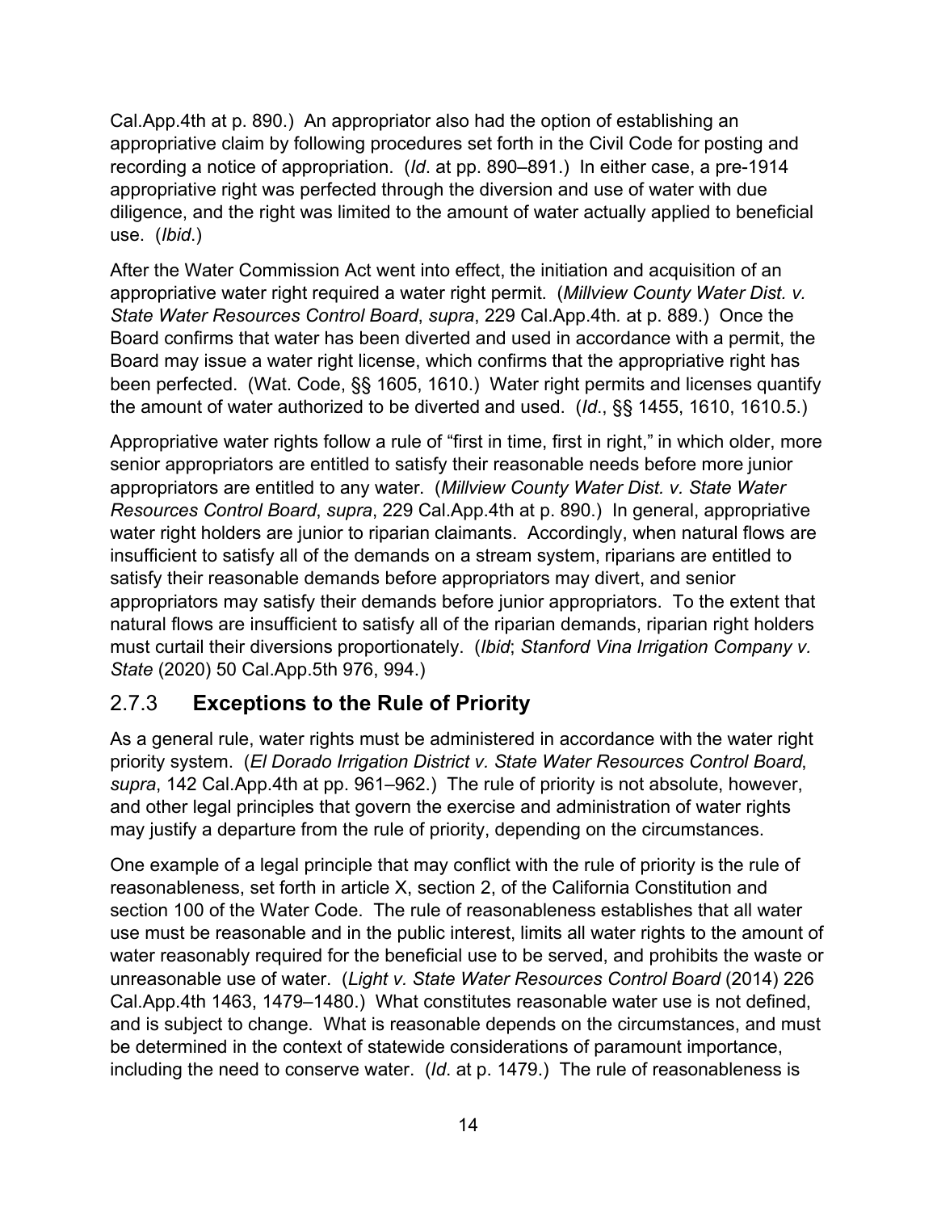Cal.App.4th at p. 890.)  An appropriator also had the option of establishing an appropriative claim by following procedures set forth in the Civil Code for posting and recording a notice of appropriation.  (*Id*. at pp. 890–891.)  In either case, a pre-1914 appropriative right was perfected through the diversion and use of water with due diligence, and the right was limited to the amount of water actually applied to beneficial use.  (*Ibid*.)

After the Water Commission Act went into effect, the initiation and acquisition of an appropriative water right required a water right permit.  (*Millview County Water Dist. v. State Water Resources Control Board*, *supra*, 229 Cal.App.4th. at p. 889.)  Once the Board confirms that water has been diverted and used in accordance with a permit, the Board may issue a water right license, which confirms that the appropriative right has been perfected.  (Wat. Code, §§ 1605, 1610.)  Water right permits and licenses quantify the amount of water authorized to be diverted and used.  (*Id*., §§ 1455, 1610, 1610.5.)

Appropriative water rights follow a rule of "first in time, first in right," in which older, more senior appropriators are entitled to satisfy their reasonable needs before more junior appropriators are entitled to any water.  (*Millview County Water Dist. v. State Water Resources Control Board*, *supra*, 229 Cal.App.4th at p. 890.)  In general, appropriative water right holders are junior to riparian claimants.  Accordingly, when natural flows are insufficient to satisfy all of the demands on a stream system, riparians are entitled to satisfy their reasonable demands before appropriators may divert, and senior appropriators may satisfy their demands before junior appropriators.  To the extent that natural flows are insufficient to satisfy all of the riparian demands, riparian right holders must curtail their diversions proportionately.  (*Ibid*; *Stanford Vina Irrigation Company v. State* (2020) 50 Cal.App.5th 976, 994.)

### 2.7.3 **Exceptions to the Rule of Priority**

As a general rule, water rights must be administered in accordance with the water right priority system.  (*El Dorado Irrigation District v. State Water Resources Control Board*, *supra*, 142 Cal.App.4th at pp. 961–962.)  The rule of priority is not absolute, however, and other legal principles that govern the exercise and administration of water rights may justify a departure from the rule of priority, depending on the circumstances.

One example of a legal principle that may conflict with the rule of priority is the rule of reasonableness, set forth in article X, section 2, of the California Constitution and section 100 of the Water Code.  The rule of reasonableness establishes that all water use must be reasonable and in the public interest, limits all water rights to the amount of water reasonably required for the beneficial use to be served, and prohibits the waste or unreasonable use of water.  (*Light v. State Water Resources Control Board* (2014) 226 Cal.App.4th 1463, 1479–1480.)  What constitutes reasonable water use is not defined, and is subject to change.  What is reasonable depends on the circumstances, and must be determined in the context of statewide considerations of paramount importance, including the need to conserve water.  (*Id*. at p. 1479.)  The rule of reasonableness is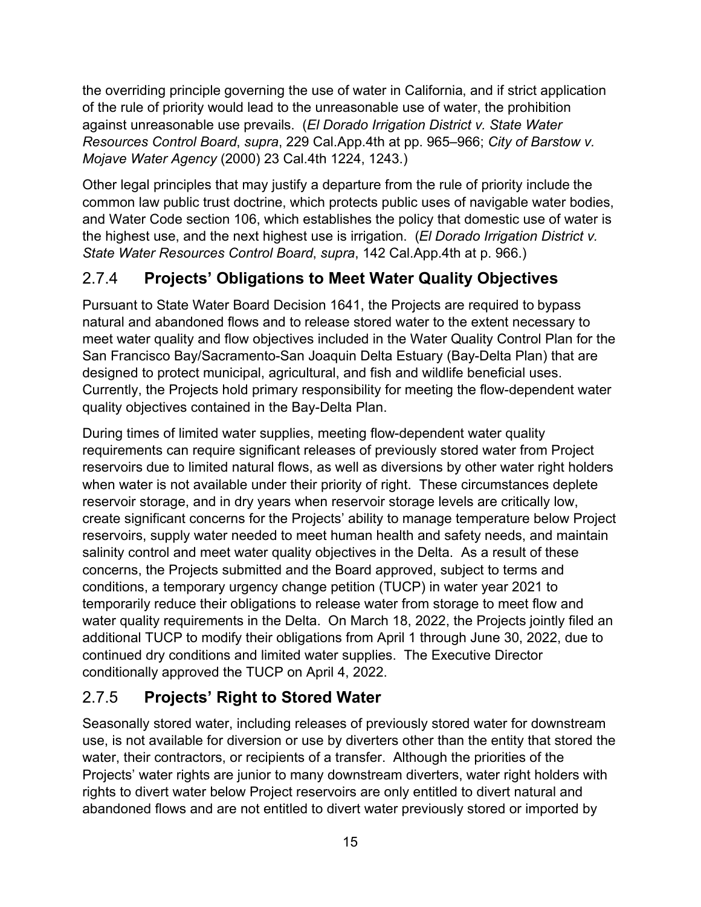the overriding principle governing the use of water in California, and if strict application of the rule of priority would lead to the unreasonable use of water, the prohibition against unreasonable use prevails. (*El Dorado Irrigation District v. State Water Resources Control Board*, *supra*, 229 Cal.App.4th at pp. 965–966; *City of Barstow v. Mojave Water Agency* (2000) 23 Cal.4th 1224, 1243.)

Other legal principles that may justify a departure from the rule of priority include the common law public trust doctrine, which protects public uses of navigable water bodies, and Water Code section 106, which establishes the policy that domestic use of water is the highest use, and the next highest use is irrigation. (*El Dorado Irrigation District v. State Water Resources Control Board*, *supra*, 142 Cal.App.4th at p. 966.)

### 2.7.4 **Projects' Obligations to Meet Water Quality Objectives**

Pursuant to State Water Board Decision 1641, the Projects are required to bypass natural and abandoned flows and to release stored water to the extent necessary to meet water quality and flow objectives included in the Water Quality Control Plan for the San Francisco Bay/Sacramento-San Joaquin Delta Estuary (Bay-Delta Plan) that are designed to protect municipal, agricultural, and fish and wildlife beneficial uses. Currently, the Projects hold primary responsibility for meeting the flow-dependent water quality objectives contained in the Bay-Delta Plan.

During times of limited water supplies, meeting flow-dependent water quality requirements can require significant releases of previously stored water from Project reservoirs due to limited natural flows, as well as diversions by other water right holders when water is not available under their priority of right. These circumstances deplete reservoir storage, and in dry years when reservoir storage levels are critically low, create significant concerns for the Projects' ability to manage temperature below Project reservoirs, supply water needed to meet human health and safety needs, and maintain salinity control and meet water quality objectives in the Delta. As a result of these concerns, the Projects submitted and the Board approved, subject to terms and conditions, a temporary urgency change petition (TUCP) in water year 2021 to temporarily reduce their obligations to release water from storage to meet flow and water quality requirements in the Delta. On March 18, 2022, the Projects jointly filed an additional TUCP to modify their obligations from April 1 through June 30, 2022, due to continued dry conditions and limited water supplies. The Executive Director conditionally approved the TUCP on April 4, 2022.

### 2.7.5 **Projects' Right to Stored Water**

Seasonally stored water, including releases of previously stored water for downstream use, is not available for diversion or use by diverters other than the entity that stored the water, their contractors, or recipients of a transfer. Although the priorities of the Projects' water rights are junior to many downstream diverters, water right holders with rights to divert water below Project reservoirs are only entitled to divert natural and abandoned flows and are not entitled to divert water previously stored or imported by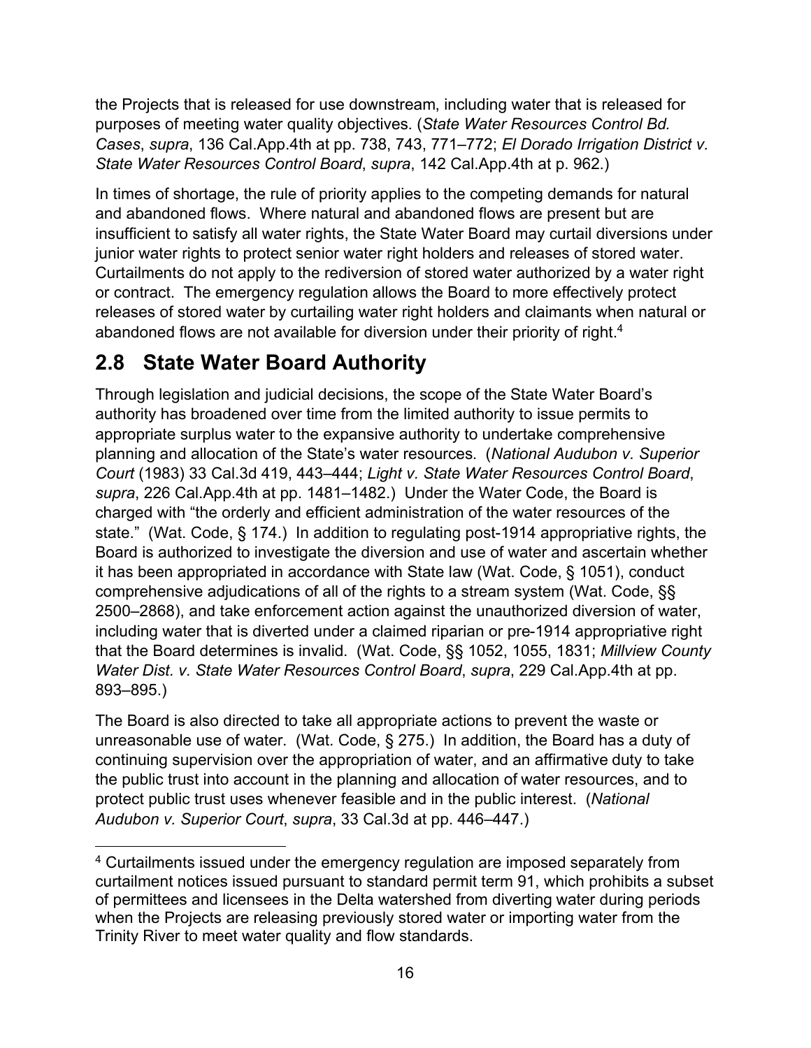the Projects that is released for use downstream, including water that is released for purposes of meeting water quality objectives. (*State Water Resources Control Bd. Cases*, *supra*, 136 Cal.App.4th at pp. 738, 743, 771–772; *El Dorado Irrigation District v. State Water Resources Control Board*, *supra*, 142 Cal.App.4th at p. 962.)

In times of shortage, the rule of priority applies to the competing demands for natural and abandoned flows. Where natural and abandoned flows are present but are insufficient to satisfy all water rights, the State Water Board may curtail diversions under junior water rights to protect senior water right holders and releases of stored water. Curtailments do not apply to the rediversion of stored water authorized by a water right or contract. The emergency regulation allows the Board to more effectively protect releases of stored water by curtailing water right holders and claimants when natural or abandoned flows are not available for diversion under their priority of right.[4]

## 2.8 State Water Board Authority

Through legislation and judicial decisions, the scope of the State Water Board's authority has broadened over time from the limited authority to issue permits to appropriate surplus water to the expansive authority to undertake comprehensive planning and allocation of the State's water resources. (*National Audubon v. Superior Court* (1983) 33 Cal.3d 419, 443–444; *Light v. State Water Resources Control Board*, *supra*, 226 Cal.App.4th at pp. 1481–1482.) Under the Water Code, the Board is charged with "the orderly and efficient administration of the water resources of the state." (Wat. Code, § 174.) In addition to regulating post-1914 appropriative rights, the Board is authorized to investigate the diversion and use of water and ascertain whether it has been appropriated in accordance with State law (Wat. Code, § 1051), conduct comprehensive adjudications of all of the rights to a stream system (Wat. Code, §§ 2500–2868), and take enforcement action against the unauthorized diversion of water, including water that is diverted under a claimed riparian or pre-1914 appropriative right that the Board determines is invalid. (Wat. Code, §§ 1052, 1055, 1831; *Millview County Water Dist. v. State Water Resources Control Board*, *supra*, 229 Cal.App.4th at pp. 893–895.)

The Board is also directed to take all appropriate actions to prevent the waste or unreasonable use of water. (Wat. Code, § 275.) In addition, the Board has a duty of continuing supervision over the appropriation of water, and an affirmative duty to take the public trust into account in the planning and allocation of water resources, and to protect public trust uses whenever feasible and in the public interest. (*National Audubon v. Superior Court*, *supra*, 33 Cal.3d at pp. 446–447.)

[4] Curtailments issued under the emergency regulation are imposed separately from curtailment notices issued pursuant to standard permit term 91, which prohibits a subset of permittees and licensees in the Delta watershed from diverting water during periods when the Projects are releasing previously stored water or importing water from the Trinity River to meet water quality and flow standards.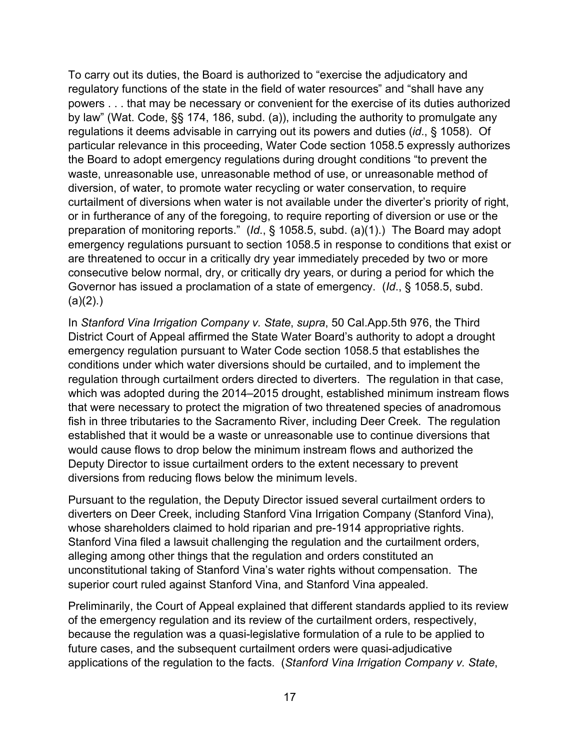To carry out its duties, the Board is authorized to "exercise the adjudicatory and regulatory functions of the state in the field of water resources" and "shall have any powers . . . that may be necessary or convenient for the exercise of its duties authorized by law" (Wat. Code, §§ 174, 186, subd. (a)), including the authority to promulgate any regulations it deems advisable in carrying out its powers and duties (*id*., § 1058). Of particular relevance in this proceeding, Water Code section 1058.5 expressly authorizes the Board to adopt emergency regulations during drought conditions "to prevent the waste, unreasonable use, unreasonable method of use, or unreasonable method of diversion, of water, to promote water recycling or water conservation, to require curtailment of diversions when water is not available under the diverter's priority of right, or in furtherance of any of the foregoing, to require reporting of diversion or use or the preparation of monitoring reports." (*Id*., § 1058.5, subd. (a)(1).) The Board may adopt emergency regulations pursuant to section 1058.5 in response to conditions that exist or are threatened to occur in a critically dry year immediately preceded by two or more consecutive below normal, dry, or critically dry years, or during a period for which the Governor has issued a proclamation of a state of emergency. (*Id*., § 1058.5, subd. (a)(2).)

In *Stanford Vina Irrigation Company v. State*, *supra*, 50 Cal.App.5th 976, the Third District Court of Appeal affirmed the State Water Board's authority to adopt a drought emergency regulation pursuant to Water Code section 1058.5 that establishes the conditions under which water diversions should be curtailed, and to implement the regulation through curtailment orders directed to diverters. The regulation in that case, which was adopted during the 2014–2015 drought, established minimum instream flows that were necessary to protect the migration of two threatened species of anadromous fish in three tributaries to the Sacramento River, including Deer Creek. The regulation established that it would be a waste or unreasonable use to continue diversions that would cause flows to drop below the minimum instream flows and authorized the Deputy Director to issue curtailment orders to the extent necessary to prevent diversions from reducing flows below the minimum levels.

Pursuant to the regulation, the Deputy Director issued several curtailment orders to diverters on Deer Creek, including Stanford Vina Irrigation Company (Stanford Vina), whose shareholders claimed to hold riparian and pre-1914 appropriative rights. Stanford Vina filed a lawsuit challenging the regulation and the curtailment orders, alleging among other things that the regulation and orders constituted an unconstitutional taking of Stanford Vina's water rights without compensation. The superior court ruled against Stanford Vina, and Stanford Vina appealed.

Preliminarily, the Court of Appeal explained that different standards applied to its review of the emergency regulation and its review of the curtailment orders, respectively, because the regulation was a quasi-legislative formulation of a rule to be applied to future cases, and the subsequent curtailment orders were quasi-adjudicative applications of the regulation to the facts. (*Stanford Vina Irrigation Company v. State*,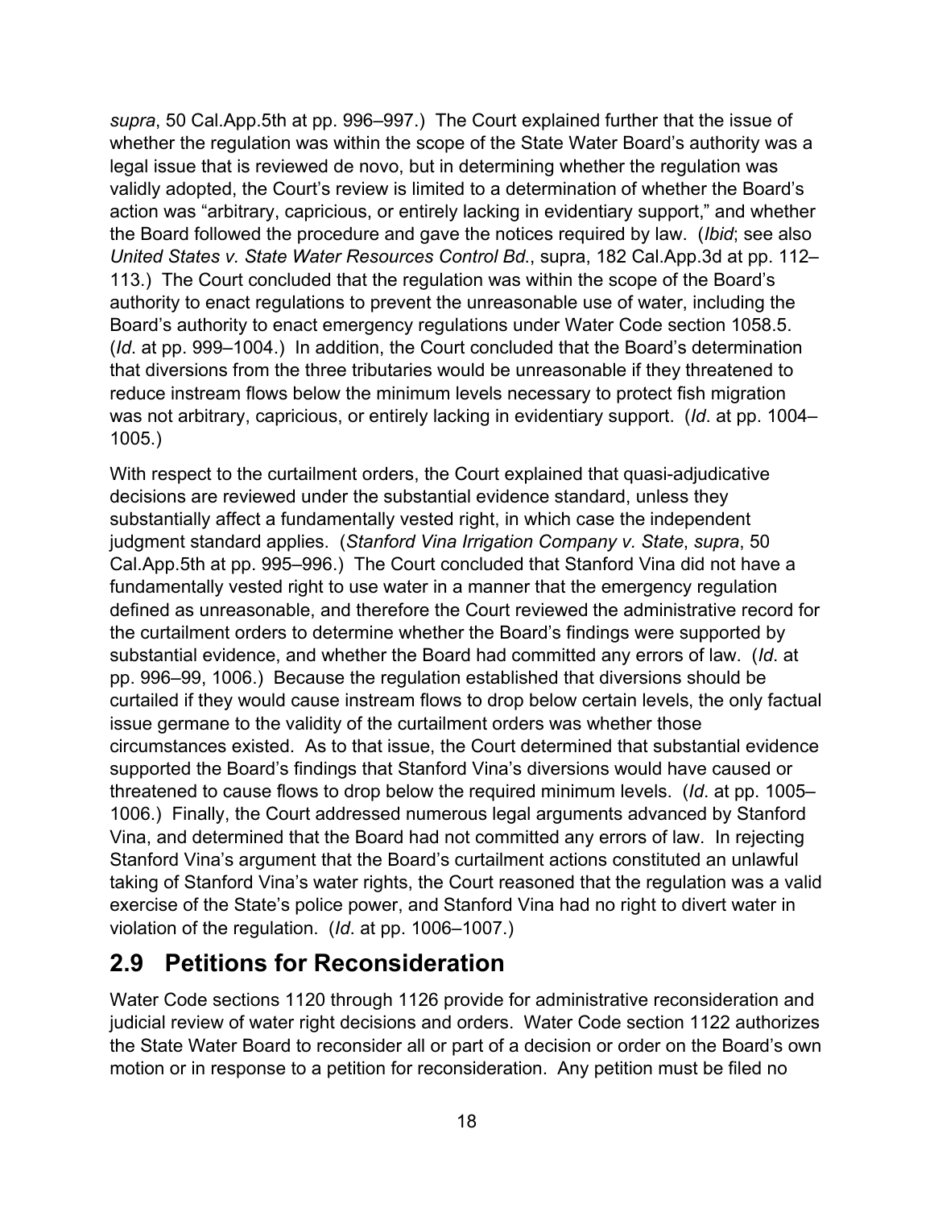*supra*, 50 Cal.App.5th at pp. 996–997.) The Court explained further that the issue of whether the regulation was within the scope of the State Water Board's authority was a legal issue that is reviewed de novo, but in determining whether the regulation was validly adopted, the Court's review is limited to a determination of whether the Board's action was "arbitrary, capricious, or entirely lacking in evidentiary support," and whether the Board followed the procedure and gave the notices required by law. (*Ibid*; see also *United States v. State Water Resources Control Bd.*, supra, 182 Cal.App.3d at pp. 112–113.) The Court concluded that the regulation was within the scope of the Board's authority to enact regulations to prevent the unreasonable use of water, including the Board's authority to enact emergency regulations under Water Code section 1058.5. (*Id*. at pp. 999–1004.) In addition, the Court concluded that the Board's determination that diversions from the three tributaries would be unreasonable if they threatened to reduce instream flows below the minimum levels necessary to protect fish migration was not arbitrary, capricious, or entirely lacking in evidentiary support. (*Id*. at pp. 1004–1005.)

With respect to the curtailment orders, the Court explained that quasi-adjudicative decisions are reviewed under the substantial evidence standard, unless they substantially affect a fundamentally vested right, in which case the independent judgment standard applies. (*Stanford Vina Irrigation Company v. State*, *supra*, 50 Cal.App.5th at pp. 995–996.) The Court concluded that Stanford Vina did not have a fundamentally vested right to use water in a manner that the emergency regulation defined as unreasonable, and therefore the Court reviewed the administrative record for the curtailment orders to determine whether the Board's findings were supported by substantial evidence, and whether the Board had committed any errors of law. (*Id*. at pp. 996–99, 1006.) Because the regulation established that diversions should be curtailed if they would cause instream flows to drop below certain levels, the only factual issue germane to the validity of the curtailment orders was whether those circumstances existed. As to that issue, the Court determined that substantial evidence supported the Board's findings that Stanford Vina's diversions would have caused or threatened to cause flows to drop below the required minimum levels. (*Id*. at pp. 1005–1006.) Finally, the Court addressed numerous legal arguments advanced by Stanford Vina, and determined that the Board had not committed any errors of law. In rejecting Stanford Vina's argument that the Board's curtailment actions constituted an unlawful taking of Stanford Vina's water rights, the Court reasoned that the regulation was a valid exercise of the State's police power, and Stanford Vina had no right to divert water in violation of the regulation. (*Id*. at pp. 1006–1007.)

## 2.9 Petitions for Reconsideration

Water Code sections 1120 through 1126 provide for administrative reconsideration and judicial review of water right decisions and orders. Water Code section 1122 authorizes the State Water Board to reconsider all or part of a decision or order on the Board's own motion or in response to a petition for reconsideration. Any petition must be filed no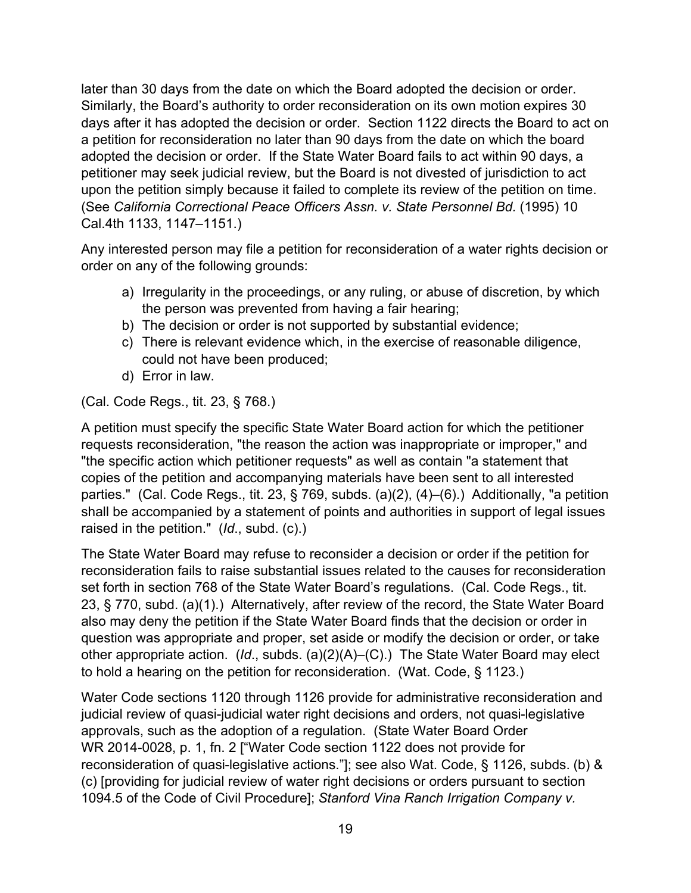later than 30 days from the date on which the Board adopted the decision or order. Similarly, the Board's authority to order reconsideration on its own motion expires 30 days after it has adopted the decision or order. Section 1122 directs the Board to act on a petition for reconsideration no later than 90 days from the date on which the board adopted the decision or order. If the State Water Board fails to act within 90 days, a petitioner may seek judicial review, but the Board is not divested of jurisdiction to act upon the petition simply because it failed to complete its review of the petition on time. (See *California Correctional Peace Officers Assn. v. State Personnel Bd.* (1995) 10 Cal.4th 1133, 1147–1151.)

Any interested person may file a petition for reconsideration of a water rights decision or order on any of the following grounds:

a) Irregularity in the proceedings, or any ruling, or abuse of discretion, by which the person was prevented from having a fair hearing;
b) The decision or order is not supported by substantial evidence;
c) There is relevant evidence which, in the exercise of reasonable diligence, could not have been produced;
d) Error in law.

(Cal. Code Regs., tit. 23, § 768.)

A petition must specify the specific State Water Board action for which the petitioner requests reconsideration, "the reason the action was inappropriate or improper," and "the specific action which petitioner requests" as well as contain "a statement that copies of the petition and accompanying materials have been sent to all interested parties." (Cal. Code Regs., tit. 23, § 769, subds. (a)(2), (4)–(6).) Additionally, "a petition shall be accompanied by a statement of points and authorities in support of legal issues raised in the petition." (*Id*., subd. (c).)

The State Water Board may refuse to reconsider a decision or order if the petition for reconsideration fails to raise substantial issues related to the causes for reconsideration set forth in section 768 of the State Water Board's regulations. (Cal. Code Regs., tit. 23, § 770, subd. (a)(1).) Alternatively, after review of the record, the State Water Board also may deny the petition if the State Water Board finds that the decision or order in question was appropriate and proper, set aside or modify the decision or order, or take other appropriate action. (*Id*., subds. (a)(2)(A)–(C).) The State Water Board may elect to hold a hearing on the petition for reconsideration. (Wat. Code, § 1123.)

Water Code sections 1120 through 1126 provide for administrative reconsideration and judicial review of quasi-judicial water right decisions and orders, not quasi-legislative approvals, such as the adoption of a regulation. (State Water Board Order WR 2014-0028, p. 1, fn. 2 ["Water Code section 1122 does not provide for reconsideration of quasi-legislative actions."]; see also Wat. Code, § 1126, subds. (b) & (c) [providing for judicial review of water right decisions or orders pursuant to section 1094.5 of the Code of Civil Procedure]; *Stanford Vina Ranch Irrigation Company v.*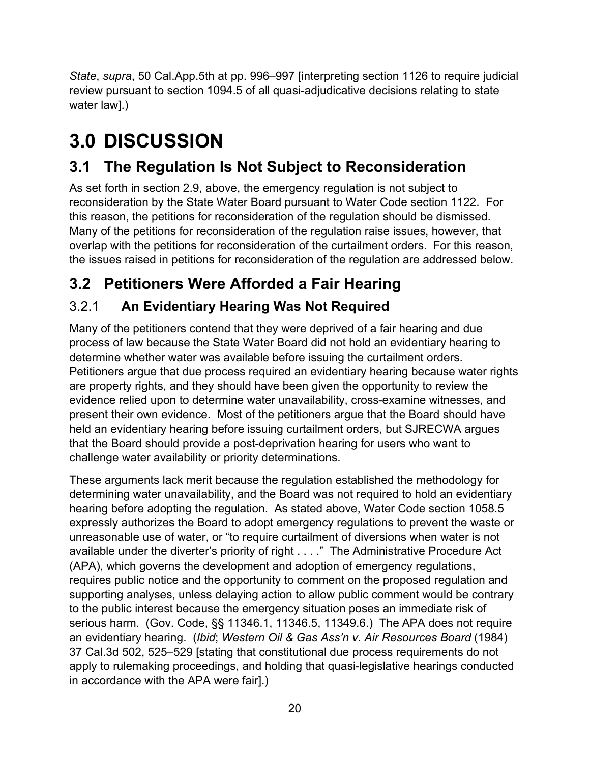*State*, *supra*, 50 Cal.App.5th at pp. 996–997 [interpreting section 1126 to require judicial review pursuant to section 1094.5 of all quasi-adjudicative decisions relating to state water law].)

# 3.0 DISCUSSION

## 3.1 The Regulation Is Not Subject to Reconsideration

As set forth in section 2.9, above, the emergency regulation is not subject to reconsideration by the State Water Board pursuant to Water Code section 1122. For this reason, the petitions for reconsideration of the regulation should be dismissed. Many of the petitions for reconsideration of the regulation raise issues, however, that overlap with the petitions for reconsideration of the curtailment orders. For this reason, the issues raised in petitions for reconsideration of the regulation are addressed below.

## 3.2 Petitioners Were Afforded a Fair Hearing

### 3.2.1 **An Evidentiary Hearing Was Not Required**

Many of the petitioners contend that they were deprived of a fair hearing and due process of law because the State Water Board did not hold an evidentiary hearing to determine whether water was available before issuing the curtailment orders. Petitioners argue that due process required an evidentiary hearing because water rights are property rights, and they should have been given the opportunity to review the evidence relied upon to determine water unavailability, cross-examine witnesses, and present their own evidence. Most of the petitioners argue that the Board should have held an evidentiary hearing before issuing curtailment orders, but SJRECWA argues that the Board should provide a post-deprivation hearing for users who want to challenge water availability or priority determinations.

These arguments lack merit because the regulation established the methodology for determining water unavailability, and the Board was not required to hold an evidentiary hearing before adopting the regulation. As stated above, Water Code section 1058.5 expressly authorizes the Board to adopt emergency regulations to prevent the waste or unreasonable use of water, or "to require curtailment of diversions when water is not available under the diverter's priority of right . . . ." The Administrative Procedure Act (APA), which governs the development and adoption of emergency regulations, requires public notice and the opportunity to comment on the proposed regulation and supporting analyses, unless delaying action to allow public comment would be contrary to the public interest because the emergency situation poses an immediate risk of serious harm. (Gov. Code, §§ 11346.1, 11346.5, 11349.6.) The APA does not require an evidentiary hearing. (*Ibid*; *Western Oil & Gas Ass'n v. Air Resources Board* (1984) 37 Cal.3d 502, 525–529 [stating that constitutional due process requirements do not apply to rulemaking proceedings, and holding that quasi-legislative hearings conducted in accordance with the APA were fair].)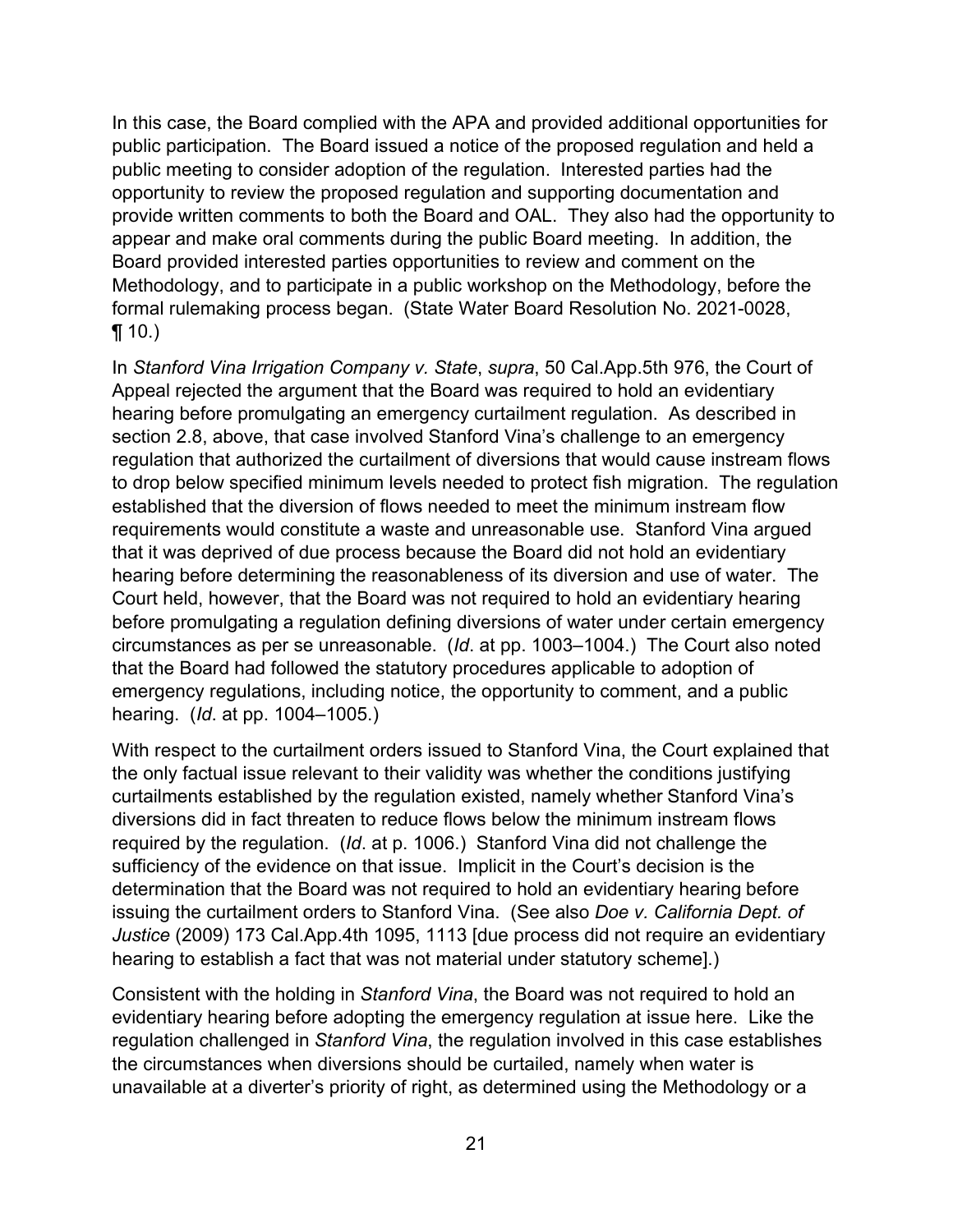In this case, the Board complied with the APA and provided additional opportunities for public participation. The Board issued a notice of the proposed regulation and held a public meeting to consider adoption of the regulation. Interested parties had the opportunity to review the proposed regulation and supporting documentation and provide written comments to both the Board and OAL. They also had the opportunity to appear and make oral comments during the public Board meeting. In addition, the Board provided interested parties opportunities to review and comment on the Methodology, and to participate in a public workshop on the Methodology, before the formal rulemaking process began. (State Water Board Resolution No. 2021-0028, ¶ 10.)

In *Stanford Vina Irrigation Company v. State*, *supra*, 50 Cal.App.5th 976, the Court of Appeal rejected the argument that the Board was required to hold an evidentiary hearing before promulgating an emergency curtailment regulation. As described in section 2.8, above, that case involved Stanford Vina's challenge to an emergency regulation that authorized the curtailment of diversions that would cause instream flows to drop below specified minimum levels needed to protect fish migration. The regulation established that the diversion of flows needed to meet the minimum instream flow requirements would constitute a waste and unreasonable use. Stanford Vina argued that it was deprived of due process because the Board did not hold an evidentiary hearing before determining the reasonableness of its diversion and use of water. The Court held, however, that the Board was not required to hold an evidentiary hearing before promulgating a regulation defining diversions of water under certain emergency circumstances as per se unreasonable. (*Id*. at pp. 1003–1004.) The Court also noted that the Board had followed the statutory procedures applicable to adoption of emergency regulations, including notice, the opportunity to comment, and a public hearing. (*Id*. at pp. 1004–1005.)

With respect to the curtailment orders issued to Stanford Vina, the Court explained that the only factual issue relevant to their validity was whether the conditions justifying curtailments established by the regulation existed, namely whether Stanford Vina's diversions did in fact threaten to reduce flows below the minimum instream flows required by the regulation. (*Id*. at p. 1006.) Stanford Vina did not challenge the sufficiency of the evidence on that issue. Implicit in the Court's decision is the determination that the Board was not required to hold an evidentiary hearing before issuing the curtailment orders to Stanford Vina. (See also *Doe v. California Dept. of Justice* (2009) 173 Cal.App.4th 1095, 1113 [due process did not require an evidentiary hearing to establish a fact that was not material under statutory scheme].)

Consistent with the holding in *Stanford Vina*, the Board was not required to hold an evidentiary hearing before adopting the emergency regulation at issue here. Like the regulation challenged in *Stanford Vina*, the regulation involved in this case establishes the circumstances when diversions should be curtailed, namely when water is unavailable at a diverter's priority of right, as determined using the Methodology or a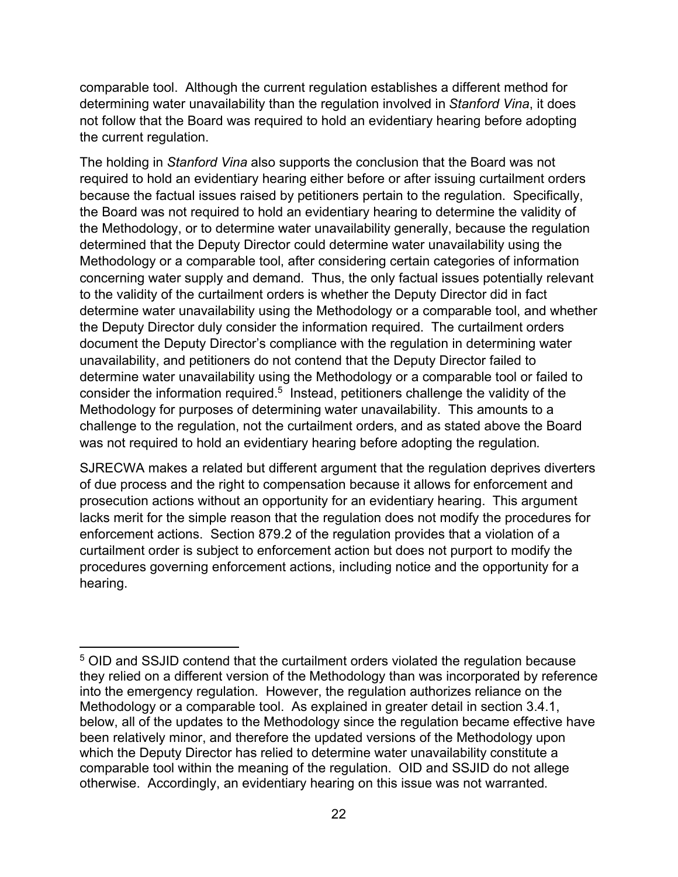comparable tool. Although the current regulation establishes a different method for determining water unavailability than the regulation involved in *Stanford Vina*, it does not follow that the Board was required to hold an evidentiary hearing before adopting the current regulation.

The holding in *Stanford Vina* also supports the conclusion that the Board was not required to hold an evidentiary hearing either before or after issuing curtailment orders because the factual issues raised by petitioners pertain to the regulation. Specifically, the Board was not required to hold an evidentiary hearing to determine the validity of the Methodology, or to determine water unavailability generally, because the regulation determined that the Deputy Director could determine water unavailability using the Methodology or a comparable tool, after considering certain categories of information concerning water supply and demand. Thus, the only factual issues potentially relevant to the validity of the curtailment orders is whether the Deputy Director did in fact determine water unavailability using the Methodology or a comparable tool, and whether the Deputy Director duly consider the information required. The curtailment orders document the Deputy Director's compliance with the regulation in determining water unavailability, and petitioners do not contend that the Deputy Director failed to determine water unavailability using the Methodology or a comparable tool or failed to consider the information required.[5] Instead, petitioners challenge the validity of the Methodology for purposes of determining water unavailability. This amounts to a challenge to the regulation, not the curtailment orders, and as stated above the Board was not required to hold an evidentiary hearing before adopting the regulation.

SJRECWA makes a related but different argument that the regulation deprives diverters of due process and the right to compensation because it allows for enforcement and prosecution actions without an opportunity for an evidentiary hearing. This argument lacks merit for the simple reason that the regulation does not modify the procedures for enforcement actions. Section 879.2 of the regulation provides that a violation of a curtailment order is subject to enforcement action but does not purport to modify the procedures governing enforcement actions, including notice and the opportunity for a hearing.

---

[5] OID and SSJID contend that the curtailment orders violated the regulation because they relied on a different version of the Methodology than was incorporated by reference into the emergency regulation. However, the regulation authorizes reliance on the Methodology or a comparable tool. As explained in greater detail in section 3.4.1, below, all of the updates to the Methodology since the regulation became effective have been relatively minor, and therefore the updated versions of the Methodology upon which the Deputy Director has relied to determine water unavailability constitute a comparable tool within the meaning of the regulation. OID and SSJID do not allege otherwise. Accordingly, an evidentiary hearing on this issue was not warranted.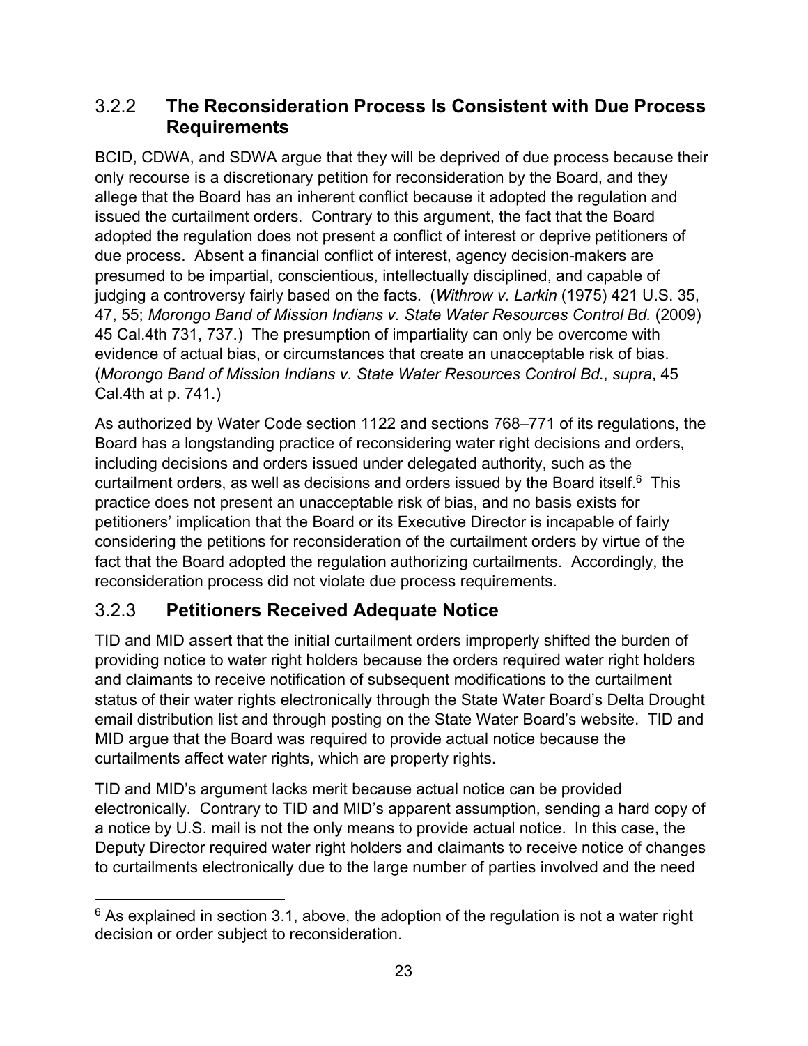### 3.2.2 The Reconsideration Process Is Consistent with Due Process Requirements

BCID, CDWA, and SDWA argue that they will be deprived of due process because their only recourse is a discretionary petition for reconsideration by the Board, and they allege that the Board has an inherent conflict because it adopted the regulation and issued the curtailment orders. Contrary to this argument, the fact that the Board adopted the regulation does not present a conflict of interest or deprive petitioners of due process. Absent a financial conflict of interest, agency decision-makers are presumed to be impartial, conscientious, intellectually disciplined, and capable of judging a controversy fairly based on the facts. (*Withrow v. Larkin* (1975) 421 U.S. 35, 47, 55; *Morongo Band of Mission Indians v. State Water Resources Control Bd.* (2009) 45 Cal.4th 731, 737.) The presumption of impartiality can only be overcome with evidence of actual bias, or circumstances that create an unacceptable risk of bias. (*Morongo Band of Mission Indians v. State Water Resources Control Bd*., *supra*, 45 Cal.4th at p. 741.)

As authorized by Water Code section 1122 and sections 768–771 of its regulations, the Board has a longstanding practice of reconsidering water right decisions and orders, including decisions and orders issued under delegated authority, such as the curtailment orders, as well as decisions and orders issued by the Board itself.[6] This practice does not present an unacceptable risk of bias, and no basis exists for petitioners' implication that the Board or its Executive Director is incapable of fairly considering the petitions for reconsideration of the curtailment orders by virtue of the fact that the Board adopted the regulation authorizing curtailments. Accordingly, the reconsideration process did not violate due process requirements.

### 3.2.3 Petitioners Received Adequate Notice

TID and MID assert that the initial curtailment orders improperly shifted the burden of providing notice to water right holders because the orders required water right holders and claimants to receive notification of subsequent modifications to the curtailment status of their water rights electronically through the State Water Board's Delta Drought email distribution list and through posting on the State Water Board's website. TID and MID argue that the Board was required to provide actual notice because the curtailments affect water rights, which are property rights.

TID and MID's argument lacks merit because actual notice can be provided electronically. Contrary to TID and MID's apparent assumption, sending a hard copy of a notice by U.S. mail is not the only means to provide actual notice. In this case, the Deputy Director required water right holders and claimants to receive notice of changes to curtailments electronically due to the large number of parties involved and the need

---

[6] As explained in section 3.1, above, the adoption of the regulation is not a water right decision or order subject to reconsideration.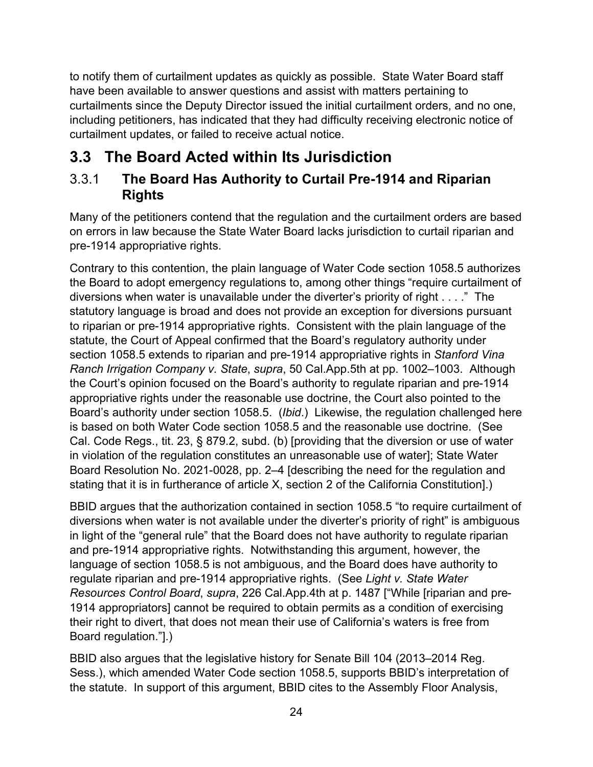to notify them of curtailment updates as quickly as possible. State Water Board staff have been available to answer questions and assist with matters pertaining to curtailments since the Deputy Director issued the initial curtailment orders, and no one, including petitioners, has indicated that they had difficulty receiving electronic notice of curtailment updates, or failed to receive actual notice.

## 3.3 The Board Acted within Its Jurisdiction

### 3.3.1 **The Board Has Authority to Curtail Pre-1914 and Riparian Rights**

Many of the petitioners contend that the regulation and the curtailment orders are based on errors in law because the State Water Board lacks jurisdiction to curtail riparian and pre-1914 appropriative rights.

Contrary to this contention, the plain language of Water Code section 1058.5 authorizes the Board to adopt emergency regulations to, among other things "require curtailment of diversions when water is unavailable under the diverter's priority of right . . . ." The statutory language is broad and does not provide an exception for diversions pursuant to riparian or pre-1914 appropriative rights. Consistent with the plain language of the statute, the Court of Appeal confirmed that the Board's regulatory authority under section 1058.5 extends to riparian and pre-1914 appropriative rights in *Stanford Vina Ranch Irrigation Company v. State*, *supra*, 50 Cal.App.5th at pp. 1002–1003. Although the Court's opinion focused on the Board's authority to regulate riparian and pre-1914 appropriative rights under the reasonable use doctrine, the Court also pointed to the Board's authority under section 1058.5. (*Ibid*.) Likewise, the regulation challenged here is based on both Water Code section 1058.5 and the reasonable use doctrine. (See Cal. Code Regs., tit. 23, § 879.2, subd. (b) [providing that the diversion or use of water in violation of the regulation constitutes an unreasonable use of water]; State Water Board Resolution No. 2021-0028, pp. 2–4 [describing the need for the regulation and stating that it is in furtherance of article X, section 2 of the California Constitution].)

BBID argues that the authorization contained in section 1058.5 "to require curtailment of diversions when water is not available under the diverter's priority of right" is ambiguous in light of the "general rule" that the Board does not have authority to regulate riparian and pre-1914 appropriative rights. Notwithstanding this argument, however, the language of section 1058.5 is not ambiguous, and the Board does have authority to regulate riparian and pre-1914 appropriative rights. (See *Light v. State Water Resources Control Board*, *supra*, 226 Cal.App.4th at p. 1487 ["While [riparian and pre-1914 appropriators] cannot be required to obtain permits as a condition of exercising their right to divert, that does not mean their use of California's waters is free from Board regulation."].)

BBID also argues that the legislative history for Senate Bill 104 (2013–2014 Reg. Sess.), which amended Water Code section 1058.5, supports BBID's interpretation of the statute. In support of this argument, BBID cites to the Assembly Floor Analysis,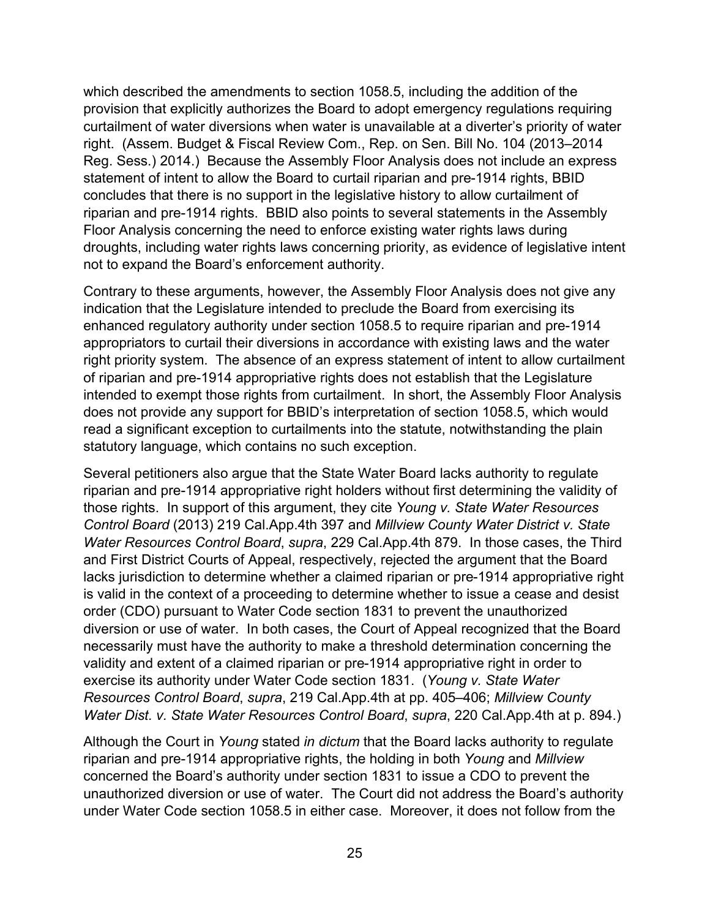which described the amendments to section 1058.5, including the addition of the provision that explicitly authorizes the Board to adopt emergency regulations requiring curtailment of water diversions when water is unavailable at a diverter's priority of water right. (Assem. Budget & Fiscal Review Com., Rep. on Sen. Bill No. 104 (2013–2014 Reg. Sess.) 2014.) Because the Assembly Floor Analysis does not include an express statement of intent to allow the Board to curtail riparian and pre-1914 rights, BBID concludes that there is no support in the legislative history to allow curtailment of riparian and pre-1914 rights. BBID also points to several statements in the Assembly Floor Analysis concerning the need to enforce existing water rights laws during droughts, including water rights laws concerning priority, as evidence of legislative intent not to expand the Board's enforcement authority.

Contrary to these arguments, however, the Assembly Floor Analysis does not give any indication that the Legislature intended to preclude the Board from exercising its enhanced regulatory authority under section 1058.5 to require riparian and pre-1914 appropriators to curtail their diversions in accordance with existing laws and the water right priority system. The absence of an express statement of intent to allow curtailment of riparian and pre-1914 appropriative rights does not establish that the Legislature intended to exempt those rights from curtailment. In short, the Assembly Floor Analysis does not provide any support for BBID's interpretation of section 1058.5, which would read a significant exception to curtailments into the statute, notwithstanding the plain statutory language, which contains no such exception.

Several petitioners also argue that the State Water Board lacks authority to regulate riparian and pre-1914 appropriative right holders without first determining the validity of those rights. In support of this argument, they cite *Young v. State Water Resources Control Board* (2013) 219 Cal.App.4th 397 and *Millview County Water District v. State Water Resources Control Board*, *supra*, 229 Cal.App.4th 879. In those cases, the Third and First District Courts of Appeal, respectively, rejected the argument that the Board lacks jurisdiction to determine whether a claimed riparian or pre-1914 appropriative right is valid in the context of a proceeding to determine whether to issue a cease and desist order (CDO) pursuant to Water Code section 1831 to prevent the unauthorized diversion or use of water. In both cases, the Court of Appeal recognized that the Board necessarily must have the authority to make a threshold determination concerning the validity and extent of a claimed riparian or pre-1914 appropriative right in order to exercise its authority under Water Code section 1831. (*Young v. State Water Resources Control Board*, *supra*, 219 Cal.App.4th at pp. 405–406; *Millview County Water Dist. v. State Water Resources Control Board*, *supra*, 220 Cal.App.4th at p. 894.)

Although the Court in *Young* stated *in dictum* that the Board lacks authority to regulate riparian and pre-1914 appropriative rights, the holding in both *Young* and *Millview* concerned the Board's authority under section 1831 to issue a CDO to prevent the unauthorized diversion or use of water. The Court did not address the Board's authority under Water Code section 1058.5 in either case. Moreover, it does not follow from the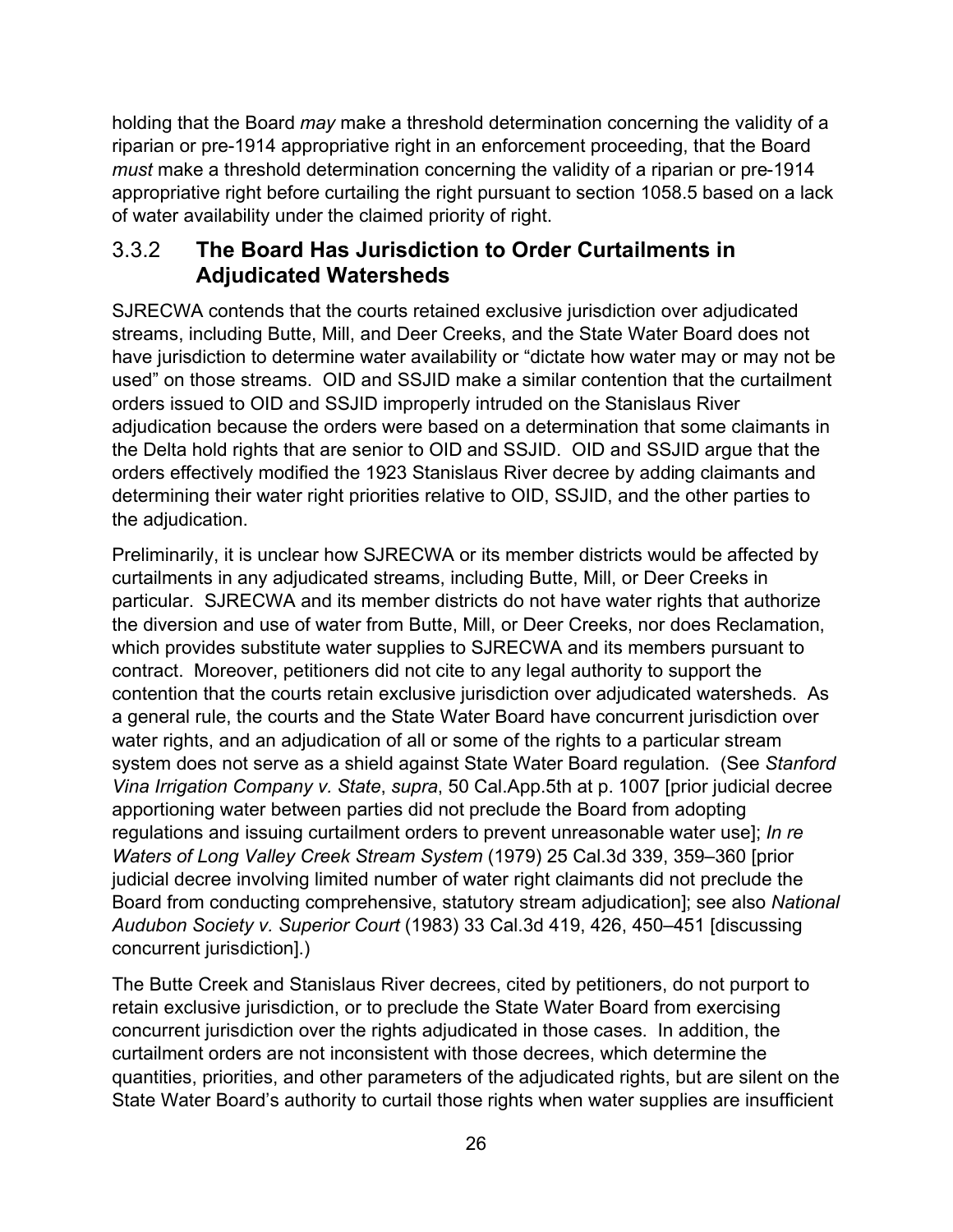holding that the Board *may* make a threshold determination concerning the validity of a riparian or pre-1914 appropriative right in an enforcement proceeding, that the Board *must* make a threshold determination concerning the validity of a riparian or pre-1914 appropriative right before curtailing the right pursuant to section 1058.5 based on a lack of water availability under the claimed priority of right.

### 3.3.2 **The Board Has Jurisdiction to Order Curtailments in Adjudicated Watersheds**

SJRECWA contends that the courts retained exclusive jurisdiction over adjudicated streams, including Butte, Mill, and Deer Creeks, and the State Water Board does not have jurisdiction to determine water availability or "dictate how water may or may not be used" on those streams. OID and SSJID make a similar contention that the curtailment orders issued to OID and SSJID improperly intruded on the Stanislaus River adjudication because the orders were based on a determination that some claimants in the Delta hold rights that are senior to OID and SSJID. OID and SSJID argue that the orders effectively modified the 1923 Stanislaus River decree by adding claimants and determining their water right priorities relative to OID, SSJID, and the other parties to the adjudication.

Preliminarily, it is unclear how SJRECWA or its member districts would be affected by curtailments in any adjudicated streams, including Butte, Mill, or Deer Creeks in particular. SJRECWA and its member districts do not have water rights that authorize the diversion and use of water from Butte, Mill, or Deer Creeks, nor does Reclamation, which provides substitute water supplies to SJRECWA and its members pursuant to contract. Moreover, petitioners did not cite to any legal authority to support the contention that the courts retain exclusive jurisdiction over adjudicated watersheds. As a general rule, the courts and the State Water Board have concurrent jurisdiction over water rights, and an adjudication of all or some of the rights to a particular stream system does not serve as a shield against State Water Board regulation. (See *Stanford Vina Irrigation Company v. State*, *supra*, 50 Cal.App.5th at p. 1007 [prior judicial decree apportioning water between parties did not preclude the Board from adopting regulations and issuing curtailment orders to prevent unreasonable water use]; *In re Waters of Long Valley Creek Stream System* (1979) 25 Cal.3d 339, 359–360 [prior judicial decree involving limited number of water right claimants did not preclude the Board from conducting comprehensive, statutory stream adjudication]; see also *National Audubon Society v. Superior Court* (1983) 33 Cal.3d 419, 426, 450–451 [discussing concurrent jurisdiction].)

The Butte Creek and Stanislaus River decrees, cited by petitioners, do not purport to retain exclusive jurisdiction, or to preclude the State Water Board from exercising concurrent jurisdiction over the rights adjudicated in those cases. In addition, the curtailment orders are not inconsistent with those decrees, which determine the quantities, priorities, and other parameters of the adjudicated rights, but are silent on the State Water Board's authority to curtail those rights when water supplies are insufficient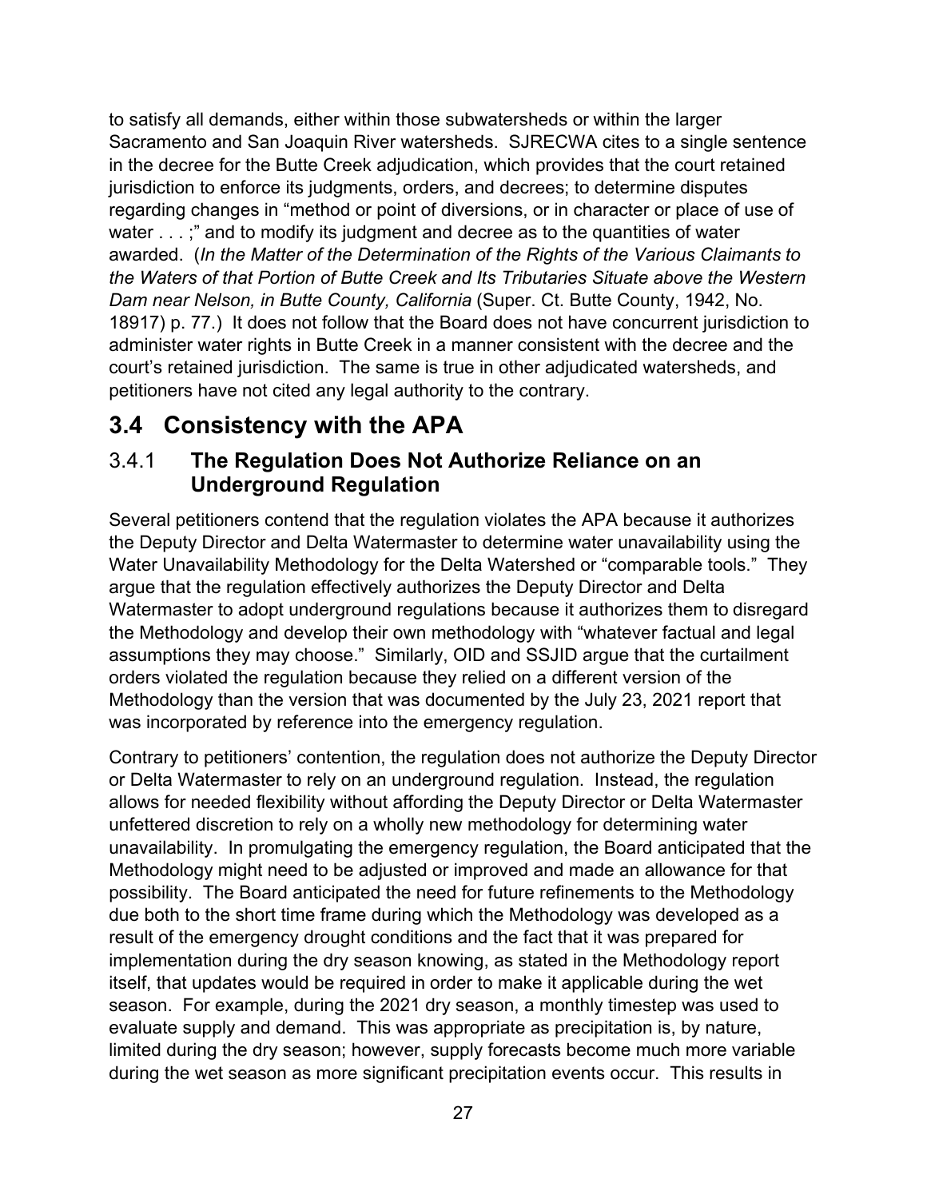to satisfy all demands, either within those subwatersheds or within the larger Sacramento and San Joaquin River watersheds. SJRECWA cites to a single sentence in the decree for the Butte Creek adjudication, which provides that the court retained jurisdiction to enforce its judgments, orders, and decrees; to determine disputes regarding changes in "method or point of diversions, or in character or place of use of water . . . ;" and to modify its judgment and decree as to the quantities of water awarded. (*In the Matter of the Determination of the Rights of the Various Claimants to the Waters of that Portion of Butte Creek and Its Tributaries Situate above the Western Dam near Nelson, in Butte County, California* (Super. Ct. Butte County, 1942, No. 18917) p. 77.) It does not follow that the Board does not have concurrent jurisdiction to administer water rights in Butte Creek in a manner consistent with the decree and the court's retained jurisdiction. The same is true in other adjudicated watersheds, and petitioners have not cited any legal authority to the contrary.

## 3.4 Consistency with the APA

### 3.4.1 **The Regulation Does Not Authorize Reliance on an Underground Regulation**

Several petitioners contend that the regulation violates the APA because it authorizes the Deputy Director and Delta Watermaster to determine water unavailability using the Water Unavailability Methodology for the Delta Watershed or "comparable tools." They argue that the regulation effectively authorizes the Deputy Director and Delta Watermaster to adopt underground regulations because it authorizes them to disregard the Methodology and develop their own methodology with "whatever factual and legal assumptions they may choose." Similarly, OID and SSJID argue that the curtailment orders violated the regulation because they relied on a different version of the Methodology than the version that was documented by the July 23, 2021 report that was incorporated by reference into the emergency regulation.

Contrary to petitioners' contention, the regulation does not authorize the Deputy Director or Delta Watermaster to rely on an underground regulation. Instead, the regulation allows for needed flexibility without affording the Deputy Director or Delta Watermaster unfettered discretion to rely on a wholly new methodology for determining water unavailability. In promulgating the emergency regulation, the Board anticipated that the Methodology might need to be adjusted or improved and made an allowance for that possibility. The Board anticipated the need for future refinements to the Methodology due both to the short time frame during which the Methodology was developed as a result of the emergency drought conditions and the fact that it was prepared for implementation during the dry season knowing, as stated in the Methodology report itself, that updates would be required in order to make it applicable during the wet season. For example, during the 2021 dry season, a monthly timestep was used to evaluate supply and demand. This was appropriate as precipitation is, by nature, limited during the dry season; however, supply forecasts become much more variable during the wet season as more significant precipitation events occur. This results in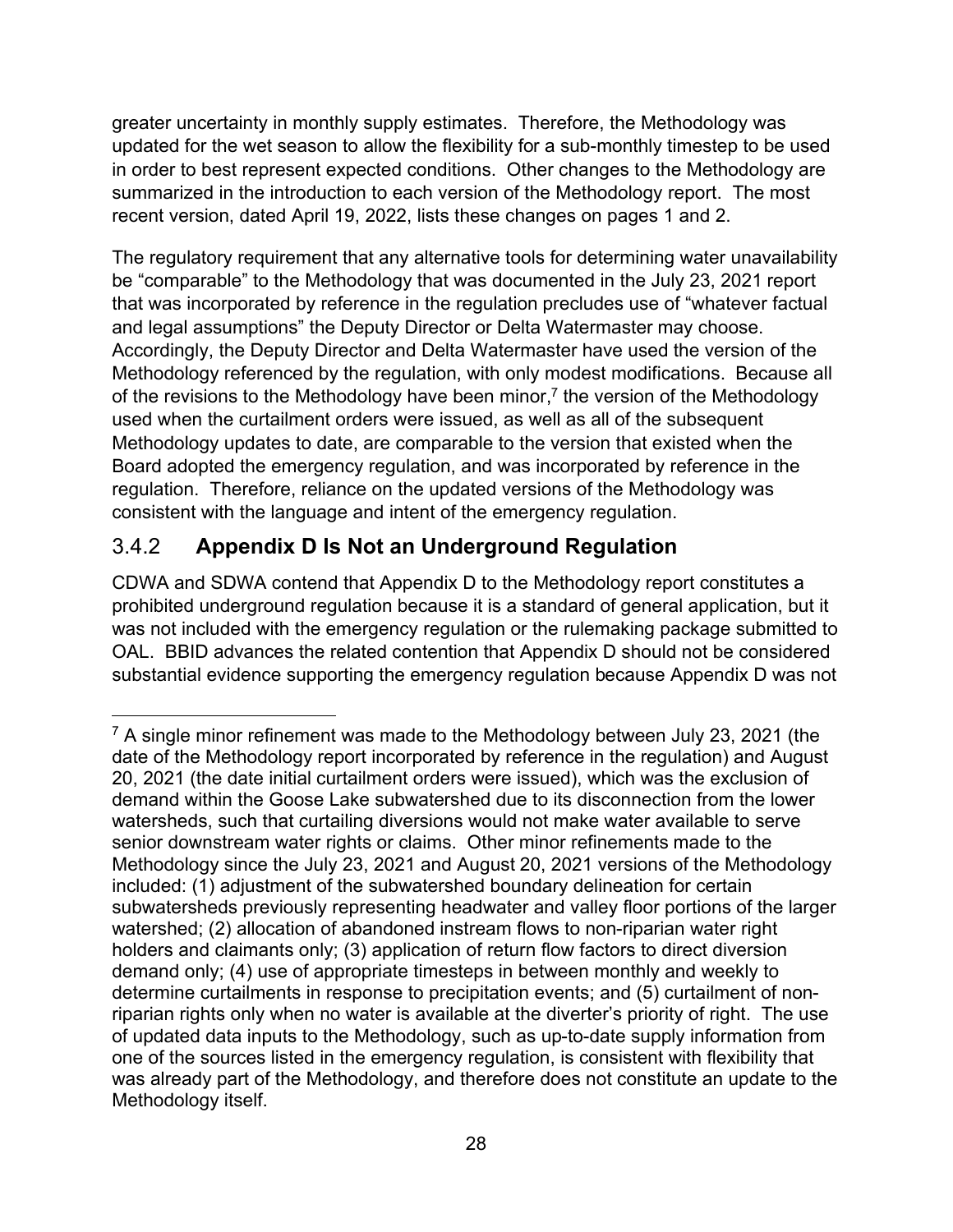greater uncertainty in monthly supply estimates. Therefore, the Methodology was updated for the wet season to allow the flexibility for a sub-monthly timestep to be used in order to best represent expected conditions. Other changes to the Methodology are summarized in the introduction to each version of the Methodology report. The most recent version, dated April 19, 2022, lists these changes on pages 1 and 2.

The regulatory requirement that any alternative tools for determining water unavailability be "comparable" to the Methodology that was documented in the July 23, 2021 report that was incorporated by reference in the regulation precludes use of "whatever factual and legal assumptions" the Deputy Director or Delta Watermaster may choose. Accordingly, the Deputy Director and Delta Watermaster have used the version of the Methodology referenced by the regulation, with only modest modifications. Because all of the revisions to the Methodology have been minor,[7] the version of the Methodology used when the curtailment orders were issued, as well as all of the subsequent Methodology updates to date, are comparable to the version that existed when the Board adopted the emergency regulation, and was incorporated by reference in the regulation. Therefore, reliance on the updated versions of the Methodology was consistent with the language and intent of the emergency regulation.

### 3.4.2 **Appendix D Is Not an Underground Regulation**

CDWA and SDWA contend that Appendix D to the Methodology report constitutes a prohibited underground regulation because it is a standard of general application, but it was not included with the emergency regulation or the rulemaking package submitted to OAL. BBID advances the related contention that Appendix D should not be considered substantial evidence supporting the emergency regulation because Appendix D was not

---

[7] A single minor refinement was made to the Methodology between July 23, 2021 (the date of the Methodology report incorporated by reference in the regulation) and August 20, 2021 (the date initial curtailment orders were issued), which was the exclusion of demand within the Goose Lake subwatershed due to its disconnection from the lower watersheds, such that curtailing diversions would not make water available to serve senior downstream water rights or claims. Other minor refinements made to the Methodology since the July 23, 2021 and August 20, 2021 versions of the Methodology included: (1) adjustment of the subwatershed boundary delineation for certain subwatersheds previously representing headwater and valley floor portions of the larger watershed; (2) allocation of abandoned instream flows to non-riparian water right holders and claimants only; (3) application of return flow factors to direct diversion demand only; (4) use of appropriate timesteps in between monthly and weekly to determine curtailments in response to precipitation events; and (5) curtailment of non-riparian rights only when no water is available at the diverter's priority of right. The use of updated data inputs to the Methodology, such as up-to-date supply information from one of the sources listed in the emergency regulation, is consistent with flexibility that was already part of the Methodology, and therefore does not constitute an update to the Methodology itself.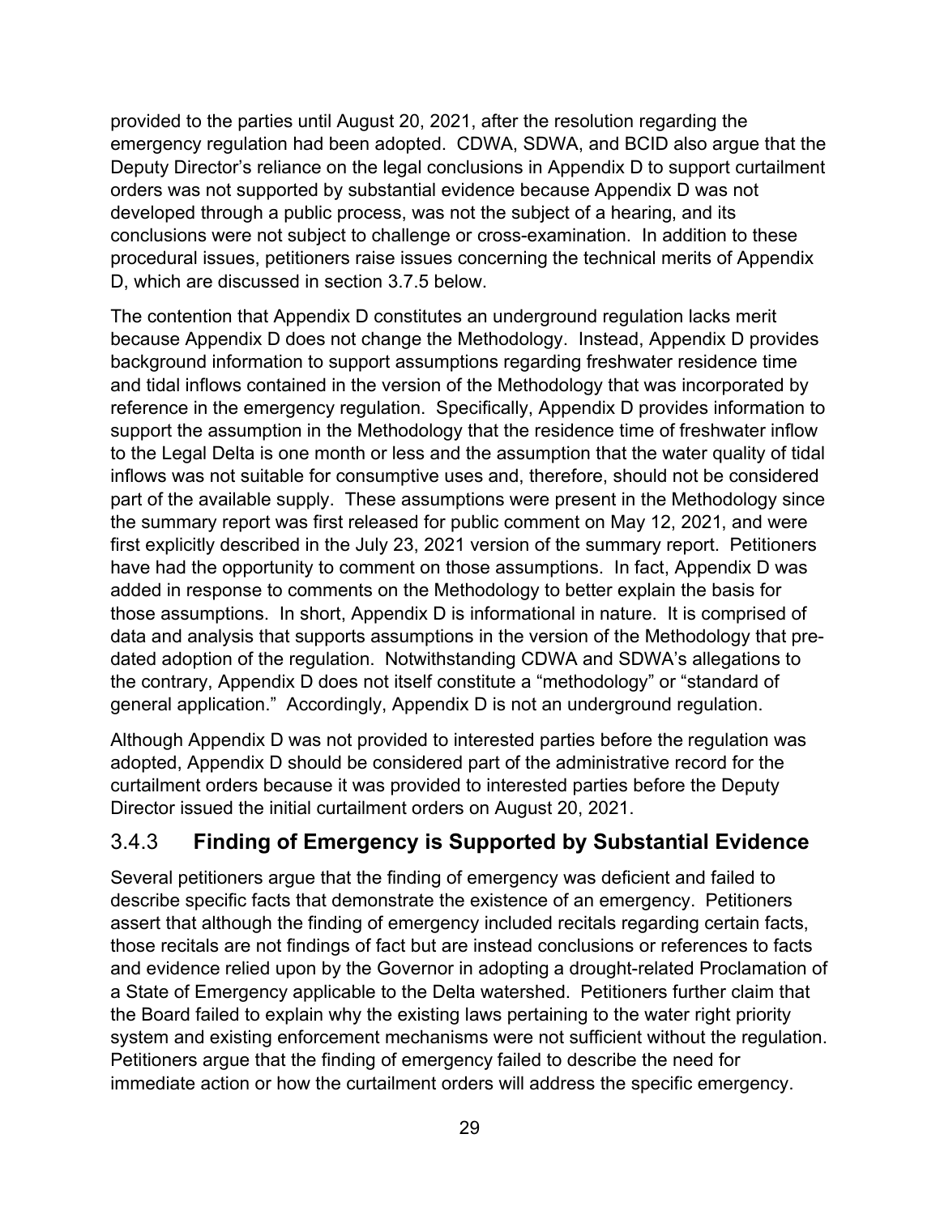provided to the parties until August 20, 2021, after the resolution regarding the emergency regulation had been adopted. CDWA, SDWA, and BCID also argue that the Deputy Director's reliance on the legal conclusions in Appendix D to support curtailment orders was not supported by substantial evidence because Appendix D was not developed through a public process, was not the subject of a hearing, and its conclusions were not subject to challenge or cross-examination. In addition to these procedural issues, petitioners raise issues concerning the technical merits of Appendix D, which are discussed in section 3.7.5 below.

The contention that Appendix D constitutes an underground regulation lacks merit because Appendix D does not change the Methodology. Instead, Appendix D provides background information to support assumptions regarding freshwater residence time and tidal inflows contained in the version of the Methodology that was incorporated by reference in the emergency regulation. Specifically, Appendix D provides information to support the assumption in the Methodology that the residence time of freshwater inflow to the Legal Delta is one month or less and the assumption that the water quality of tidal inflows was not suitable for consumptive uses and, therefore, should not be considered part of the available supply. These assumptions were present in the Methodology since the summary report was first released for public comment on May 12, 2021, and were first explicitly described in the July 23, 2021 version of the summary report. Petitioners have had the opportunity to comment on those assumptions. In fact, Appendix D was added in response to comments on the Methodology to better explain the basis for those assumptions. In short, Appendix D is informational in nature. It is comprised of data and analysis that supports assumptions in the version of the Methodology that pre-dated adoption of the regulation. Notwithstanding CDWA and SDWA's allegations to the contrary, Appendix D does not itself constitute a "methodology" or "standard of general application." Accordingly, Appendix D is not an underground regulation.

Although Appendix D was not provided to interested parties before the regulation was adopted, Appendix D should be considered part of the administrative record for the curtailment orders because it was provided to interested parties before the Deputy Director issued the initial curtailment orders on August 20, 2021.

### 3.4.3 **Finding of Emergency is Supported by Substantial Evidence**

Several petitioners argue that the finding of emergency was deficient and failed to describe specific facts that demonstrate the existence of an emergency. Petitioners assert that although the finding of emergency included recitals regarding certain facts, those recitals are not findings of fact but are instead conclusions or references to facts and evidence relied upon by the Governor in adopting a drought-related Proclamation of a State of Emergency applicable to the Delta watershed. Petitioners further claim that the Board failed to explain why the existing laws pertaining to the water right priority system and existing enforcement mechanisms were not sufficient without the regulation. Petitioners argue that the finding of emergency failed to describe the need for immediate action or how the curtailment orders will address the specific emergency.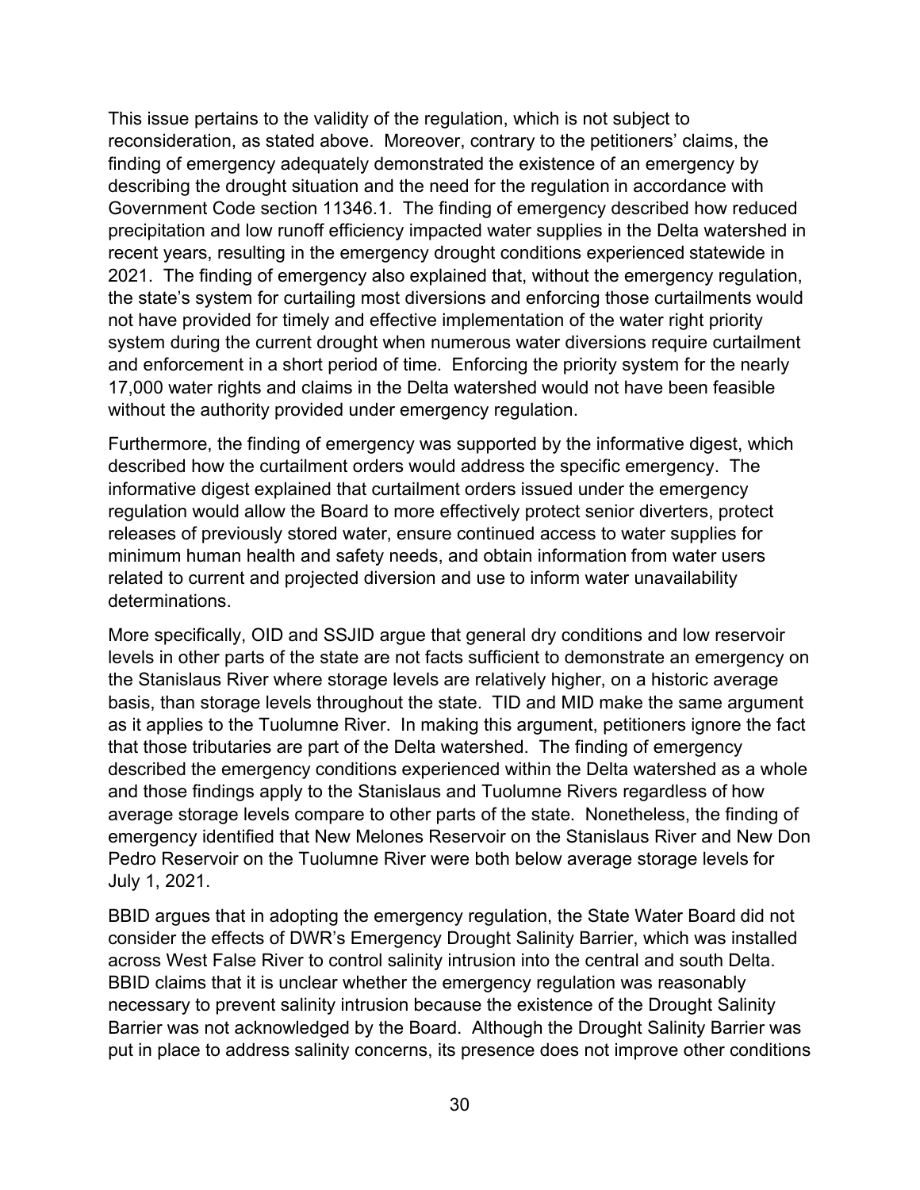This issue pertains to the validity of the regulation, which is not subject to reconsideration, as stated above. Moreover, contrary to the petitioners' claims, the finding of emergency adequately demonstrated the existence of an emergency by describing the drought situation and the need for the regulation in accordance with Government Code section 11346.1. The finding of emergency described how reduced precipitation and low runoff efficiency impacted water supplies in the Delta watershed in recent years, resulting in the emergency drought conditions experienced statewide in 2021. The finding of emergency also explained that, without the emergency regulation, the state's system for curtailing most diversions and enforcing those curtailments would not have provided for timely and effective implementation of the water right priority system during the current drought when numerous water diversions require curtailment and enforcement in a short period of time. Enforcing the priority system for the nearly 17,000 water rights and claims in the Delta watershed would not have been feasible without the authority provided under emergency regulation.

Furthermore, the finding of emergency was supported by the informative digest, which described how the curtailment orders would address the specific emergency. The informative digest explained that curtailment orders issued under the emergency regulation would allow the Board to more effectively protect senior diverters, protect releases of previously stored water, ensure continued access to water supplies for minimum human health and safety needs, and obtain information from water users related to current and projected diversion and use to inform water unavailability determinations.

More specifically, OID and SSJID argue that general dry conditions and low reservoir levels in other parts of the state are not facts sufficient to demonstrate an emergency on the Stanislaus River where storage levels are relatively higher, on a historic average basis, than storage levels throughout the state. TID and MID make the same argument as it applies to the Tuolumne River. In making this argument, petitioners ignore the fact that those tributaries are part of the Delta watershed. The finding of emergency described the emergency conditions experienced within the Delta watershed as a whole and those findings apply to the Stanislaus and Tuolumne Rivers regardless of how average storage levels compare to other parts of the state. Nonetheless, the finding of emergency identified that New Melones Reservoir on the Stanislaus River and New Don Pedro Reservoir on the Tuolumne River were both below average storage levels for July 1, 2021.

BBID argues that in adopting the emergency regulation, the State Water Board did not consider the effects of DWR's Emergency Drought Salinity Barrier, which was installed across West False River to control salinity intrusion into the central and south Delta. BBID claims that it is unclear whether the emergency regulation was reasonably necessary to prevent salinity intrusion because the existence of the Drought Salinity Barrier was not acknowledged by the Board. Although the Drought Salinity Barrier was put in place to address salinity concerns, its presence does not improve other conditions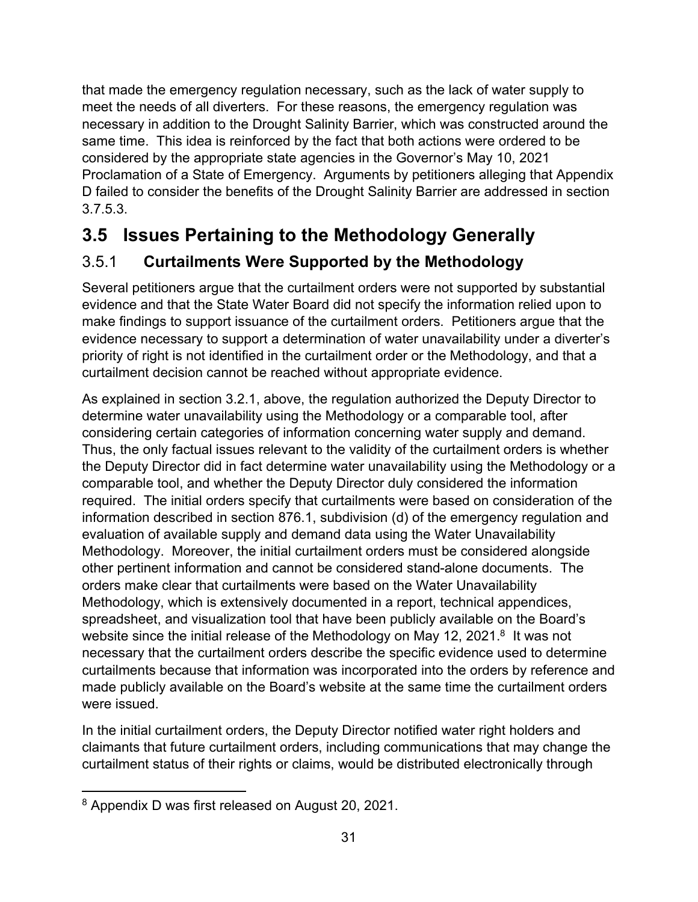that made the emergency regulation necessary, such as the lack of water supply to meet the needs of all diverters. For these reasons, the emergency regulation was necessary in addition to the Drought Salinity Barrier, which was constructed around the same time. This idea is reinforced by the fact that both actions were ordered to be considered by the appropriate state agencies in the Governor's May 10, 2021 Proclamation of a State of Emergency. Arguments by petitioners alleging that Appendix D failed to consider the benefits of the Drought Salinity Barrier are addressed in section 3.7.5.3.

## 3.5 Issues Pertaining to the Methodology Generally

### 3.5.1 **Curtailments Were Supported by the Methodology**

Several petitioners argue that the curtailment orders were not supported by substantial evidence and that the State Water Board did not specify the information relied upon to make findings to support issuance of the curtailment orders. Petitioners argue that the evidence necessary to support a determination of water unavailability under a diverter's priority of right is not identified in the curtailment order or the Methodology, and that a curtailment decision cannot be reached without appropriate evidence.

As explained in section 3.2.1, above, the regulation authorized the Deputy Director to determine water unavailability using the Methodology or a comparable tool, after considering certain categories of information concerning water supply and demand. Thus, the only factual issues relevant to the validity of the curtailment orders is whether the Deputy Director did in fact determine water unavailability using the Methodology or a comparable tool, and whether the Deputy Director duly considered the information required. The initial orders specify that curtailments were based on consideration of the information described in section 876.1, subdivision (d) of the emergency regulation and evaluation of available supply and demand data using the Water Unavailability Methodology. Moreover, the initial curtailment orders must be considered alongside other pertinent information and cannot be considered stand-alone documents. The orders make clear that curtailments were based on the Water Unavailability Methodology, which is extensively documented in a report, technical appendices, spreadsheet, and visualization tool that have been publicly available on the Board's website since the initial release of the Methodology on May 12, 2021.[8] It was not necessary that the curtailment orders describe the specific evidence used to determine curtailments because that information was incorporated into the orders by reference and made publicly available on the Board's website at the same time the curtailment orders were issued.

In the initial curtailment orders, the Deputy Director notified water right holders and claimants that future curtailment orders, including communications that may change the curtailment status of their rights or claims, would be distributed electronically through

[8] Appendix D was first released on August 20, 2021.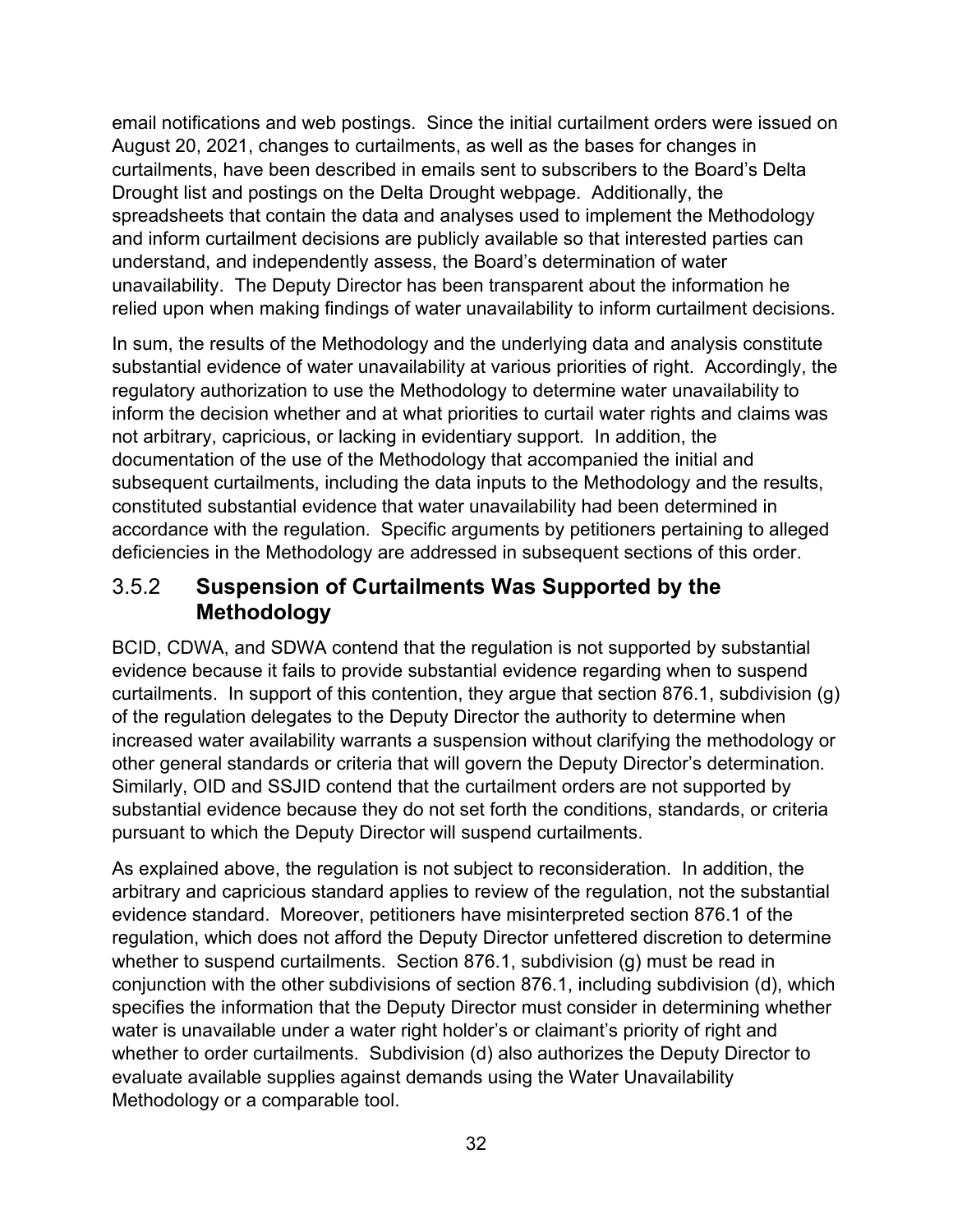email notifications and web postings. Since the initial curtailment orders were issued on August 20, 2021, changes to curtailments, as well as the bases for changes in curtailments, have been described in emails sent to subscribers to the Board's Delta Drought list and postings on the Delta Drought webpage. Additionally, the spreadsheets that contain the data and analyses used to implement the Methodology and inform curtailment decisions are publicly available so that interested parties can understand, and independently assess, the Board's determination of water unavailability. The Deputy Director has been transparent about the information he relied upon when making findings of water unavailability to inform curtailment decisions.

In sum, the results of the Methodology and the underlying data and analysis constitute substantial evidence of water unavailability at various priorities of right. Accordingly, the regulatory authorization to use the Methodology to determine water unavailability to inform the decision whether and at what priorities to curtail water rights and claims was not arbitrary, capricious, or lacking in evidentiary support. In addition, the documentation of the use of the Methodology that accompanied the initial and subsequent curtailments, including the data inputs to the Methodology and the results, constituted substantial evidence that water unavailability had been determined in accordance with the regulation. Specific arguments by petitioners pertaining to alleged deficiencies in the Methodology are addressed in subsequent sections of this order.

### 3.5.2 **Suspension of Curtailments Was Supported by the Methodology**

BCID, CDWA, and SDWA contend that the regulation is not supported by substantial evidence because it fails to provide substantial evidence regarding when to suspend curtailments. In support of this contention, they argue that section 876.1, subdivision (g) of the regulation delegates to the Deputy Director the authority to determine when increased water availability warrants a suspension without clarifying the methodology or other general standards or criteria that will govern the Deputy Director's determination. Similarly, OID and SSJID contend that the curtailment orders are not supported by substantial evidence because they do not set forth the conditions, standards, or criteria pursuant to which the Deputy Director will suspend curtailments.

As explained above, the regulation is not subject to reconsideration. In addition, the arbitrary and capricious standard applies to review of the regulation, not the substantial evidence standard. Moreover, petitioners have misinterpreted section 876.1 of the regulation, which does not afford the Deputy Director unfettered discretion to determine whether to suspend curtailments. Section 876.1, subdivision (g) must be read in conjunction with the other subdivisions of section 876.1, including subdivision (d), which specifies the information that the Deputy Director must consider in determining whether water is unavailable under a water right holder's or claimant's priority of right and whether to order curtailments. Subdivision (d) also authorizes the Deputy Director to evaluate available supplies against demands using the Water Unavailability Methodology or a comparable tool.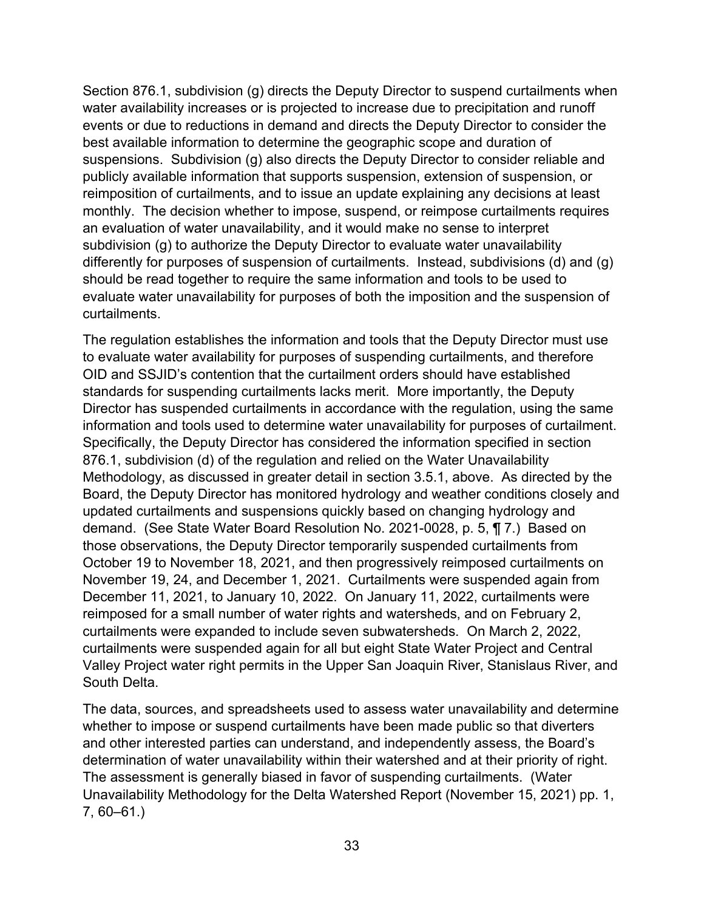Section 876.1, subdivision (g) directs the Deputy Director to suspend curtailments when water availability increases or is projected to increase due to precipitation and runoff events or due to reductions in demand and directs the Deputy Director to consider the best available information to determine the geographic scope and duration of suspensions. Subdivision (g) also directs the Deputy Director to consider reliable and publicly available information that supports suspension, extension of suspension, or reimposition of curtailments, and to issue an update explaining any decisions at least monthly. The decision whether to impose, suspend, or reimpose curtailments requires an evaluation of water unavailability, and it would make no sense to interpret subdivision (g) to authorize the Deputy Director to evaluate water unavailability differently for purposes of suspension of curtailments. Instead, subdivisions (d) and (g) should be read together to require the same information and tools to be used to evaluate water unavailability for purposes of both the imposition and the suspension of curtailments.

The regulation establishes the information and tools that the Deputy Director must use to evaluate water availability for purposes of suspending curtailments, and therefore OID and SSJID's contention that the curtailment orders should have established standards for suspending curtailments lacks merit. More importantly, the Deputy Director has suspended curtailments in accordance with the regulation, using the same information and tools used to determine water unavailability for purposes of curtailment. Specifically, the Deputy Director has considered the information specified in section 876.1, subdivision (d) of the regulation and relied on the Water Unavailability Methodology, as discussed in greater detail in section 3.5.1, above. As directed by the Board, the Deputy Director has monitored hydrology and weather conditions closely and updated curtailments and suspensions quickly based on changing hydrology and demand. (See State Water Board Resolution No. 2021-0028, p. 5, ¶ 7.) Based on those observations, the Deputy Director temporarily suspended curtailments from October 19 to November 18, 2021, and then progressively reimposed curtailments on November 19, 24, and December 1, 2021. Curtailments were suspended again from December 11, 2021, to January 10, 2022. On January 11, 2022, curtailments were reimposed for a small number of water rights and watersheds, and on February 2, curtailments were expanded to include seven subwatersheds. On March 2, 2022, curtailments were suspended again for all but eight State Water Project and Central Valley Project water right permits in the Upper San Joaquin River, Stanislaus River, and South Delta.

The data, sources, and spreadsheets used to assess water unavailability and determine whether to impose or suspend curtailments have been made public so that diverters and other interested parties can understand, and independently assess, the Board's determination of water unavailability within their watershed and at their priority of right. The assessment is generally biased in favor of suspending curtailments. (Water Unavailability Methodology for the Delta Watershed Report (November 15, 2021) pp. 1, 7, 60–61.)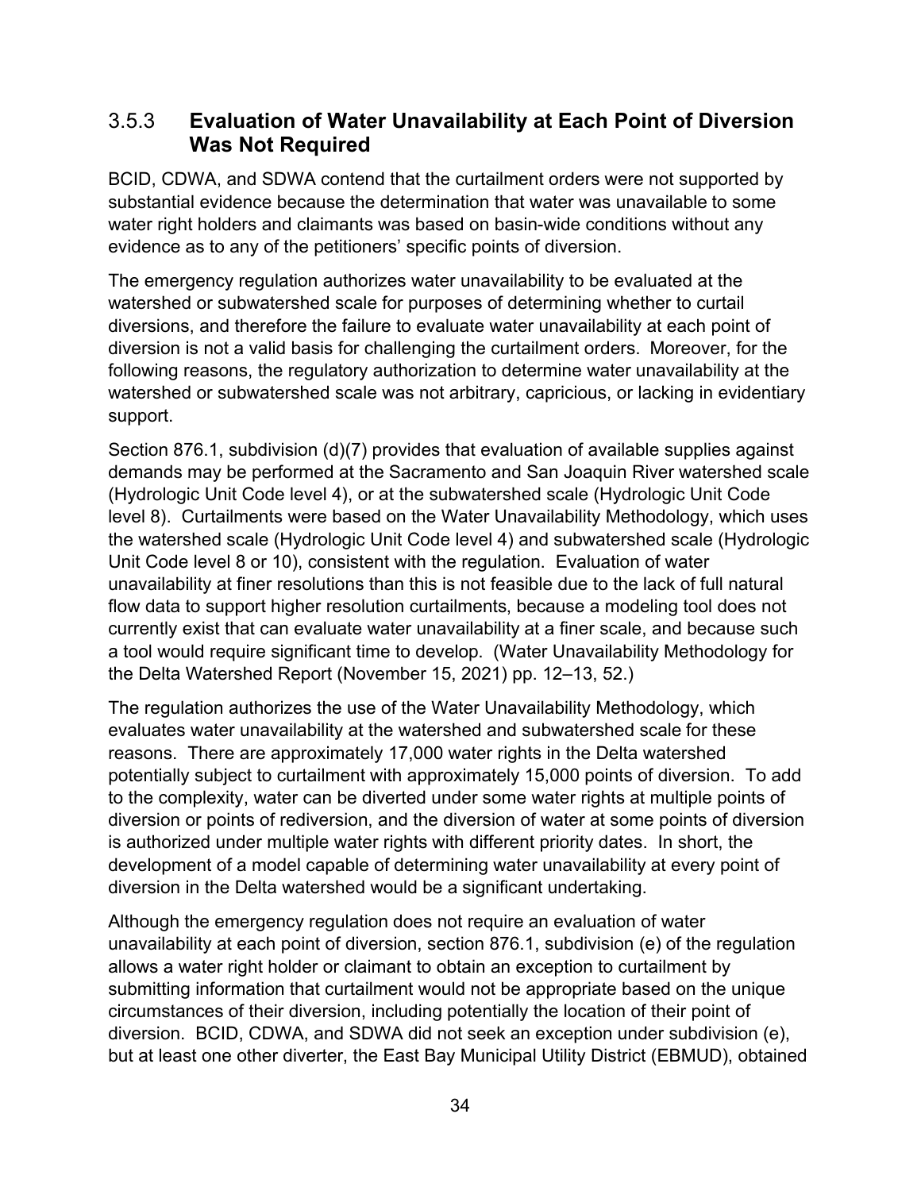### 3.5.3 Evaluation of Water Unavailability at Each Point of Diversion Was Not Required

BCID, CDWA, and SDWA contend that the curtailment orders were not supported by substantial evidence because the determination that water was unavailable to some water right holders and claimants was based on basin-wide conditions without any evidence as to any of the petitioners' specific points of diversion.

The emergency regulation authorizes water unavailability to be evaluated at the watershed or subwatershed scale for purposes of determining whether to curtail diversions, and therefore the failure to evaluate water unavailability at each point of diversion is not a valid basis for challenging the curtailment orders. Moreover, for the following reasons, the regulatory authorization to determine water unavailability at the watershed or subwatershed scale was not arbitrary, capricious, or lacking in evidentiary support.

Section 876.1, subdivision (d)(7) provides that evaluation of available supplies against demands may be performed at the Sacramento and San Joaquin River watershed scale (Hydrologic Unit Code level 4), or at the subwatershed scale (Hydrologic Unit Code level 8). Curtailments were based on the Water Unavailability Methodology, which uses the watershed scale (Hydrologic Unit Code level 4) and subwatershed scale (Hydrologic Unit Code level 8 or 10), consistent with the regulation. Evaluation of water unavailability at finer resolutions than this is not feasible due to the lack of full natural flow data to support higher resolution curtailments, because a modeling tool does not currently exist that can evaluate water unavailability at a finer scale, and because such a tool would require significant time to develop. (Water Unavailability Methodology for the Delta Watershed Report (November 15, 2021) pp. 12–13, 52.)

The regulation authorizes the use of the Water Unavailability Methodology, which evaluates water unavailability at the watershed and subwatershed scale for these reasons. There are approximately 17,000 water rights in the Delta watershed potentially subject to curtailment with approximately 15,000 points of diversion. To add to the complexity, water can be diverted under some water rights at multiple points of diversion or points of rediversion, and the diversion of water at some points of diversion is authorized under multiple water rights with different priority dates. In short, the development of a model capable of determining water unavailability at every point of diversion in the Delta watershed would be a significant undertaking.

Although the emergency regulation does not require an evaluation of water unavailability at each point of diversion, section 876.1, subdivision (e) of the regulation allows a water right holder or claimant to obtain an exception to curtailment by submitting information that curtailment would not be appropriate based on the unique circumstances of their diversion, including potentially the location of their point of diversion. BCID, CDWA, and SDWA did not seek an exception under subdivision (e), but at least one other diverter, the East Bay Municipal Utility District (EBMUD), obtained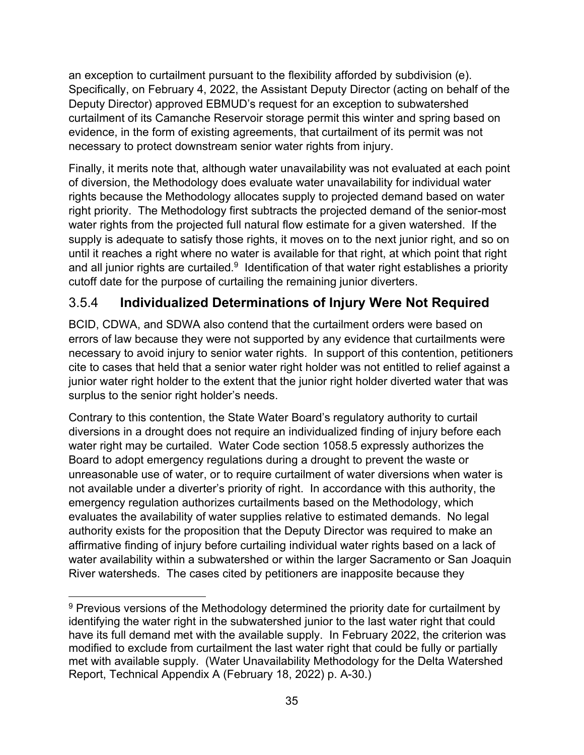an exception to curtailment pursuant to the flexibility afforded by subdivision (e). Specifically, on February 4, 2022, the Assistant Deputy Director (acting on behalf of the Deputy Director) approved EBMUD's request for an exception to subwatershed curtailment of its Camanche Reservoir storage permit this winter and spring based on evidence, in the form of existing agreements, that curtailment of its permit was not necessary to protect downstream senior water rights from injury.

Finally, it merits note that, although water unavailability was not evaluated at each point of diversion, the Methodology does evaluate water unavailability for individual water rights because the Methodology allocates supply to projected demand based on water right priority. The Methodology first subtracts the projected demand of the senior-most water rights from the projected full natural flow estimate for a given watershed. If the supply is adequate to satisfy those rights, it moves on to the next junior right, and so on until it reaches a right where no water is available for that right, at which point that right and all junior rights are curtailed.[9] Identification of that water right establishes a priority cutoff date for the purpose of curtailing the remaining junior diverters.

### 3.5.4 **Individualized Determinations of Injury Were Not Required**

BCID, CDWA, and SDWA also contend that the curtailment orders were based on errors of law because they were not supported by any evidence that curtailments were necessary to avoid injury to senior water rights. In support of this contention, petitioners cite to cases that held that a senior water right holder was not entitled to relief against a junior water right holder to the extent that the junior right holder diverted water that was surplus to the senior right holder's needs.

Contrary to this contention, the State Water Board's regulatory authority to curtail diversions in a drought does not require an individualized finding of injury before each water right may be curtailed. Water Code section 1058.5 expressly authorizes the Board to adopt emergency regulations during a drought to prevent the waste or unreasonable use of water, or to require curtailment of water diversions when water is not available under a diverter's priority of right. In accordance with this authority, the emergency regulation authorizes curtailments based on the Methodology, which evaluates the availability of water supplies relative to estimated demands. No legal authority exists for the proposition that the Deputy Director was required to make an affirmative finding of injury before curtailing individual water rights based on a lack of water availability within a subwatershed or within the larger Sacramento or San Joaquin River watersheds. The cases cited by petitioners are inapposite because they

[9] Previous versions of the Methodology determined the priority date for curtailment by identifying the water right in the subwatershed junior to the last water right that could have its full demand met with the available supply. In February 2022, the criterion was modified to exclude from curtailment the last water right that could be fully or partially met with available supply. (Water Unavailability Methodology for the Delta Watershed Report, Technical Appendix A (February 18, 2022) p. A-30.)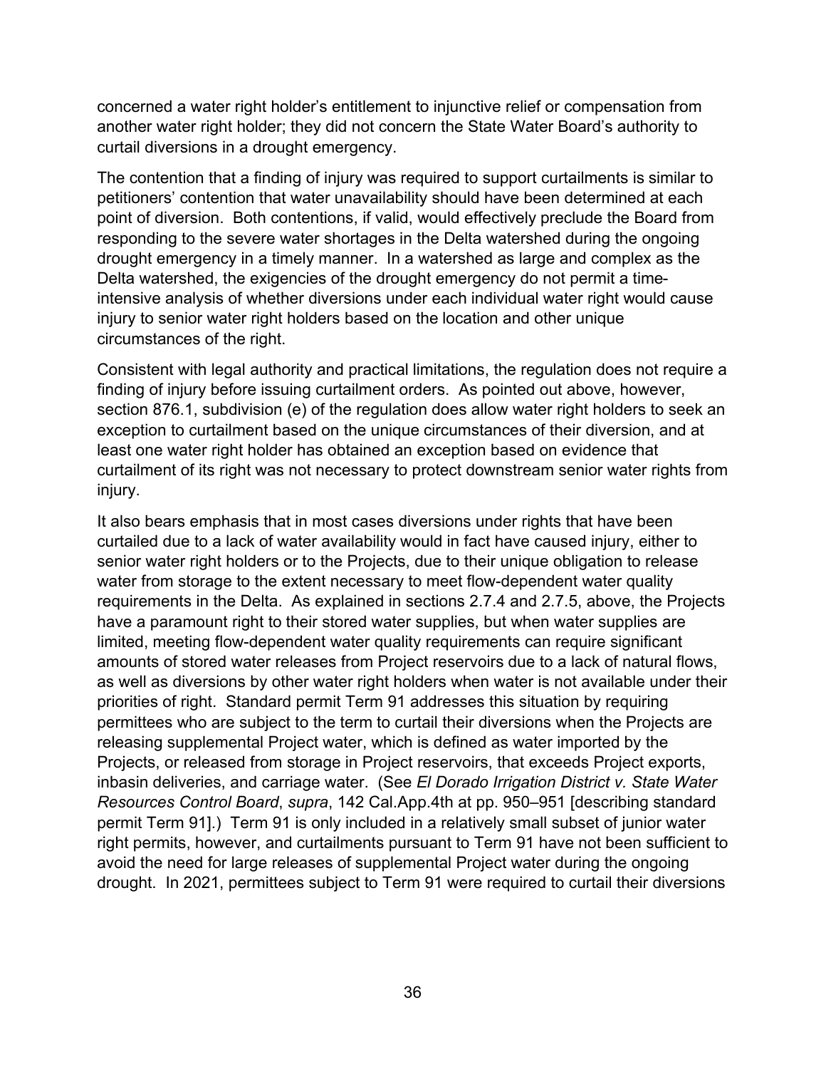concerned a water right holder's entitlement to injunctive relief or compensation from another water right holder; they did not concern the State Water Board's authority to curtail diversions in a drought emergency.

The contention that a finding of injury was required to support curtailments is similar to petitioners' contention that water unavailability should have been determined at each point of diversion. Both contentions, if valid, would effectively preclude the Board from responding to the severe water shortages in the Delta watershed during the ongoing drought emergency in a timely manner. In a watershed as large and complex as the Delta watershed, the exigencies of the drought emergency do not permit a time-intensive analysis of whether diversions under each individual water right would cause injury to senior water right holders based on the location and other unique circumstances of the right.

Consistent with legal authority and practical limitations, the regulation does not require a finding of injury before issuing curtailment orders. As pointed out above, however, section 876.1, subdivision (e) of the regulation does allow water right holders to seek an exception to curtailment based on the unique circumstances of their diversion, and at least one water right holder has obtained an exception based on evidence that curtailment of its right was not necessary to protect downstream senior water rights from injury.

It also bears emphasis that in most cases diversions under rights that have been curtailed due to a lack of water availability would in fact have caused injury, either to senior water right holders or to the Projects, due to their unique obligation to release water from storage to the extent necessary to meet flow-dependent water quality requirements in the Delta. As explained in sections 2.7.4 and 2.7.5, above, the Projects have a paramount right to their stored water supplies, but when water supplies are limited, meeting flow-dependent water quality requirements can require significant amounts of stored water releases from Project reservoirs due to a lack of natural flows, as well as diversions by other water right holders when water is not available under their priorities of right. Standard permit Term 91 addresses this situation by requiring permittees who are subject to the term to curtail their diversions when the Projects are releasing supplemental Project water, which is defined as water imported by the Projects, or released from storage in Project reservoirs, that exceeds Project exports, inbasin deliveries, and carriage water. (See *El Dorado Irrigation District v. State Water Resources Control Board*, *supra*, 142 Cal.App.4th at pp. 950–951 [describing standard permit Term 91].) Term 91 is only included in a relatively small subset of junior water right permits, however, and curtailments pursuant to Term 91 have not been sufficient to avoid the need for large releases of supplemental Project water during the ongoing drought. In 2021, permittees subject to Term 91 were required to curtail their diversions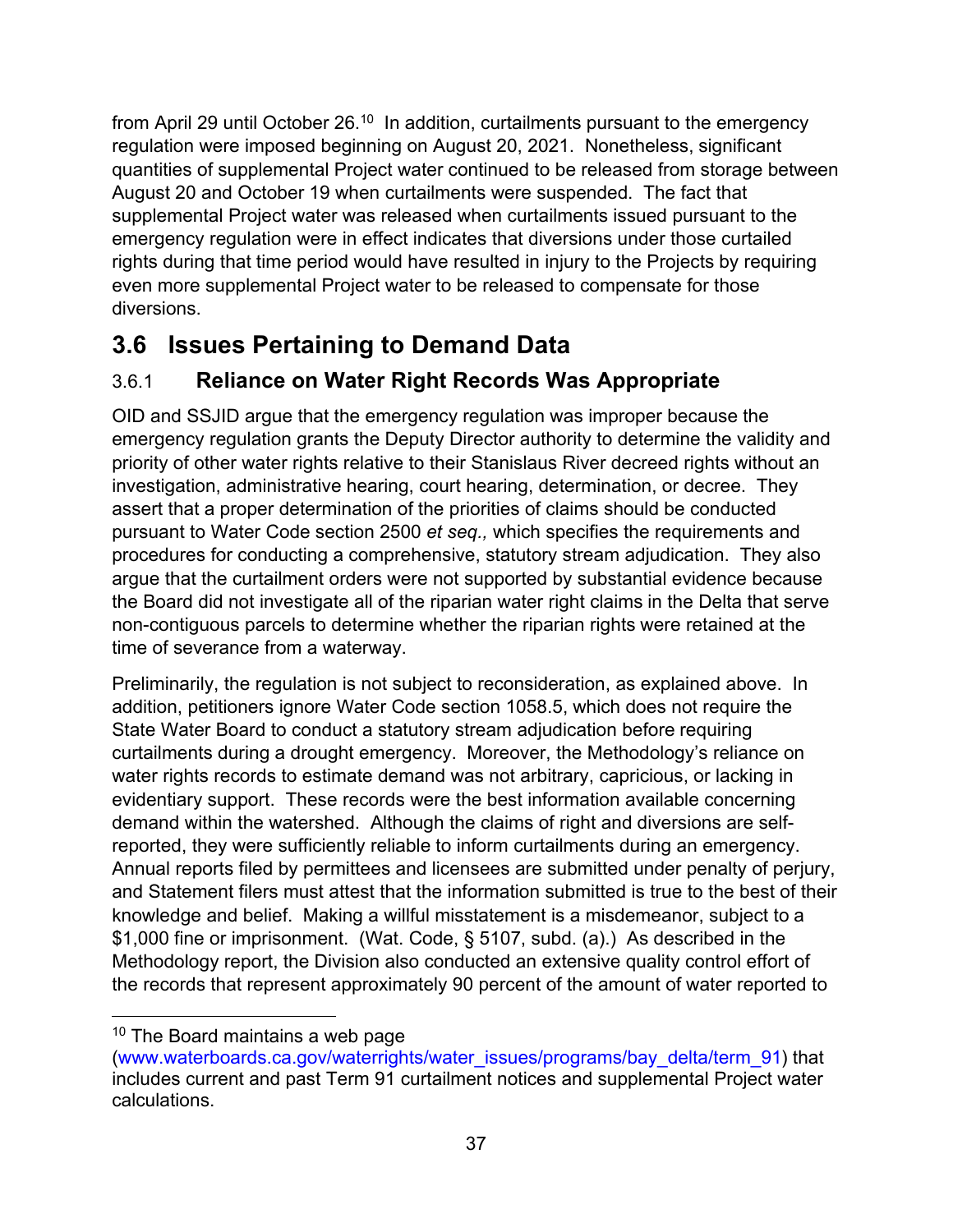from April 29 until October 26.[10] In addition, curtailments pursuant to the emergency regulation were imposed beginning on August 20, 2021. Nonetheless, significant quantities of supplemental Project water continued to be released from storage between August 20 and October 19 when curtailments were suspended. The fact that supplemental Project water was released when curtailments issued pursuant to the emergency regulation were in effect indicates that diversions under those curtailed rights during that time period would have resulted in injury to the Projects by requiring even more supplemental Project water to be released to compensate for those diversions.

## 3.6 Issues Pertaining to Demand Data

### 3.6.1 Reliance on Water Right Records Was Appropriate

OID and SSJID argue that the emergency regulation was improper because the emergency regulation grants the Deputy Director authority to determine the validity and priority of other water rights relative to their Stanislaus River decreed rights without an investigation, administrative hearing, court hearing, determination, or decree. They assert that a proper determination of the priorities of claims should be conducted pursuant to Water Code section 2500 *et seq.,* which specifies the requirements and procedures for conducting a comprehensive, statutory stream adjudication. They also argue that the curtailment orders were not supported by substantial evidence because the Board did not investigate all of the riparian water right claims in the Delta that serve non-contiguous parcels to determine whether the riparian rights were retained at the time of severance from a waterway.

Preliminarily, the regulation is not subject to reconsideration, as explained above. In addition, petitioners ignore Water Code section 1058.5, which does not require the State Water Board to conduct a statutory stream adjudication before requiring curtailments during a drought emergency. Moreover, the Methodology's reliance on water rights records to estimate demand was not arbitrary, capricious, or lacking in evidentiary support. These records were the best information available concerning demand within the watershed. Although the claims of right and diversions are self-reported, they were sufficiently reliable to inform curtailments during an emergency. Annual reports filed by permittees and licensees are submitted under penalty of perjury, and Statement filers must attest that the information submitted is true to the best of their knowledge and belief. Making a willful misstatement is a misdemeanor, subject to a $1,000 fine or imprisonment. (Wat. Code, § 5107, subd. (a).) As described in the Methodology report, the Division also conducted an extensive quality control effort of the records that represent approximately 90 percent of the amount of water reported to

[10] The Board maintains a web page (www.waterboards.ca.gov/waterrights/water_issues/programs/bay_delta/term_91) that includes current and past Term 91 curtailment notices and supplemental Project water calculations.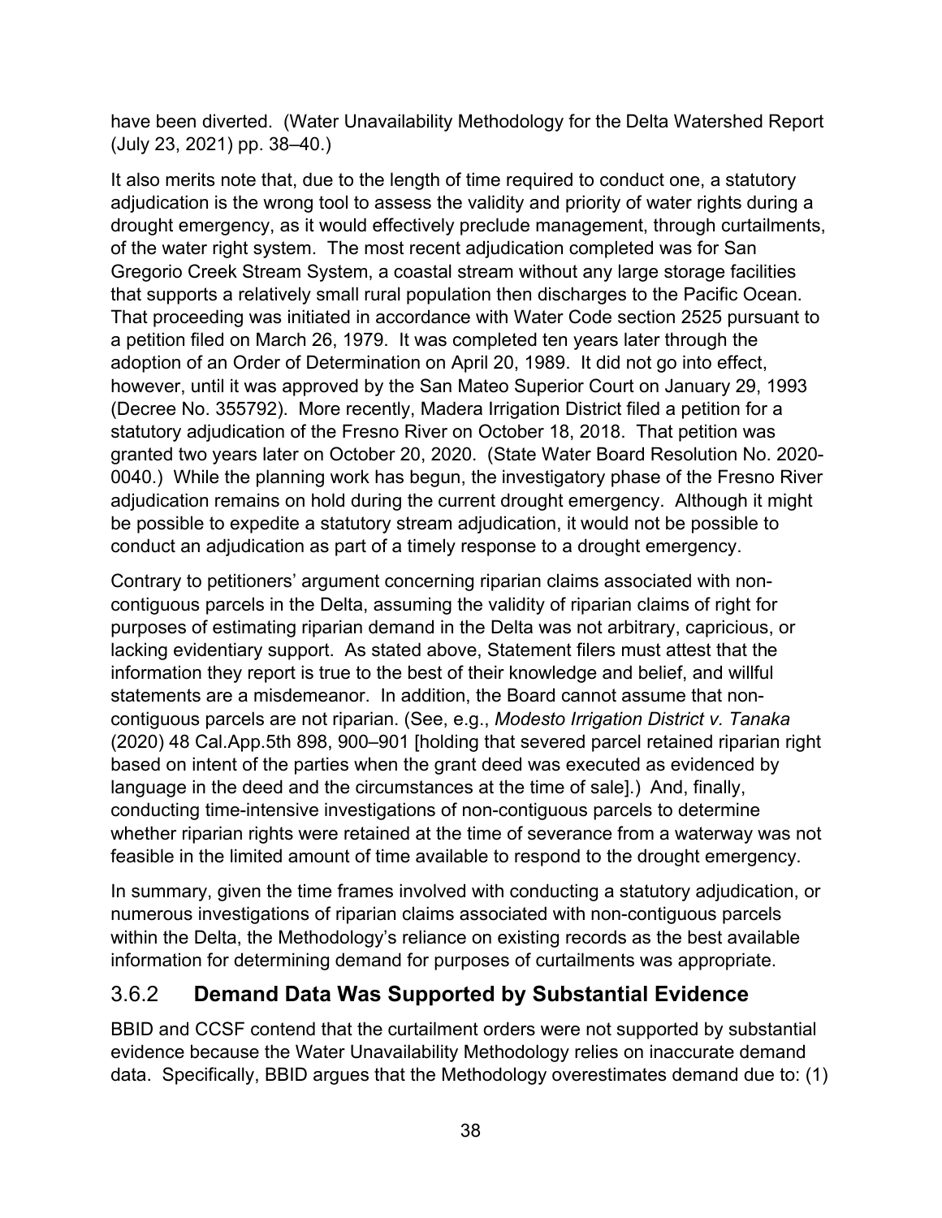have been diverted. (Water Unavailability Methodology for the Delta Watershed Report (July 23, 2021) pp. 38–40.)

It also merits note that, due to the length of time required to conduct one, a statutory adjudication is the wrong tool to assess the validity and priority of water rights during a drought emergency, as it would effectively preclude management, through curtailments, of the water right system. The most recent adjudication completed was for San Gregorio Creek Stream System, a coastal stream without any large storage facilities that supports a relatively small rural population then discharges to the Pacific Ocean. That proceeding was initiated in accordance with Water Code section 2525 pursuant to a petition filed on March 26, 1979. It was completed ten years later through the adoption of an Order of Determination on April 20, 1989. It did not go into effect, however, until it was approved by the San Mateo Superior Court on January 29, 1993 (Decree No. 355792). More recently, Madera Irrigation District filed a petition for a statutory adjudication of the Fresno River on October 18, 2018. That petition was granted two years later on October 20, 2020. (State Water Board Resolution No. 2020-0040.) While the planning work has begun, the investigatory phase of the Fresno River adjudication remains on hold during the current drought emergency. Although it might be possible to expedite a statutory stream adjudication, it would not be possible to conduct an adjudication as part of a timely response to a drought emergency.

Contrary to petitioners' argument concerning riparian claims associated with non-contiguous parcels in the Delta, assuming the validity of riparian claims of right for purposes of estimating riparian demand in the Delta was not arbitrary, capricious, or lacking evidentiary support. As stated above, Statement filers must attest that the information they report is true to the best of their knowledge and belief, and willful statements are a misdemeanor. In addition, the Board cannot assume that non-contiguous parcels are not riparian. (See, e.g., *Modesto Irrigation District v. Tanaka* (2020) 48 Cal.App.5th 898, 900–901 [holding that severed parcel retained riparian right based on intent of the parties when the grant deed was executed as evidenced by language in the deed and the circumstances at the time of sale].) And, finally, conducting time-intensive investigations of non-contiguous parcels to determine whether riparian rights were retained at the time of severance from a waterway was not feasible in the limited amount of time available to respond to the drought emergency.

In summary, given the time frames involved with conducting a statutory adjudication, or numerous investigations of riparian claims associated with non-contiguous parcels within the Delta, the Methodology's reliance on existing records as the best available information for determining demand for purposes of curtailments was appropriate.

### 3.6.2 **Demand Data Was Supported by Substantial Evidence**

BBID and CCSF contend that the curtailment orders were not supported by substantial evidence because the Water Unavailability Methodology relies on inaccurate demand data. Specifically, BBID argues that the Methodology overestimates demand due to: (1)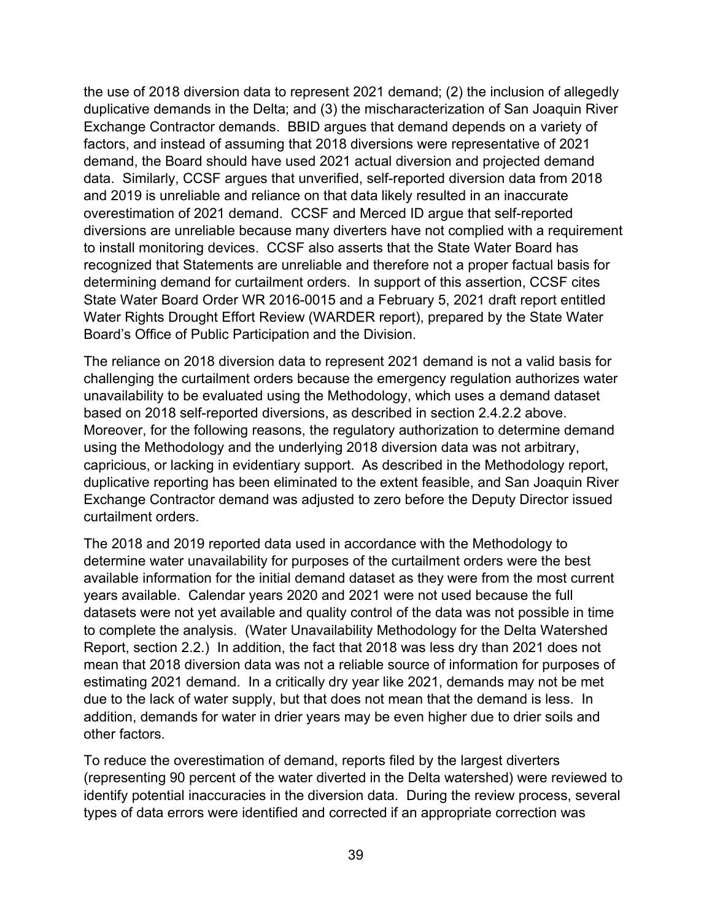the use of 2018 diversion data to represent 2021 demand; (2) the inclusion of allegedly duplicative demands in the Delta; and (3) the mischaracterization of San Joaquin River Exchange Contractor demands. BBID argues that demand depends on a variety of factors, and instead of assuming that 2018 diversions were representative of 2021 demand, the Board should have used 2021 actual diversion and projected demand data. Similarly, CCSF argues that unverified, self-reported diversion data from 2018 and 2019 is unreliable and reliance on that data likely resulted in an inaccurate overestimation of 2021 demand. CCSF and Merced ID argue that self-reported diversions are unreliable because many diverters have not complied with a requirement to install monitoring devices. CCSF also asserts that the State Water Board has recognized that Statements are unreliable and therefore not a proper factual basis for determining demand for curtailment orders. In support of this assertion, CCSF cites State Water Board Order WR 2016-0015 and a February 5, 2021 draft report entitled Water Rights Drought Effort Review (WARDER report), prepared by the State Water Board's Office of Public Participation and the Division.

The reliance on 2018 diversion data to represent 2021 demand is not a valid basis for challenging the curtailment orders because the emergency regulation authorizes water unavailability to be evaluated using the Methodology, which uses a demand dataset based on 2018 self-reported diversions, as described in section 2.4.2.2 above. Moreover, for the following reasons, the regulatory authorization to determine demand using the Methodology and the underlying 2018 diversion data was not arbitrary, capricious, or lacking in evidentiary support. As described in the Methodology report, duplicative reporting has been eliminated to the extent feasible, and San Joaquin River Exchange Contractor demand was adjusted to zero before the Deputy Director issued curtailment orders.

The 2018 and 2019 reported data used in accordance with the Methodology to determine water unavailability for purposes of the curtailment orders were the best available information for the initial demand dataset as they were from the most current years available. Calendar years 2020 and 2021 were not used because the full datasets were not yet available and quality control of the data was not possible in time to complete the analysis. (Water Unavailability Methodology for the Delta Watershed Report, section 2.2.) In addition, the fact that 2018 was less dry than 2021 does not mean that 2018 diversion data was not a reliable source of information for purposes of estimating 2021 demand. In a critically dry year like 2021, demands may not be met due to the lack of water supply, but that does not mean that the demand is less. In addition, demands for water in drier years may be even higher due to drier soils and other factors.

To reduce the overestimation of demand, reports filed by the largest diverters (representing 90 percent of the water diverted in the Delta watershed) were reviewed to identify potential inaccuracies in the diversion data. During the review process, several types of data errors were identified and corrected if an appropriate correction was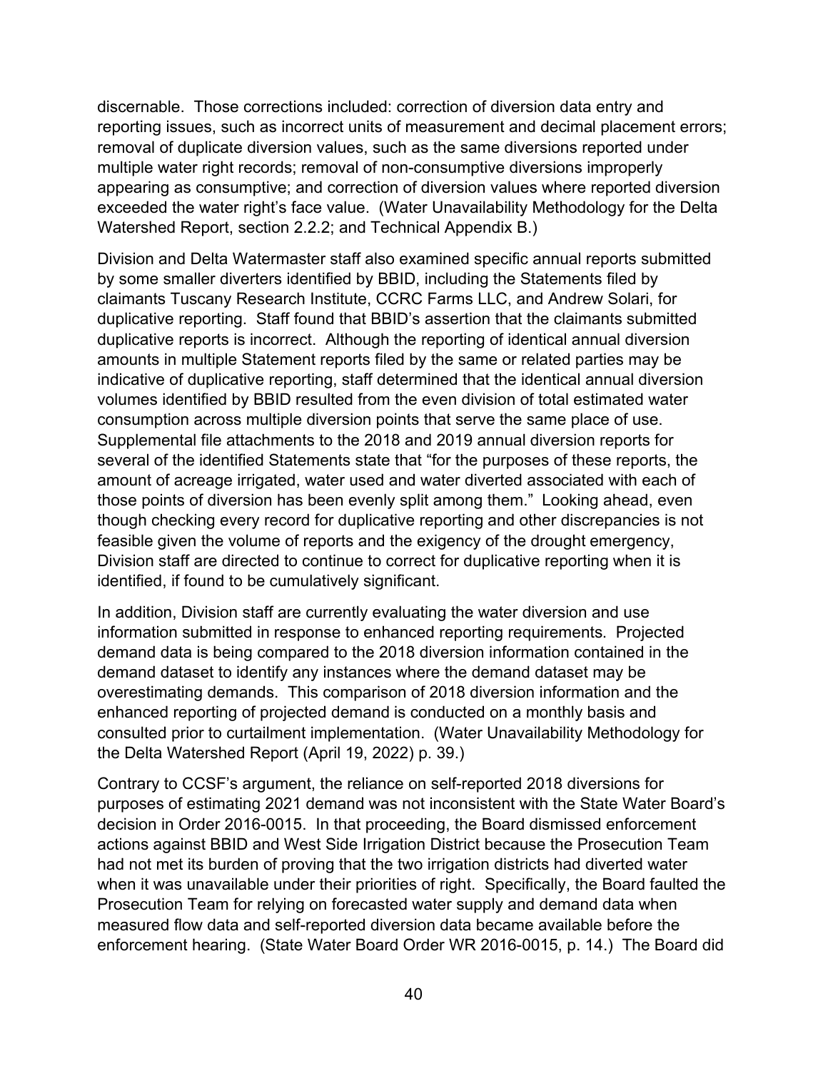discernable. Those corrections included: correction of diversion data entry and reporting issues, such as incorrect units of measurement and decimal placement errors; removal of duplicate diversion values, such as the same diversions reported under multiple water right records; removal of non-consumptive diversions improperly appearing as consumptive; and correction of diversion values where reported diversion exceeded the water right's face value. (Water Unavailability Methodology for the Delta Watershed Report, section 2.2.2; and Technical Appendix B.)

Division and Delta Watermaster staff also examined specific annual reports submitted by some smaller diverters identified by BBID, including the Statements filed by claimants Tuscany Research Institute, CCRC Farms LLC, and Andrew Solari, for duplicative reporting. Staff found that BBID's assertion that the claimants submitted duplicative reports is incorrect. Although the reporting of identical annual diversion amounts in multiple Statement reports filed by the same or related parties may be indicative of duplicative reporting, staff determined that the identical annual diversion volumes identified by BBID resulted from the even division of total estimated water consumption across multiple diversion points that serve the same place of use. Supplemental file attachments to the 2018 and 2019 annual diversion reports for several of the identified Statements state that "for the purposes of these reports, the amount of acreage irrigated, water used and water diverted associated with each of those points of diversion has been evenly split among them." Looking ahead, even though checking every record for duplicative reporting and other discrepancies is not feasible given the volume of reports and the exigency of the drought emergency, Division staff are directed to continue to correct for duplicative reporting when it is identified, if found to be cumulatively significant.

In addition, Division staff are currently evaluating the water diversion and use information submitted in response to enhanced reporting requirements. Projected demand data is being compared to the 2018 diversion information contained in the demand dataset to identify any instances where the demand dataset may be overestimating demands. This comparison of 2018 diversion information and the enhanced reporting of projected demand is conducted on a monthly basis and consulted prior to curtailment implementation. (Water Unavailability Methodology for the Delta Watershed Report (April 19, 2022) p. 39.)

Contrary to CCSF's argument, the reliance on self-reported 2018 diversions for purposes of estimating 2021 demand was not inconsistent with the State Water Board's decision in Order 2016-0015. In that proceeding, the Board dismissed enforcement actions against BBID and West Side Irrigation District because the Prosecution Team had not met its burden of proving that the two irrigation districts had diverted water when it was unavailable under their priorities of right. Specifically, the Board faulted the Prosecution Team for relying on forecasted water supply and demand data when measured flow data and self-reported diversion data became available before the enforcement hearing. (State Water Board Order WR 2016-0015, p. 14.) The Board did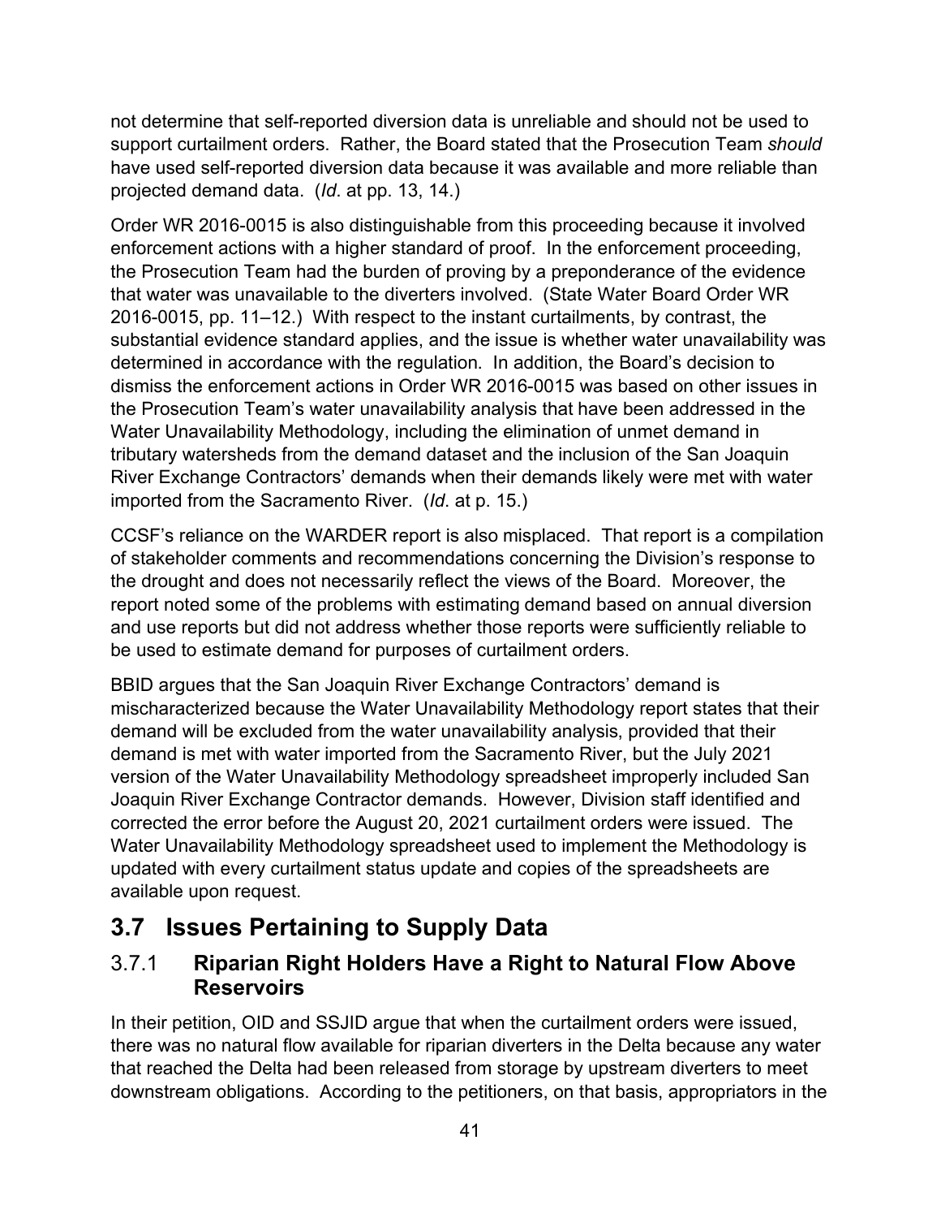not determine that self-reported diversion data is unreliable and should not be used to support curtailment orders. Rather, the Board stated that the Prosecution Team *should* have used self-reported diversion data because it was available and more reliable than projected demand data. (*Id*. at pp. 13, 14.)

Order WR 2016-0015 is also distinguishable from this proceeding because it involved enforcement actions with a higher standard of proof. In the enforcement proceeding, the Prosecution Team had the burden of proving by a preponderance of the evidence that water was unavailable to the diverters involved. (State Water Board Order WR 2016-0015, pp. 11–12.) With respect to the instant curtailments, by contrast, the substantial evidence standard applies, and the issue is whether water unavailability was determined in accordance with the regulation. In addition, the Board's decision to dismiss the enforcement actions in Order WR 2016-0015 was based on other issues in the Prosecution Team's water unavailability analysis that have been addressed in the Water Unavailability Methodology, including the elimination of unmet demand in tributary watersheds from the demand dataset and the inclusion of the San Joaquin River Exchange Contractors' demands when their demands likely were met with water imported from the Sacramento River. (*Id*. at p. 15.)

CCSF's reliance on the WARDER report is also misplaced. That report is a compilation of stakeholder comments and recommendations concerning the Division's response to the drought and does not necessarily reflect the views of the Board. Moreover, the report noted some of the problems with estimating demand based on annual diversion and use reports but did not address whether those reports were sufficiently reliable to be used to estimate demand for purposes of curtailment orders.

BBID argues that the San Joaquin River Exchange Contractors' demand is mischaracterized because the Water Unavailability Methodology report states that their demand will be excluded from the water unavailability analysis, provided that their demand is met with water imported from the Sacramento River, but the July 2021 version of the Water Unavailability Methodology spreadsheet improperly included San Joaquin River Exchange Contractor demands. However, Division staff identified and corrected the error before the August 20, 2021 curtailment orders were issued. The Water Unavailability Methodology spreadsheet used to implement the Methodology is updated with every curtailment status update and copies of the spreadsheets are available upon request.

## 3.7 Issues Pertaining to Supply Data

### 3.7.1 **Riparian Right Holders Have a Right to Natural Flow Above Reservoirs**

In their petition, OID and SSJID argue that when the curtailment orders were issued, there was no natural flow available for riparian diverters in the Delta because any water that reached the Delta had been released from storage by upstream diverters to meet downstream obligations. According to the petitioners, on that basis, appropriators in the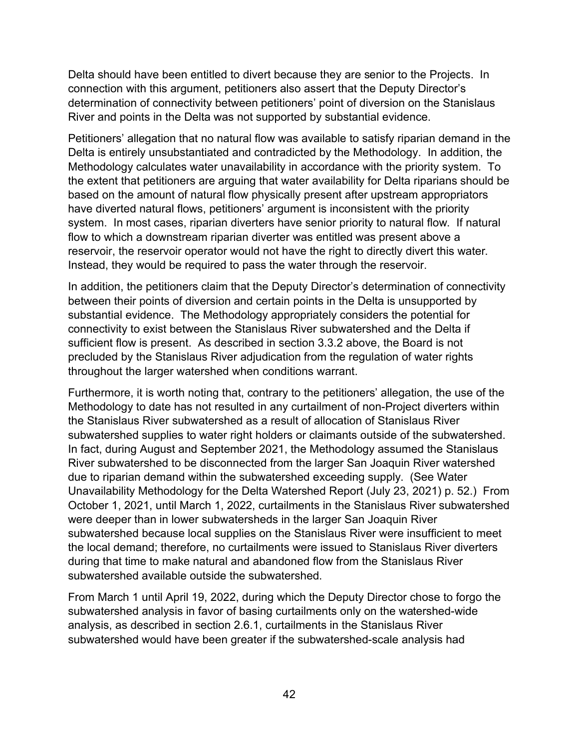Delta should have been entitled to divert because they are senior to the Projects. In connection with this argument, petitioners also assert that the Deputy Director's determination of connectivity between petitioners' point of diversion on the Stanislaus River and points in the Delta was not supported by substantial evidence.

Petitioners' allegation that no natural flow was available to satisfy riparian demand in the Delta is entirely unsubstantiated and contradicted by the Methodology. In addition, the Methodology calculates water unavailability in accordance with the priority system. To the extent that petitioners are arguing that water availability for Delta riparians should be based on the amount of natural flow physically present after upstream appropriators have diverted natural flows, petitioners' argument is inconsistent with the priority system. In most cases, riparian diverters have senior priority to natural flow. If natural flow to which a downstream riparian diverter was entitled was present above a reservoir, the reservoir operator would not have the right to directly divert this water. Instead, they would be required to pass the water through the reservoir.

In addition, the petitioners claim that the Deputy Director's determination of connectivity between their points of diversion and certain points in the Delta is unsupported by substantial evidence. The Methodology appropriately considers the potential for connectivity to exist between the Stanislaus River subwatershed and the Delta if sufficient flow is present. As described in section 3.3.2 above, the Board is not precluded by the Stanislaus River adjudication from the regulation of water rights throughout the larger watershed when conditions warrant.

Furthermore, it is worth noting that, contrary to the petitioners' allegation, the use of the Methodology to date has not resulted in any curtailment of non-Project diverters within the Stanislaus River subwatershed as a result of allocation of Stanislaus River subwatershed supplies to water right holders or claimants outside of the subwatershed. In fact, during August and September 2021, the Methodology assumed the Stanislaus River subwatershed to be disconnected from the larger San Joaquin River watershed due to riparian demand within the subwatershed exceeding supply. (See Water Unavailability Methodology for the Delta Watershed Report (July 23, 2021) p. 52.) From October 1, 2021, until March 1, 2022, curtailments in the Stanislaus River subwatershed were deeper than in lower subwatersheds in the larger San Joaquin River subwatershed because local supplies on the Stanislaus River were insufficient to meet the local demand; therefore, no curtailments were issued to Stanislaus River diverters during that time to make natural and abandoned flow from the Stanislaus River subwatershed available outside the subwatershed.

From March 1 until April 19, 2022, during which the Deputy Director chose to forgo the subwatershed analysis in favor of basing curtailments only on the watershed-wide analysis, as described in section 2.6.1, curtailments in the Stanislaus River subwatershed would have been greater if the subwatershed-scale analysis had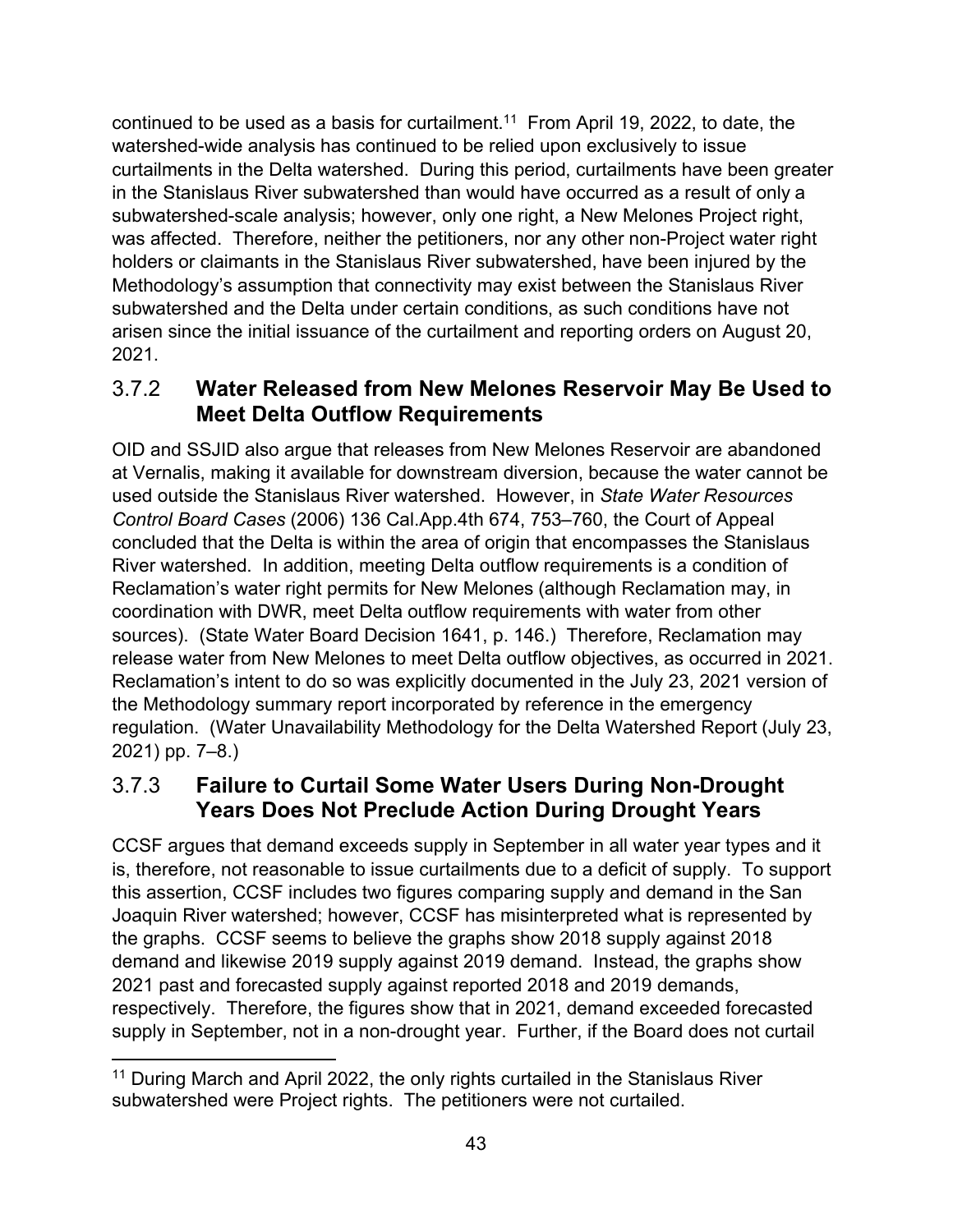continued to be used as a basis for curtailment.[11] From April 19, 2022, to date, the watershed-wide analysis has continued to be relied upon exclusively to issue curtailments in the Delta watershed. During this period, curtailments have been greater in the Stanislaus River subwatershed than would have occurred as a result of only a subwatershed-scale analysis; however, only one right, a New Melones Project right, was affected. Therefore, neither the petitioners, nor any other non-Project water right holders or claimants in the Stanislaus River subwatershed, have been injured by the Methodology's assumption that connectivity may exist between the Stanislaus River subwatershed and the Delta under certain conditions, as such conditions have not arisen since the initial issuance of the curtailment and reporting orders on August 20, 2021.

### 3.7.2 Water Released from New Melones Reservoir May Be Used to Meet Delta Outflow Requirements

OID and SSJID also argue that releases from New Melones Reservoir are abandoned at Vernalis, making it available for downstream diversion, because the water cannot be used outside the Stanislaus River watershed. However, in *State Water Resources Control Board Cases* (2006) 136 Cal.App.4th 674, 753–760, the Court of Appeal concluded that the Delta is within the area of origin that encompasses the Stanislaus River watershed. In addition, meeting Delta outflow requirements is a condition of Reclamation's water right permits for New Melones (although Reclamation may, in coordination with DWR, meet Delta outflow requirements with water from other sources). (State Water Board Decision 1641, p. 146.) Therefore, Reclamation may release water from New Melones to meet Delta outflow objectives, as occurred in 2021. Reclamation's intent to do so was explicitly documented in the July 23, 2021 version of the Methodology summary report incorporated by reference in the emergency regulation. (Water Unavailability Methodology for the Delta Watershed Report (July 23, 2021) pp. 7–8.)

### 3.7.3 Failure to Curtail Some Water Users During Non-Drought Years Does Not Preclude Action During Drought Years

CCSF argues that demand exceeds supply in September in all water year types and it is, therefore, not reasonable to issue curtailments due to a deficit of supply. To support this assertion, CCSF includes two figures comparing supply and demand in the San Joaquin River watershed; however, CCSF has misinterpreted what is represented by the graphs. CCSF seems to believe the graphs show 2018 supply against 2018 demand and likewise 2019 supply against 2019 demand. Instead, the graphs show 2021 past and forecasted supply against reported 2018 and 2019 demands, respectively. Therefore, the figures show that in 2021, demand exceeded forecasted supply in September, not in a non-drought year. Further, if the Board does not curtail

[11] During March and April 2022, the only rights curtailed in the Stanislaus River subwatershed were Project rights. The petitioners were not curtailed.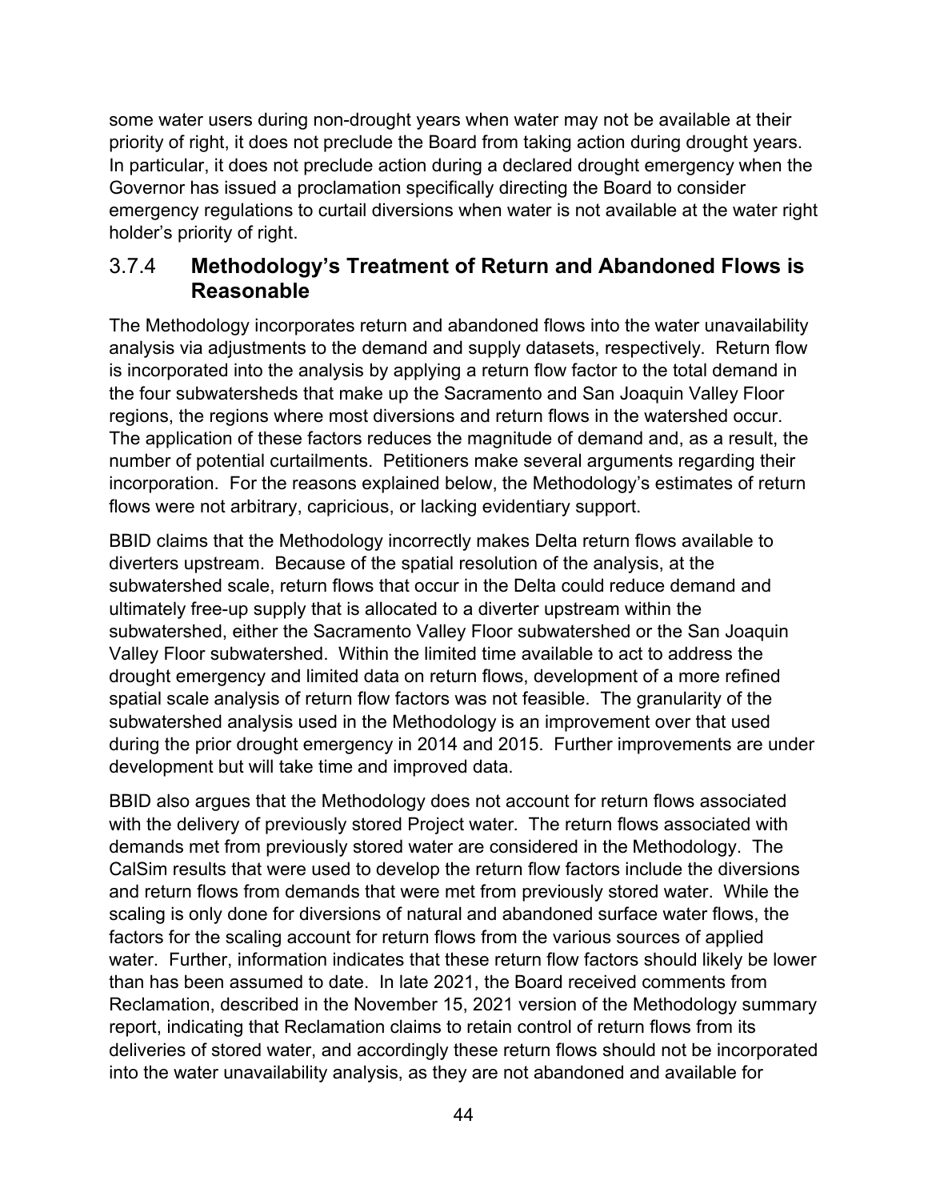some water users during non-drought years when water may not be available at their priority of right, it does not preclude the Board from taking action during drought years. In particular, it does not preclude action during a declared drought emergency when the Governor has issued a proclamation specifically directing the Board to consider emergency regulations to curtail diversions when water is not available at the water right holder's priority of right.

### 3.7.4 Methodology's Treatment of Return and Abandoned Flows is Reasonable

The Methodology incorporates return and abandoned flows into the water unavailability analysis via adjustments to the demand and supply datasets, respectively. Return flow is incorporated into the analysis by applying a return flow factor to the total demand in the four subwatersheds that make up the Sacramento and San Joaquin Valley Floor regions, the regions where most diversions and return flows in the watershed occur. The application of these factors reduces the magnitude of demand and, as a result, the number of potential curtailments. Petitioners make several arguments regarding their incorporation. For the reasons explained below, the Methodology's estimates of return flows were not arbitrary, capricious, or lacking evidentiary support.

BBID claims that the Methodology incorrectly makes Delta return flows available to diverters upstream. Because of the spatial resolution of the analysis, at the subwatershed scale, return flows that occur in the Delta could reduce demand and ultimately free-up supply that is allocated to a diverter upstream within the subwatershed, either the Sacramento Valley Floor subwatershed or the San Joaquin Valley Floor subwatershed. Within the limited time available to act to address the drought emergency and limited data on return flows, development of a more refined spatial scale analysis of return flow factors was not feasible. The granularity of the subwatershed analysis used in the Methodology is an improvement over that used during the prior drought emergency in 2014 and 2015. Further improvements are under development but will take time and improved data.

BBID also argues that the Methodology does not account for return flows associated with the delivery of previously stored Project water. The return flows associated with demands met from previously stored water are considered in the Methodology. The CalSim results that were used to develop the return flow factors include the diversions and return flows from demands that were met from previously stored water. While the scaling is only done for diversions of natural and abandoned surface water flows, the factors for the scaling account for return flows from the various sources of applied water. Further, information indicates that these return flow factors should likely be lower than has been assumed to date. In late 2021, the Board received comments from Reclamation, described in the November 15, 2021 version of the Methodology summary report, indicating that Reclamation claims to retain control of return flows from its deliveries of stored water, and accordingly these return flows should not be incorporated into the water unavailability analysis, as they are not abandoned and available for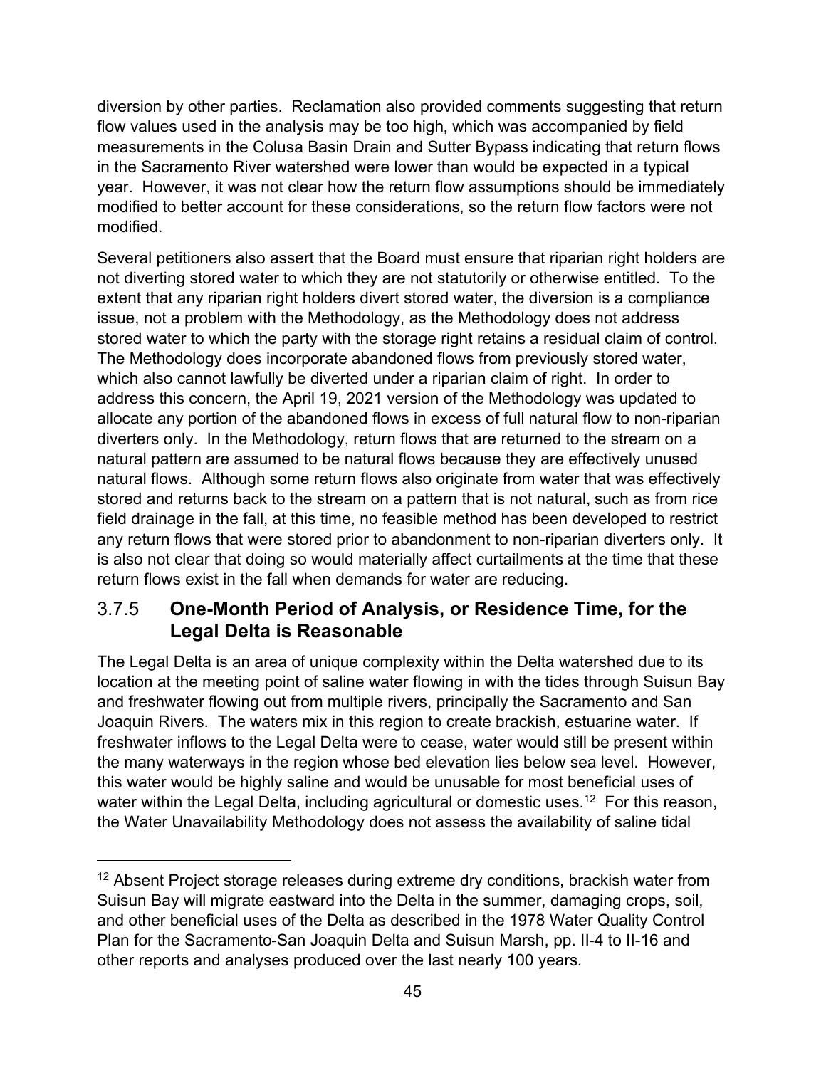diversion by other parties. Reclamation also provided comments suggesting that return flow values used in the analysis may be too high, which was accompanied by field measurements in the Colusa Basin Drain and Sutter Bypass indicating that return flows in the Sacramento River watershed were lower than would be expected in a typical year. However, it was not clear how the return flow assumptions should be immediately modified to better account for these considerations, so the return flow factors were not modified.

Several petitioners also assert that the Board must ensure that riparian right holders are not diverting stored water to which they are not statutorily or otherwise entitled. To the extent that any riparian right holders divert stored water, the diversion is a compliance issue, not a problem with the Methodology, as the Methodology does not address stored water to which the party with the storage right retains a residual claim of control. The Methodology does incorporate abandoned flows from previously stored water, which also cannot lawfully be diverted under a riparian claim of right. In order to address this concern, the April 19, 2021 version of the Methodology was updated to allocate any portion of the abandoned flows in excess of full natural flow to non-riparian diverters only. In the Methodology, return flows that are returned to the stream on a natural pattern are assumed to be natural flows because they are effectively unused natural flows. Although some return flows also originate from water that was effectively stored and returns back to the stream on a pattern that is not natural, such as from rice field drainage in the fall, at this time, no feasible method has been developed to restrict any return flows that were stored prior to abandonment to non-riparian diverters only. It is also not clear that doing so would materially affect curtailments at the time that these return flows exist in the fall when demands for water are reducing.

### 3.7.5 **One-Month Period of Analysis, or Residence Time, for the Legal Delta is Reasonable**

The Legal Delta is an area of unique complexity within the Delta watershed due to its location at the meeting point of saline water flowing in with the tides through Suisun Bay and freshwater flowing out from multiple rivers, principally the Sacramento and San Joaquin Rivers. The waters mix in this region to create brackish, estuarine water. If freshwater inflows to the Legal Delta were to cease, water would still be present within the many waterways in the region whose bed elevation lies below sea level. However, this water would be highly saline and would be unusable for most beneficial uses of water within the Legal Delta, including agricultural or domestic uses.[12] For this reason, the Water Unavailability Methodology does not assess the availability of saline tidal

[12] Absent Project storage releases during extreme dry conditions, brackish water from Suisun Bay will migrate eastward into the Delta in the summer, damaging crops, soil, and other beneficial uses of the Delta as described in the 1978 Water Quality Control Plan for the Sacramento-San Joaquin Delta and Suisun Marsh, pp. II-4 to II-16 and other reports and analyses produced over the last nearly 100 years.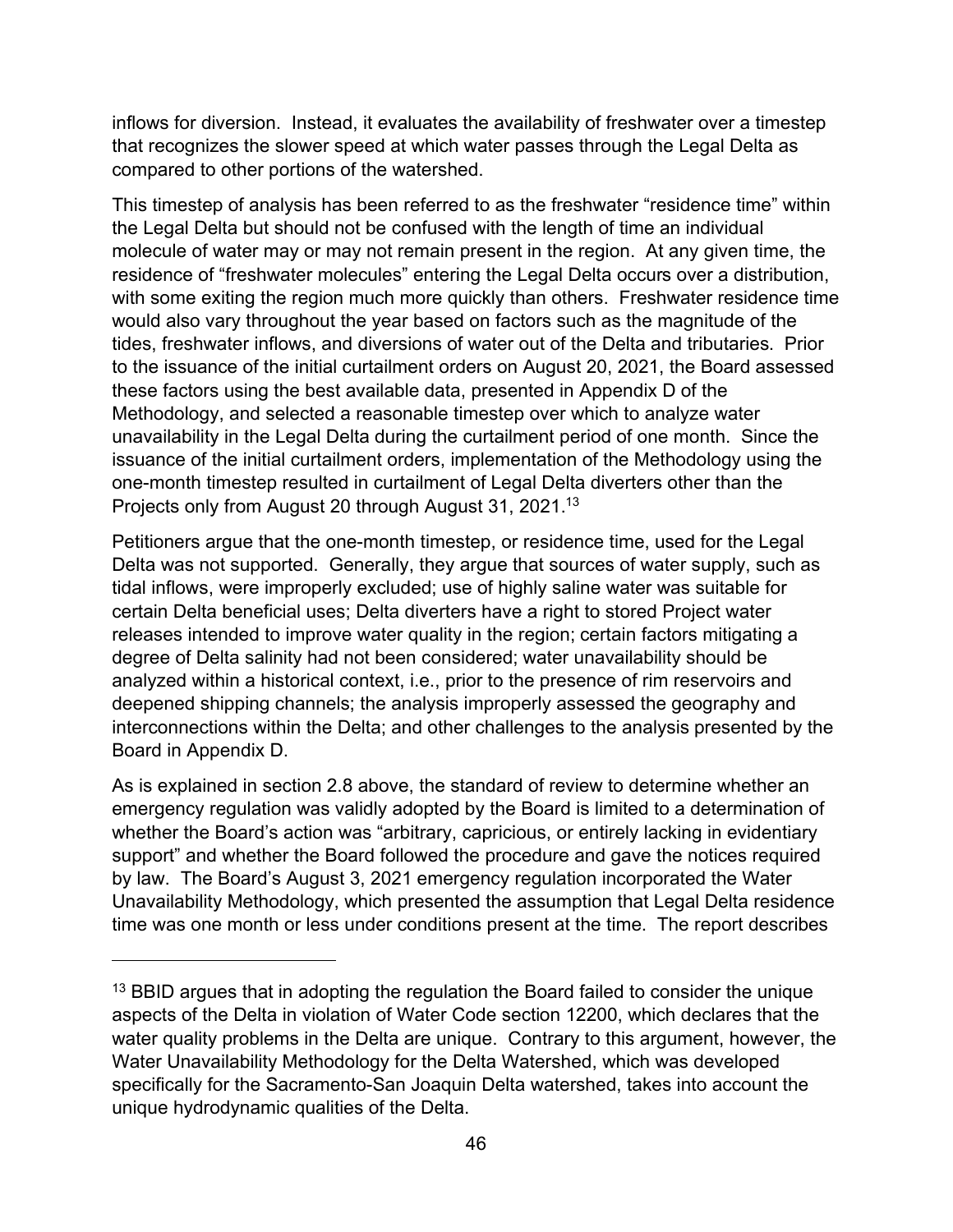inflows for diversion. Instead, it evaluates the availability of freshwater over a timestep that recognizes the slower speed at which water passes through the Legal Delta as compared to other portions of the watershed.

This timestep of analysis has been referred to as the freshwater "residence time" within the Legal Delta but should not be confused with the length of time an individual molecule of water may or may not remain present in the region. At any given time, the residence of "freshwater molecules" entering the Legal Delta occurs over a distribution, with some exiting the region much more quickly than others. Freshwater residence time would also vary throughout the year based on factors such as the magnitude of the tides, freshwater inflows, and diversions of water out of the Delta and tributaries. Prior to the issuance of the initial curtailment orders on August 20, 2021, the Board assessed these factors using the best available data, presented in Appendix D of the Methodology, and selected a reasonable timestep over which to analyze water unavailability in the Legal Delta during the curtailment period of one month. Since the issuance of the initial curtailment orders, implementation of the Methodology using the one-month timestep resulted in curtailment of Legal Delta diverters other than the Projects only from August 20 through August 31, 2021.[13]

Petitioners argue that the one-month timestep, or residence time, used for the Legal Delta was not supported. Generally, they argue that sources of water supply, such as tidal inflows, were improperly excluded; use of highly saline water was suitable for certain Delta beneficial uses; Delta diverters have a right to stored Project water releases intended to improve water quality in the region; certain factors mitigating a degree of Delta salinity had not been considered; water unavailability should be analyzed within a historical context, i.e., prior to the presence of rim reservoirs and deepened shipping channels; the analysis improperly assessed the geography and interconnections within the Delta; and other challenges to the analysis presented by the Board in Appendix D.

As is explained in section 2.8 above, the standard of review to determine whether an emergency regulation was validly adopted by the Board is limited to a determination of whether the Board's action was "arbitrary, capricious, or entirely lacking in evidentiary support" and whether the Board followed the procedure and gave the notices required by law. The Board's August 3, 2021 emergency regulation incorporated the Water Unavailability Methodology, which presented the assumption that Legal Delta residence time was one month or less under conditions present at the time. The report describes

---

[13] BBID argues that in adopting the regulation the Board failed to consider the unique aspects of the Delta in violation of Water Code section 12200, which declares that the water quality problems in the Delta are unique. Contrary to this argument, however, the Water Unavailability Methodology for the Delta Watershed, which was developed specifically for the Sacramento-San Joaquin Delta watershed, takes into account the unique hydrodynamic qualities of the Delta.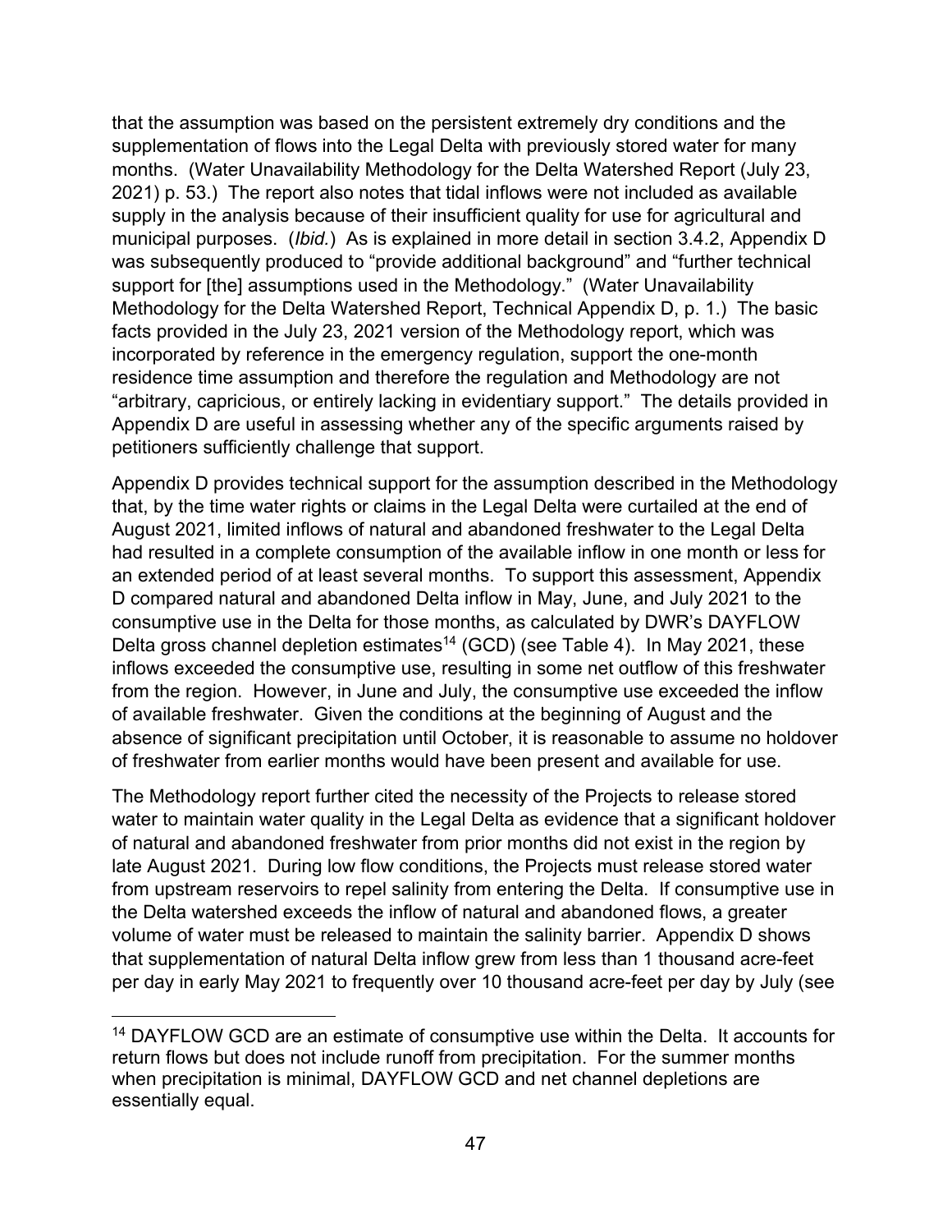that the assumption was based on the persistent extremely dry conditions and the supplementation of flows into the Legal Delta with previously stored water for many months. (Water Unavailability Methodology for the Delta Watershed Report (July 23, 2021) p. 53.) The report also notes that tidal inflows were not included as available supply in the analysis because of their insufficient quality for use for agricultural and municipal purposes. (*Ibid.*) As is explained in more detail in section 3.4.2, Appendix D was subsequently produced to "provide additional background" and "further technical support for [the] assumptions used in the Methodology." (Water Unavailability Methodology for the Delta Watershed Report, Technical Appendix D, p. 1.) The basic facts provided in the July 23, 2021 version of the Methodology report, which was incorporated by reference in the emergency regulation, support the one-month residence time assumption and therefore the regulation and Methodology are not "arbitrary, capricious, or entirely lacking in evidentiary support." The details provided in Appendix D are useful in assessing whether any of the specific arguments raised by petitioners sufficiently challenge that support.

Appendix D provides technical support for the assumption described in the Methodology that, by the time water rights or claims in the Legal Delta were curtailed at the end of August 2021, limited inflows of natural and abandoned freshwater to the Legal Delta had resulted in a complete consumption of the available inflow in one month or less for an extended period of at least several months. To support this assessment, Appendix D compared natural and abandoned Delta inflow in May, June, and July 2021 to the consumptive use in the Delta for those months, as calculated by DWR's DAYFLOW Delta gross channel depletion estimates[14] (GCD) (see Table 4). In May 2021, these inflows exceeded the consumptive use, resulting in some net outflow of this freshwater from the region. However, in June and July, the consumptive use exceeded the inflow of available freshwater. Given the conditions at the beginning of August and the absence of significant precipitation until October, it is reasonable to assume no holdover of freshwater from earlier months would have been present and available for use.

The Methodology report further cited the necessity of the Projects to release stored water to maintain water quality in the Legal Delta as evidence that a significant holdover of natural and abandoned freshwater from prior months did not exist in the region by late August 2021. During low flow conditions, the Projects must release stored water from upstream reservoirs to repel salinity from entering the Delta. If consumptive use in the Delta watershed exceeds the inflow of natural and abandoned flows, a greater volume of water must be released to maintain the salinity barrier. Appendix D shows that supplementation of natural Delta inflow grew from less than 1 thousand acre-feet per day in early May 2021 to frequently over 10 thousand acre-feet per day by July (see

[14] DAYFLOW GCD are an estimate of consumptive use within the Delta. It accounts for return flows but does not include runoff from precipitation. For the summer months when precipitation is minimal, DAYFLOW GCD and net channel depletions are essentially equal.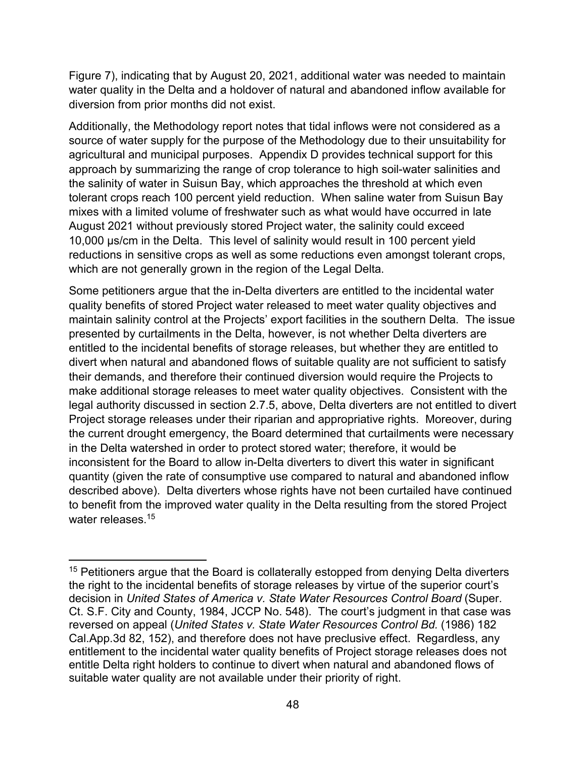Figure 7), indicating that by August 20, 2021, additional water was needed to maintain water quality in the Delta and a holdover of natural and abandoned inflow available for diversion from prior months did not exist.

Additionally, the Methodology report notes that tidal inflows were not considered as a source of water supply for the purpose of the Methodology due to their unsuitability for agricultural and municipal purposes. Appendix D provides technical support for this approach by summarizing the range of crop tolerance to high soil-water salinities and the salinity of water in Suisun Bay, which approaches the threshold at which even tolerant crops reach 100 percent yield reduction. When saline water from Suisun Bay mixes with a limited volume of freshwater such as what would have occurred in late August 2021 without previously stored Project water, the salinity could exceed 10,000 µs/cm in the Delta. This level of salinity would result in 100 percent yield reductions in sensitive crops as well as some reductions even amongst tolerant crops, which are not generally grown in the region of the Legal Delta.

Some petitioners argue that the in-Delta diverters are entitled to the incidental water quality benefits of stored Project water released to meet water quality objectives and maintain salinity control at the Projects' export facilities in the southern Delta. The issue presented by curtailments in the Delta, however, is not whether Delta diverters are entitled to the incidental benefits of storage releases, but whether they are entitled to divert when natural and abandoned flows of suitable quality are not sufficient to satisfy their demands, and therefore their continued diversion would require the Projects to make additional storage releases to meet water quality objectives. Consistent with the legal authority discussed in section 2.7.5, above, Delta diverters are not entitled to divert Project storage releases under their riparian and appropriative rights. Moreover, during the current drought emergency, the Board determined that curtailments were necessary in the Delta watershed in order to protect stored water; therefore, it would be inconsistent for the Board to allow in-Delta diverters to divert this water in significant quantity (given the rate of consumptive use compared to natural and abandoned inflow described above). Delta diverters whose rights have not been curtailed have continued to benefit from the improved water quality in the Delta resulting from the stored Project water releases.[15]

---

[15] Petitioners argue that the Board is collaterally estopped from denying Delta diverters the right to the incidental benefits of storage releases by virtue of the superior court's decision in *United States of America v. State Water Resources Control Board* (Super. Ct. S.F. City and County, 1984, JCCP No. 548). The court's judgment in that case was reversed on appeal (*United States v. State Water Resources Control Bd.* (1986) 182 Cal.App.3d 82, 152), and therefore does not have preclusive effect. Regardless, any entitlement to the incidental water quality benefits of Project storage releases does not entitle Delta right holders to continue to divert when natural and abandoned flows of suitable water quality are not available under their priority of right.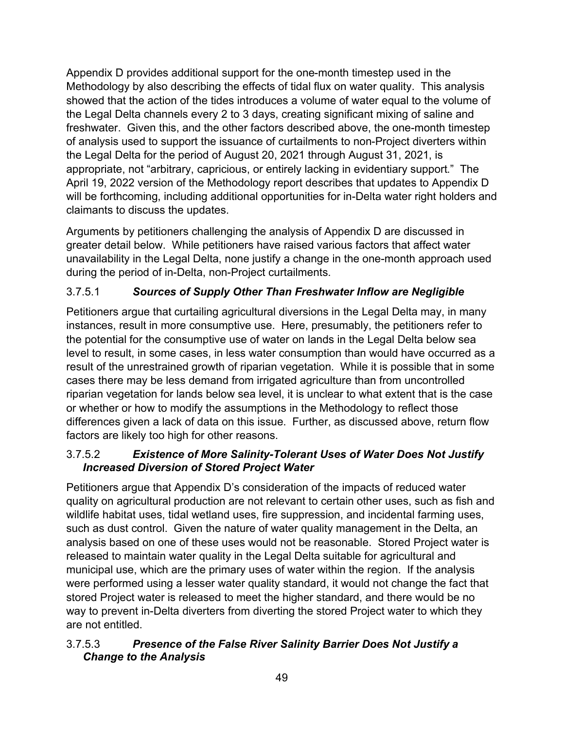Appendix D provides additional support for the one-month timestep used in the Methodology by also describing the effects of tidal flux on water quality. This analysis showed that the action of the tides introduces a volume of water equal to the volume of the Legal Delta channels every 2 to 3 days, creating significant mixing of saline and freshwater. Given this, and the other factors described above, the one-month timestep of analysis used to support the issuance of curtailments to non-Project diverters within the Legal Delta for the period of August 20, 2021 through August 31, 2021, is appropriate, not "arbitrary, capricious, or entirely lacking in evidentiary support." The April 19, 2022 version of the Methodology report describes that updates to Appendix D will be forthcoming, including additional opportunities for in-Delta water right holders and claimants to discuss the updates.

Arguments by petitioners challenging the analysis of Appendix D are discussed in greater detail below. While petitioners have raised various factors that affect water unavailability in the Legal Delta, none justify a change in the one-month approach used during the period of in-Delta, non-Project curtailments.

#### 3.7.5.1 ***Sources of Supply Other Than Freshwater Inflow are Negligible***

Petitioners argue that curtailing agricultural diversions in the Legal Delta may, in many instances, result in more consumptive use. Here, presumably, the petitioners refer to the potential for the consumptive use of water on lands in the Legal Delta below sea level to result, in some cases, in less water consumption than would have occurred as a result of the unrestrained growth of riparian vegetation. While it is possible that in some cases there may be less demand from irrigated agriculture than from uncontrolled riparian vegetation for lands below sea level, it is unclear to what extent that is the case or whether or how to modify the assumptions in the Methodology to reflect those differences given a lack of data on this issue. Further, as discussed above, return flow factors are likely too high for other reasons.

#### 3.7.5.2 ***Existence of More Salinity-Tolerant Uses of Water Does Not Justify Increased Diversion of Stored Project Water***

Petitioners argue that Appendix D's consideration of the impacts of reduced water quality on agricultural production are not relevant to certain other uses, such as fish and wildlife habitat uses, tidal wetland uses, fire suppression, and incidental farming uses, such as dust control. Given the nature of water quality management in the Delta, an analysis based on one of these uses would not be reasonable. Stored Project water is released to maintain water quality in the Legal Delta suitable for agricultural and municipal use, which are the primary uses of water within the region. If the analysis were performed using a lesser water quality standard, it would not change the fact that stored Project water is released to meet the higher standard, and there would be no way to prevent in-Delta diverters from diverting the stored Project water to which they are not entitled.

#### 3.7.5.3 ***Presence of the False River Salinity Barrier Does Not Justify a Change to the Analysis***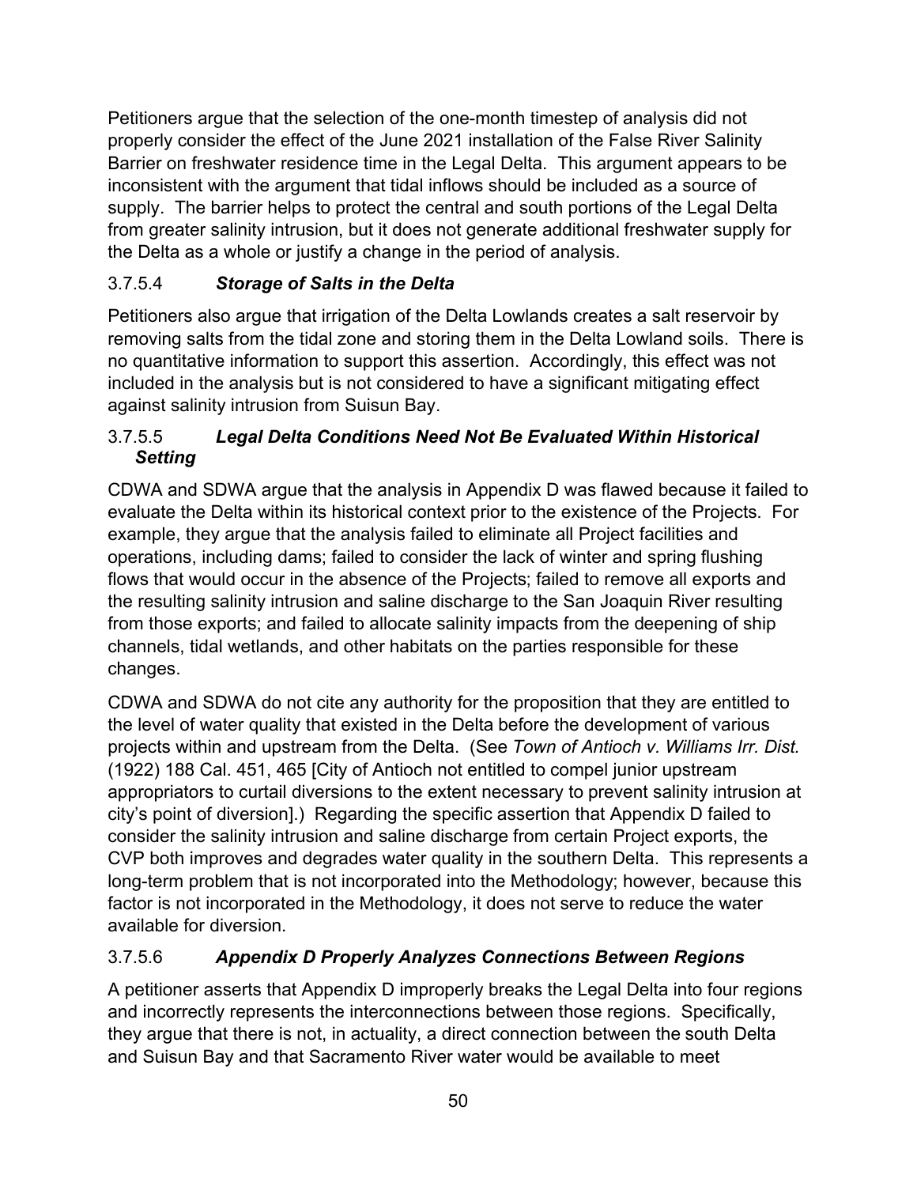Petitioners argue that the selection of the one-month timestep of analysis did not properly consider the effect of the June 2021 installation of the False River Salinity Barrier on freshwater residence time in the Legal Delta. This argument appears to be inconsistent with the argument that tidal inflows should be included as a source of supply. The barrier helps to protect the central and south portions of the Legal Delta from greater salinity intrusion, but it does not generate additional freshwater supply for the Delta as a whole or justify a change in the period of analysis.

#### 3.7.5.4 ***Storage of Salts in the Delta***

Petitioners also argue that irrigation of the Delta Lowlands creates a salt reservoir by removing salts from the tidal zone and storing them in the Delta Lowland soils. There is no quantitative information to support this assertion. Accordingly, this effect was not included in the analysis but is not considered to have a significant mitigating effect against salinity intrusion from Suisun Bay.

#### 3.7.5.5 ***Legal Delta Conditions Need Not Be Evaluated Within Historical Setting***

CDWA and SDWA argue that the analysis in Appendix D was flawed because it failed to evaluate the Delta within its historical context prior to the existence of the Projects. For example, they argue that the analysis failed to eliminate all Project facilities and operations, including dams; failed to consider the lack of winter and spring flushing flows that would occur in the absence of the Projects; failed to remove all exports and the resulting salinity intrusion and saline discharge to the San Joaquin River resulting from those exports; and failed to allocate salinity impacts from the deepening of ship channels, tidal wetlands, and other habitats on the parties responsible for these changes.

CDWA and SDWA do not cite any authority for the proposition that they are entitled to the level of water quality that existed in the Delta before the development of various projects within and upstream from the Delta. (See *Town of Antioch v. Williams Irr. Dist.* (1922) 188 Cal. 451, 465 [City of Antioch not entitled to compel junior upstream appropriators to curtail diversions to the extent necessary to prevent salinity intrusion at city's point of diversion].) Regarding the specific assertion that Appendix D failed to consider the salinity intrusion and saline discharge from certain Project exports, the CVP both improves and degrades water quality in the southern Delta. This represents a long-term problem that is not incorporated into the Methodology; however, because this factor is not incorporated in the Methodology, it does not serve to reduce the water available for diversion.

#### 3.7.5.6 ***Appendix D Properly Analyzes Connections Between Regions***

A petitioner asserts that Appendix D improperly breaks the Legal Delta into four regions and incorrectly represents the interconnections between those regions. Specifically, they argue that there is not, in actuality, a direct connection between the south Delta and Suisun Bay and that Sacramento River water would be available to meet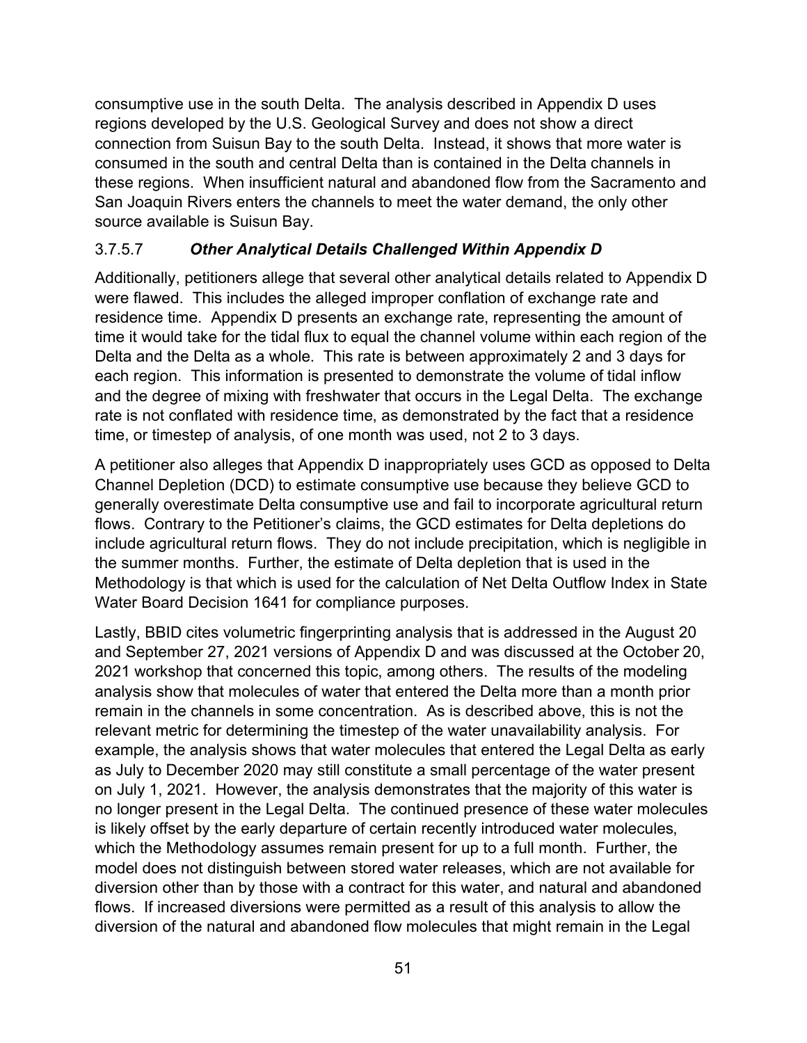consumptive use in the south Delta. The analysis described in Appendix D uses regions developed by the U.S. Geological Survey and does not show a direct connection from Suisun Bay to the south Delta. Instead, it shows that more water is consumed in the south and central Delta than is contained in the Delta channels in these regions. When insufficient natural and abandoned flow from the Sacramento and San Joaquin Rivers enters the channels to meet the water demand, the only other source available is Suisun Bay.

#### 3.7.5.7 *Other Analytical Details Challenged Within Appendix D*

Additionally, petitioners allege that several other analytical details related to Appendix D were flawed. This includes the alleged improper conflation of exchange rate and residence time. Appendix D presents an exchange rate, representing the amount of time it would take for the tidal flux to equal the channel volume within each region of the Delta and the Delta as a whole. This rate is between approximately 2 and 3 days for each region. This information is presented to demonstrate the volume of tidal inflow and the degree of mixing with freshwater that occurs in the Legal Delta. The exchange rate is not conflated with residence time, as demonstrated by the fact that a residence time, or timestep of analysis, of one month was used, not 2 to 3 days.

A petitioner also alleges that Appendix D inappropriately uses GCD as opposed to Delta Channel Depletion (DCD) to estimate consumptive use because they believe GCD to generally overestimate Delta consumptive use and fail to incorporate agricultural return flows. Contrary to the Petitioner's claims, the GCD estimates for Delta depletions do include agricultural return flows. They do not include precipitation, which is negligible in the summer months. Further, the estimate of Delta depletion that is used in the Methodology is that which is used for the calculation of Net Delta Outflow Index in State Water Board Decision 1641 for compliance purposes.

Lastly, BBID cites volumetric fingerprinting analysis that is addressed in the August 20 and September 27, 2021 versions of Appendix D and was discussed at the October 20, 2021 workshop that concerned this topic, among others. The results of the modeling analysis show that molecules of water that entered the Delta more than a month prior remain in the channels in some concentration. As is described above, this is not the relevant metric for determining the timestep of the water unavailability analysis. For example, the analysis shows that water molecules that entered the Legal Delta as early as July to December 2020 may still constitute a small percentage of the water present on July 1, 2021. However, the analysis demonstrates that the majority of this water is no longer present in the Legal Delta. The continued presence of these water molecules is likely offset by the early departure of certain recently introduced water molecules, which the Methodology assumes remain present for up to a full month. Further, the model does not distinguish between stored water releases, which are not available for diversion other than by those with a contract for this water, and natural and abandoned flows. If increased diversions were permitted as a result of this analysis to allow the diversion of the natural and abandoned flow molecules that might remain in the Legal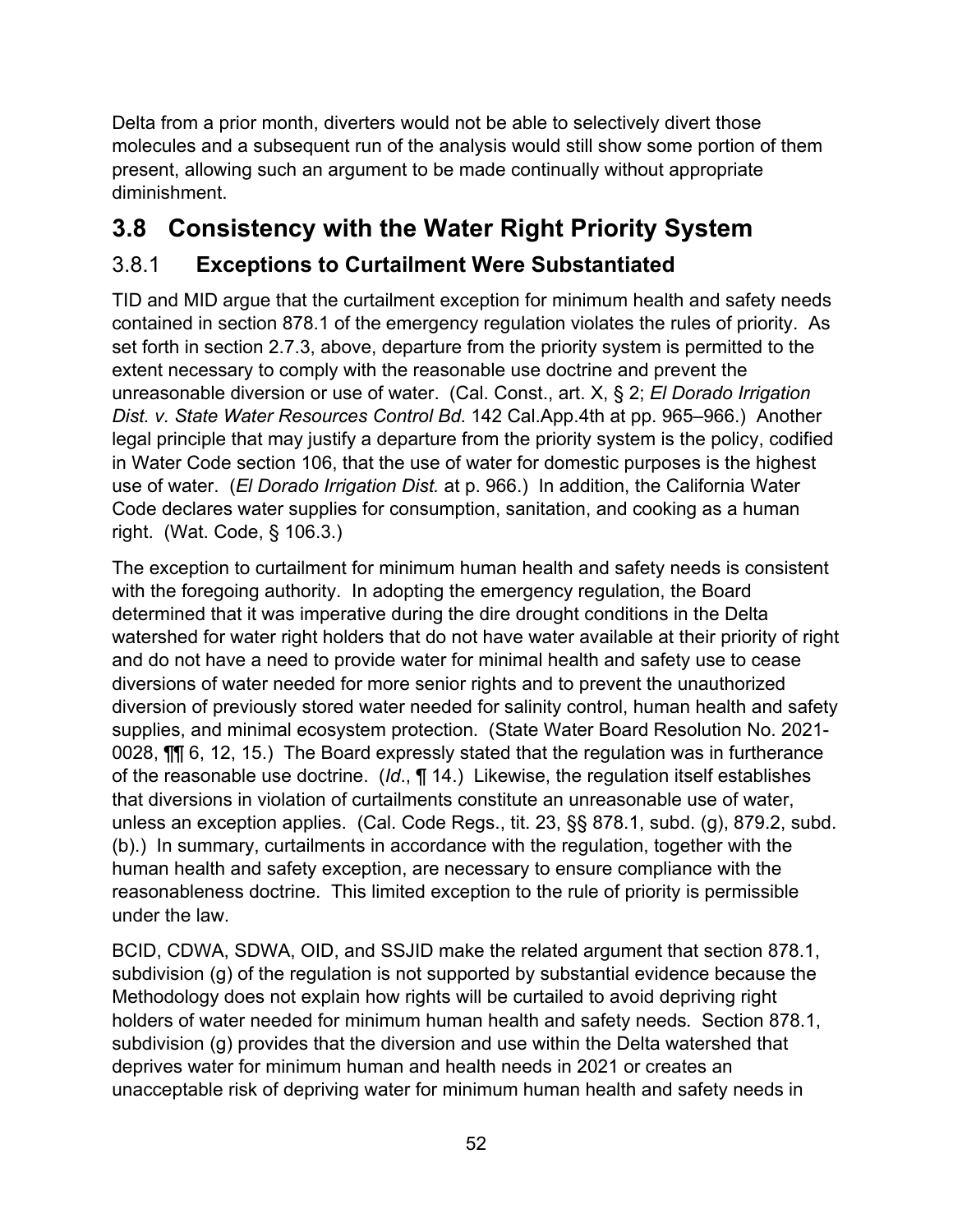Delta from a prior month, diverters would not be able to selectively divert those molecules and a subsequent run of the analysis would still show some portion of them present, allowing such an argument to be made continually without appropriate diminishment.

## 3.8 Consistency with the Water Right Priority System

### 3.8.1 Exceptions to Curtailment Were Substantiated

TID and MID argue that the curtailment exception for minimum health and safety needs contained in section 878.1 of the emergency regulation violates the rules of priority. As set forth in section 2.7.3, above, departure from the priority system is permitted to the extent necessary to comply with the reasonable use doctrine and prevent the unreasonable diversion or use of water. (Cal. Const., art. X, § 2; *El Dorado Irrigation Dist. v. State Water Resources Control Bd*. 142 Cal.App.4th at pp. 965–966.) Another legal principle that may justify a departure from the priority system is the policy, codified in Water Code section 106, that the use of water for domestic purposes is the highest use of water. (*El Dorado Irrigation Dist.* at p. 966.) In addition, the California Water Code declares water supplies for consumption, sanitation, and cooking as a human right. (Wat. Code, § 106.3.)

The exception to curtailment for minimum human health and safety needs is consistent with the foregoing authority. In adopting the emergency regulation, the Board determined that it was imperative during the dire drought conditions in the Delta watershed for water right holders that do not have water available at their priority of right and do not have a need to provide water for minimal health and safety use to cease diversions of water needed for more senior rights and to prevent the unauthorized diversion of previously stored water needed for salinity control, human health and safety supplies, and minimal ecosystem protection. (State Water Board Resolution No. 2021-0028, ¶¶ 6, 12, 15.) The Board expressly stated that the regulation was in furtherance of the reasonable use doctrine. (*Id*., ¶ 14.) Likewise, the regulation itself establishes that diversions in violation of curtailments constitute an unreasonable use of water, unless an exception applies. (Cal. Code Regs., tit. 23, §§ 878.1, subd. (g), 879.2, subd. (b).) In summary, curtailments in accordance with the regulation, together with the human health and safety exception, are necessary to ensure compliance with the reasonableness doctrine. This limited exception to the rule of priority is permissible under the law.

BCID, CDWA, SDWA, OID, and SSJID make the related argument that section 878.1, subdivision (g) of the regulation is not supported by substantial evidence because the Methodology does not explain how rights will be curtailed to avoid depriving right holders of water needed for minimum human health and safety needs. Section 878.1, subdivision (g) provides that the diversion and use within the Delta watershed that deprives water for minimum human and health needs in 2021 or creates an unacceptable risk of depriving water for minimum human health and safety needs in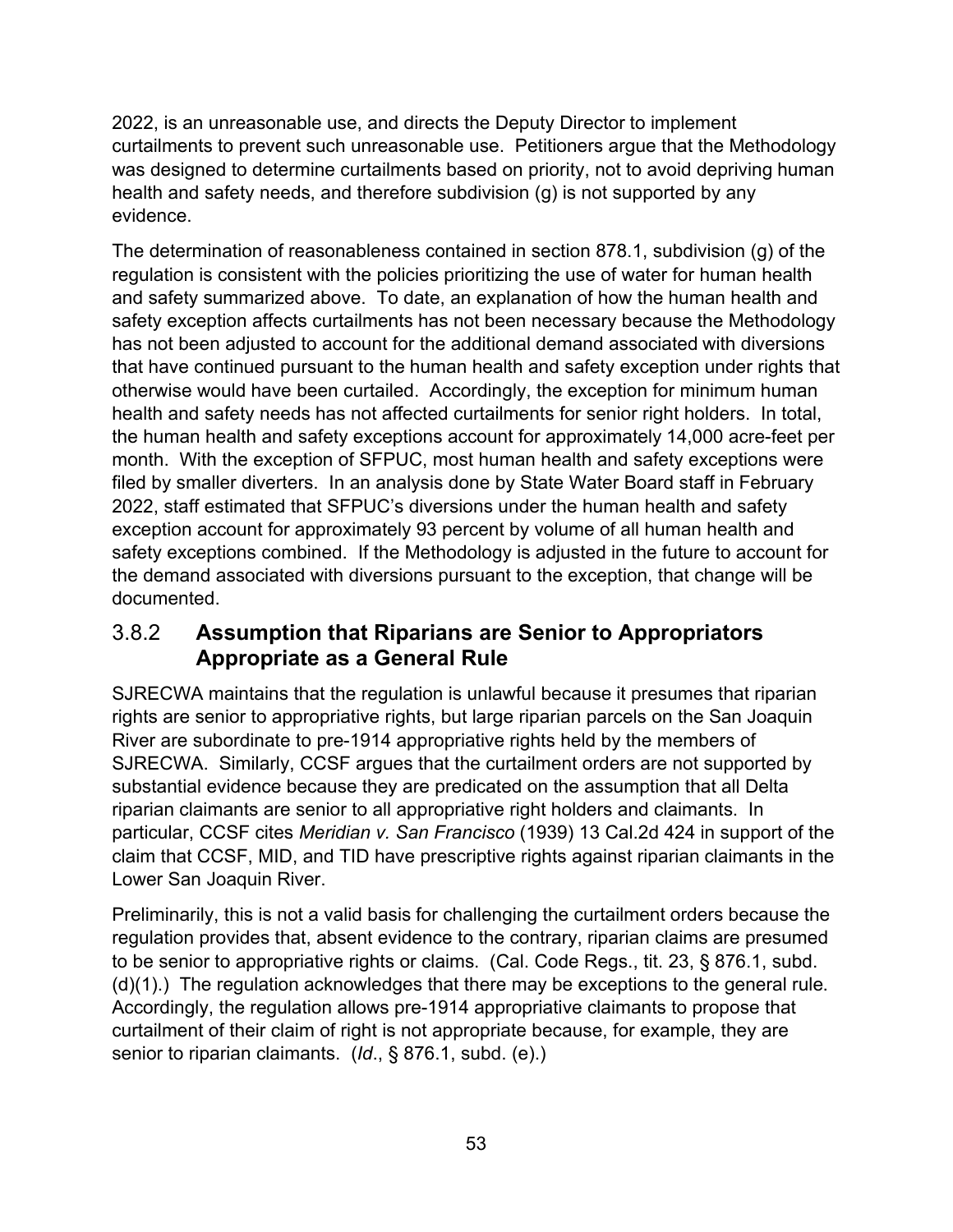2022, is an unreasonable use, and directs the Deputy Director to implement curtailments to prevent such unreasonable use. Petitioners argue that the Methodology was designed to determine curtailments based on priority, not to avoid depriving human health and safety needs, and therefore subdivision (g) is not supported by any evidence.

The determination of reasonableness contained in section 878.1, subdivision (g) of the regulation is consistent with the policies prioritizing the use of water for human health and safety summarized above. To date, an explanation of how the human health and safety exception affects curtailments has not been necessary because the Methodology has not been adjusted to account for the additional demand associated with diversions that have continued pursuant to the human health and safety exception under rights that otherwise would have been curtailed. Accordingly, the exception for minimum human health and safety needs has not affected curtailments for senior right holders. In total, the human health and safety exceptions account for approximately 14,000 acre-feet per month. With the exception of SFPUC, most human health and safety exceptions were filed by smaller diverters. In an analysis done by State Water Board staff in February 2022, staff estimated that SFPUC's diversions under the human health and safety exception account for approximately 93 percent by volume of all human health and safety exceptions combined. If the Methodology is adjusted in the future to account for the demand associated with diversions pursuant to the exception, that change will be documented.

### 3.8.2 **Assumption that Riparians are Senior to Appropriators Appropriate as a General Rule**

SJRECWA maintains that the regulation is unlawful because it presumes that riparian rights are senior to appropriative rights, but large riparian parcels on the San Joaquin River are subordinate to pre-1914 appropriative rights held by the members of SJRECWA. Similarly, CCSF argues that the curtailment orders are not supported by substantial evidence because they are predicated on the assumption that all Delta riparian claimants are senior to all appropriative right holders and claimants. In particular, CCSF cites *Meridian v. San Francisco* (1939) 13 Cal.2d 424 in support of the claim that CCSF, MID, and TID have prescriptive rights against riparian claimants in the Lower San Joaquin River.

Preliminarily, this is not a valid basis for challenging the curtailment orders because the regulation provides that, absent evidence to the contrary, riparian claims are presumed to be senior to appropriative rights or claims. (Cal. Code Regs., tit. 23, § 876.1, subd. (d)(1).) The regulation acknowledges that there may be exceptions to the general rule. Accordingly, the regulation allows pre-1914 appropriative claimants to propose that curtailment of their claim of right is not appropriate because, for example, they are senior to riparian claimants. (*Id*., § 876.1, subd. (e).)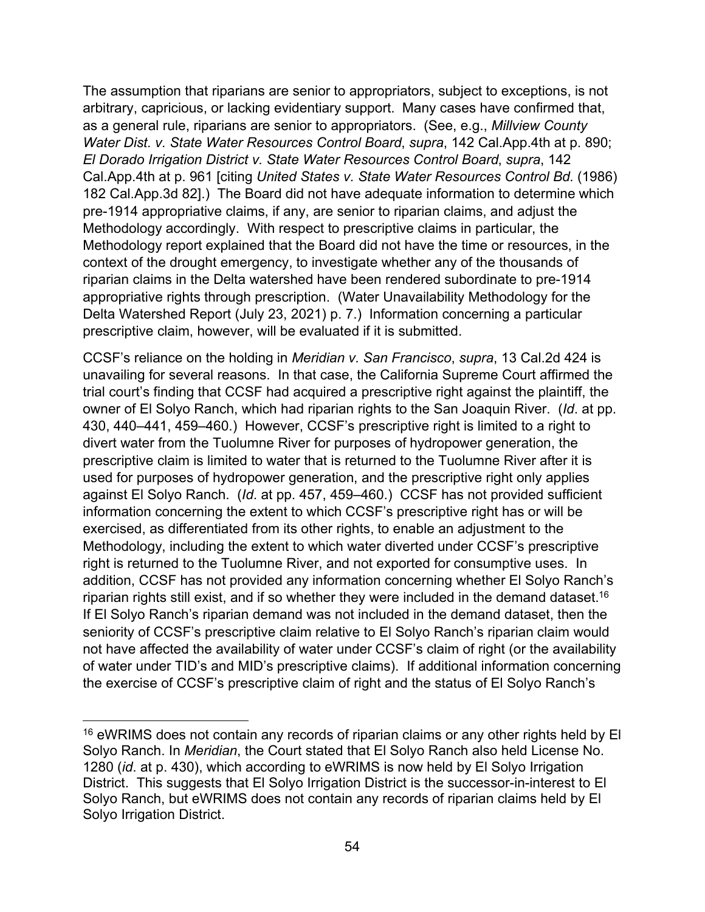The assumption that riparians are senior to appropriators, subject to exceptions, is not arbitrary, capricious, or lacking evidentiary support. Many cases have confirmed that, as a general rule, riparians are senior to appropriators. (See, e.g., *Millview County Water Dist. v. State Water Resources Control Board*, *supra*, 142 Cal.App.4th at p. 890; *El Dorado Irrigation District v. State Water Resources Control Board*, *supra*, 142 Cal.App.4th at p. 961 [citing *United States v. State Water Resources Control Bd.* (1986) 182 Cal.App.3d 82].) The Board did not have adequate information to determine which pre-1914 appropriative claims, if any, are senior to riparian claims, and adjust the Methodology accordingly. With respect to prescriptive claims in particular, the Methodology report explained that the Board did not have the time or resources, in the context of the drought emergency, to investigate whether any of the thousands of riparian claims in the Delta watershed have been rendered subordinate to pre-1914 appropriative rights through prescription. (Water Unavailability Methodology for the Delta Watershed Report (July 23, 2021) p. 7.) Information concerning a particular prescriptive claim, however, will be evaluated if it is submitted.

CCSF's reliance on the holding in *Meridian v. San Francisco*, *supra*, 13 Cal.2d 424 is unavailing for several reasons. In that case, the California Supreme Court affirmed the trial court's finding that CCSF had acquired a prescriptive right against the plaintiff, the owner of El Solyo Ranch, which had riparian rights to the San Joaquin River. (*Id*. at pp. 430, 440–441, 459–460.) However, CCSF's prescriptive right is limited to a right to divert water from the Tuolumne River for purposes of hydropower generation, the prescriptive claim is limited to water that is returned to the Tuolumne River after it is used for purposes of hydropower generation, and the prescriptive right only applies against El Solyo Ranch. (*Id*. at pp. 457, 459–460.) CCSF has not provided sufficient information concerning the extent to which CCSF's prescriptive right has or will be exercised, as differentiated from its other rights, to enable an adjustment to the Methodology, including the extent to which water diverted under CCSF's prescriptive right is returned to the Tuolumne River, and not exported for consumptive uses. In addition, CCSF has not provided any information concerning whether El Solyo Ranch's riparian rights still exist, and if so whether they were included in the demand dataset.[16] If El Solyo Ranch's riparian demand was not included in the demand dataset, then the seniority of CCSF's prescriptive claim relative to El Solyo Ranch's riparian claim would not have affected the availability of water under CCSF's claim of right (or the availability of water under TID's and MID's prescriptive claims). If additional information concerning the exercise of CCSF's prescriptive claim of right and the status of El Solyo Ranch's

[16] eWRIMS does not contain any records of riparian claims or any other rights held by El Solyo Ranch. In *Meridian*, the Court stated that El Solyo Ranch also held License No. 1280 (*id*. at p. 430), which according to eWRIMS is now held by El Solyo Irrigation District. This suggests that El Solyo Irrigation District is the successor-in-interest to El Solyo Ranch, but eWRIMS does not contain any records of riparian claims held by El Solyo Irrigation District.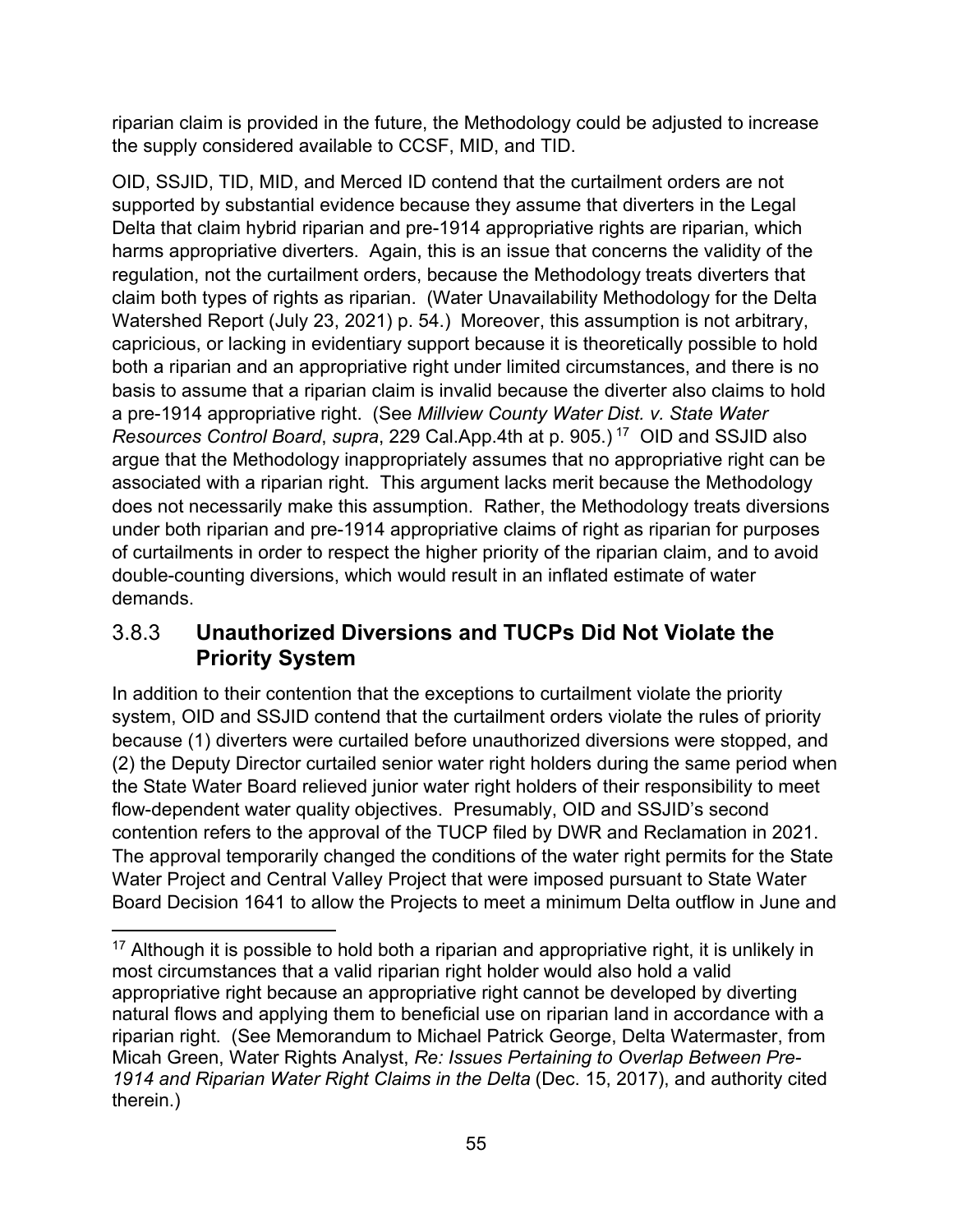riparian claim is provided in the future, the Methodology could be adjusted to increase the supply considered available to CCSF, MID, and TID.

OID, SSJID, TID, MID, and Merced ID contend that the curtailment orders are not supported by substantial evidence because they assume that diverters in the Legal Delta that claim hybrid riparian and pre-1914 appropriative rights are riparian, which harms appropriative diverters. Again, this is an issue that concerns the validity of the regulation, not the curtailment orders, because the Methodology treats diverters that claim both types of rights as riparian. (Water Unavailability Methodology for the Delta Watershed Report (July 23, 2021) p. 54.) Moreover, this assumption is not arbitrary, capricious, or lacking in evidentiary support because it is theoretically possible to hold both a riparian and an appropriative right under limited circumstances, and there is no basis to assume that a riparian claim is invalid because the diverter also claims to hold a pre-1914 appropriative right. (See *Millview County Water Dist. v. State Water Resources Control Board*, *supra*, 229 Cal.App.4th at p. 905.)[17] OID and SSJID also argue that the Methodology inappropriately assumes that no appropriative right can be associated with a riparian right. This argument lacks merit because the Methodology does not necessarily make this assumption. Rather, the Methodology treats diversions under both riparian and pre-1914 appropriative claims of right as riparian for purposes of curtailments in order to respect the higher priority of the riparian claim, and to avoid double-counting diversions, which would result in an inflated estimate of water demands.

### 3.8.3 **Unauthorized Diversions and TUCPs Did Not Violate the Priority System**

In addition to their contention that the exceptions to curtailment violate the priority system, OID and SSJID contend that the curtailment orders violate the rules of priority because (1) diverters were curtailed before unauthorized diversions were stopped, and (2) the Deputy Director curtailed senior water right holders during the same period when the State Water Board relieved junior water right holders of their responsibility to meet flow-dependent water quality objectives. Presumably, OID and SSJID's second contention refers to the approval of the TUCP filed by DWR and Reclamation in 2021. The approval temporarily changed the conditions of the water right permits for the State Water Project and Central Valley Project that were imposed pursuant to State Water Board Decision 1641 to allow the Projects to meet a minimum Delta outflow in June and

---

[17] Although it is possible to hold both a riparian and appropriative right, it is unlikely in most circumstances that a valid riparian right holder would also hold a valid appropriative right because an appropriative right cannot be developed by diverting natural flows and applying them to beneficial use on riparian land in accordance with a riparian right. (See Memorandum to Michael Patrick George, Delta Watermaster, from Micah Green, Water Rights Analyst, *Re: Issues Pertaining to Overlap Between Pre-1914 and Riparian Water Right Claims in the Delta* (Dec. 15, 2017), and authority cited therein.)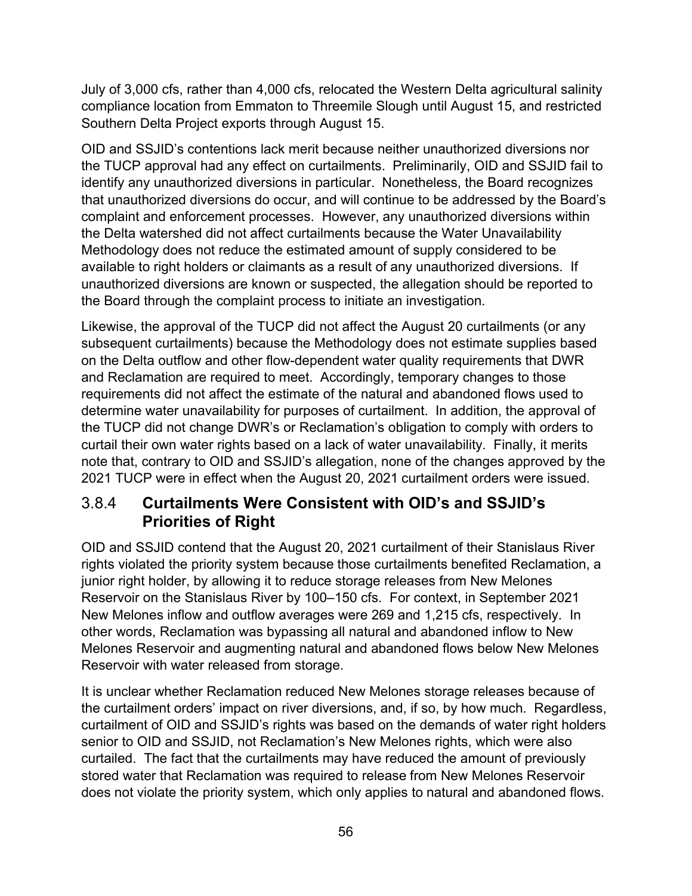July of 3,000 cfs, rather than 4,000 cfs, relocated the Western Delta agricultural salinity compliance location from Emmaton to Threemile Slough until August 15, and restricted Southern Delta Project exports through August 15.

OID and SSJID's contentions lack merit because neither unauthorized diversions nor the TUCP approval had any effect on curtailments. Preliminarily, OID and SSJID fail to identify any unauthorized diversions in particular. Nonetheless, the Board recognizes that unauthorized diversions do occur, and will continue to be addressed by the Board's complaint and enforcement processes. However, any unauthorized diversions within the Delta watershed did not affect curtailments because the Water Unavailability Methodology does not reduce the estimated amount of supply considered to be available to right holders or claimants as a result of any unauthorized diversions. If unauthorized diversions are known or suspected, the allegation should be reported to the Board through the complaint process to initiate an investigation.

Likewise, the approval of the TUCP did not affect the August 20 curtailments (or any subsequent curtailments) because the Methodology does not estimate supplies based on the Delta outflow and other flow-dependent water quality requirements that DWR and Reclamation are required to meet. Accordingly, temporary changes to those requirements did not affect the estimate of the natural and abandoned flows used to determine water unavailability for purposes of curtailment. In addition, the approval of the TUCP did not change DWR's or Reclamation's obligation to comply with orders to curtail their own water rights based on a lack of water unavailability. Finally, it merits note that, contrary to OID and SSJID's allegation, none of the changes approved by the 2021 TUCP were in effect when the August 20, 2021 curtailment orders were issued.

### 3.8.4 Curtailments Were Consistent with OID's and SSJID's Priorities of Right

OID and SSJID contend that the August 20, 2021 curtailment of their Stanislaus River rights violated the priority system because those curtailments benefited Reclamation, a junior right holder, by allowing it to reduce storage releases from New Melones Reservoir on the Stanislaus River by 100–150 cfs. For context, in September 2021 New Melones inflow and outflow averages were 269 and 1,215 cfs, respectively. In other words, Reclamation was bypassing all natural and abandoned inflow to New Melones Reservoir and augmenting natural and abandoned flows below New Melones Reservoir with water released from storage.

It is unclear whether Reclamation reduced New Melones storage releases because of the curtailment orders' impact on river diversions, and, if so, by how much. Regardless, curtailment of OID and SSJID's rights was based on the demands of water right holders senior to OID and SSJID, not Reclamation's New Melones rights, which were also curtailed. The fact that the curtailments may have reduced the amount of previously stored water that Reclamation was required to release from New Melones Reservoir does not violate the priority system, which only applies to natural and abandoned flows.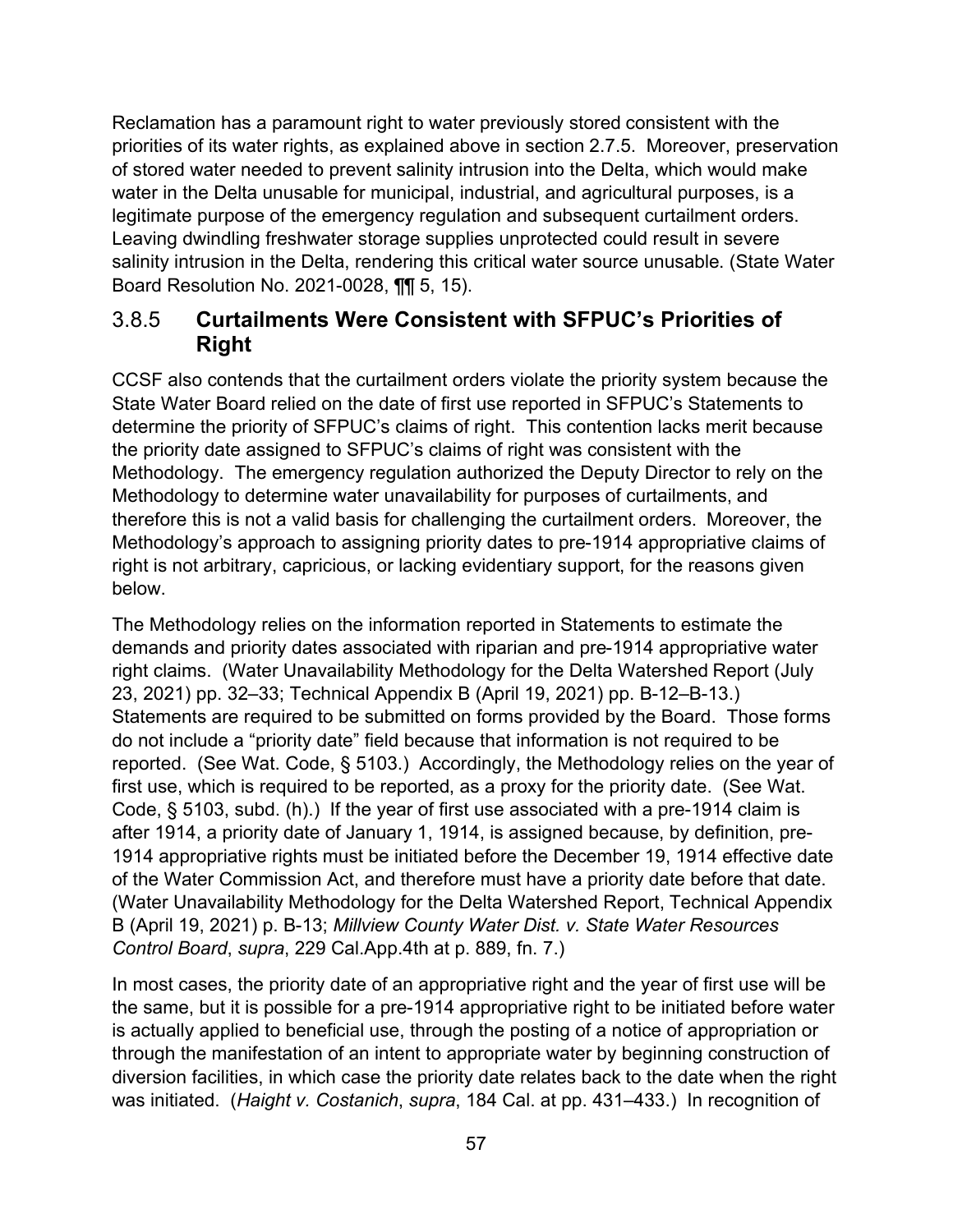Reclamation has a paramount right to water previously stored consistent with the priorities of its water rights, as explained above in section 2.7.5. Moreover, preservation of stored water needed to prevent salinity intrusion into the Delta, which would make water in the Delta unusable for municipal, industrial, and agricultural purposes, is a legitimate purpose of the emergency regulation and subsequent curtailment orders. Leaving dwindling freshwater storage supplies unprotected could result in severe salinity intrusion in the Delta, rendering this critical water source unusable. (State Water Board Resolution No. 2021-0028, ¶¶ 5, 15).

### 3.8.5 Curtailments Were Consistent with SFPUC's Priorities of Right

CCSF also contends that the curtailment orders violate the priority system because the State Water Board relied on the date of first use reported in SFPUC's Statements to determine the priority of SFPUC's claims of right. This contention lacks merit because the priority date assigned to SFPUC's claims of right was consistent with the Methodology. The emergency regulation authorized the Deputy Director to rely on the Methodology to determine water unavailability for purposes of curtailments, and therefore this is not a valid basis for challenging the curtailment orders. Moreover, the Methodology's approach to assigning priority dates to pre-1914 appropriative claims of right is not arbitrary, capricious, or lacking evidentiary support, for the reasons given below.

The Methodology relies on the information reported in Statements to estimate the demands and priority dates associated with riparian and pre-1914 appropriative water right claims. (Water Unavailability Methodology for the Delta Watershed Report (July 23, 2021) pp. 32–33; Technical Appendix B (April 19, 2021) pp. B-12–B-13.) Statements are required to be submitted on forms provided by the Board. Those forms do not include a "priority date" field because that information is not required to be reported. (See Wat. Code, § 5103.) Accordingly, the Methodology relies on the year of first use, which is required to be reported, as a proxy for the priority date. (See Wat. Code, § 5103, subd. (h).) If the year of first use associated with a pre-1914 claim is after 1914, a priority date of January 1, 1914, is assigned because, by definition, pre-1914 appropriative rights must be initiated before the December 19, 1914 effective date of the Water Commission Act, and therefore must have a priority date before that date. (Water Unavailability Methodology for the Delta Watershed Report, Technical Appendix B (April 19, 2021) p. B-13; *Millview County Water Dist. v. State Water Resources Control Board*, *supra*, 229 Cal.App.4th at p. 889, fn. 7.)

In most cases, the priority date of an appropriative right and the year of first use will be the same, but it is possible for a pre-1914 appropriative right to be initiated before water is actually applied to beneficial use, through the posting of a notice of appropriation or through the manifestation of an intent to appropriate water by beginning construction of diversion facilities, in which case the priority date relates back to the date when the right was initiated. (*Haight v. Costanich*, *supra*, 184 Cal. at pp. 431–433.) In recognition of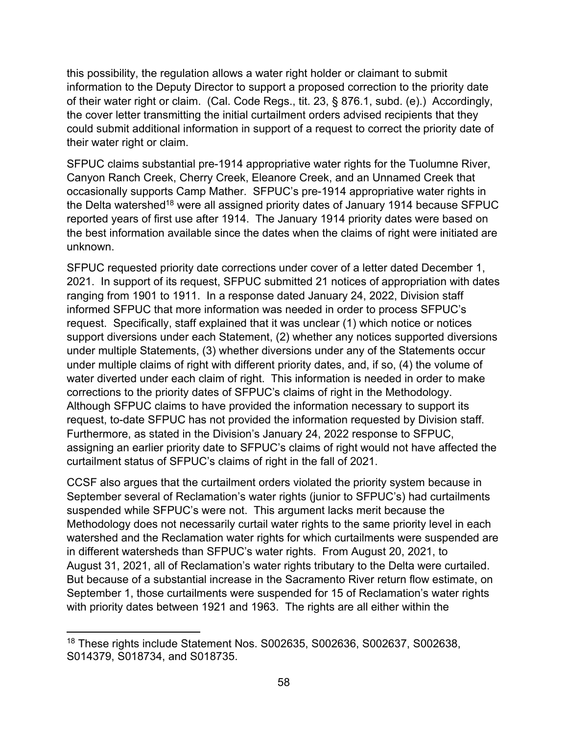this possibility, the regulation allows a water right holder or claimant to submit information to the Deputy Director to support a proposed correction to the priority date of their water right or claim. (Cal. Code Regs., tit. 23, § 876.1, subd. (e).) Accordingly, the cover letter transmitting the initial curtailment orders advised recipients that they could submit additional information in support of a request to correct the priority date of their water right or claim.

SFPUC claims substantial pre-1914 appropriative water rights for the Tuolumne River, Canyon Ranch Creek, Cherry Creek, Eleanore Creek, and an Unnamed Creek that occasionally supports Camp Mather. SFPUC's pre-1914 appropriative water rights in the Delta watershed[18] were all assigned priority dates of January 1914 because SFPUC reported years of first use after 1914. The January 1914 priority dates were based on the best information available since the dates when the claims of right were initiated are unknown.

SFPUC requested priority date corrections under cover of a letter dated December 1, 2021. In support of its request, SFPUC submitted 21 notices of appropriation with dates ranging from 1901 to 1911. In a response dated January 24, 2022, Division staff informed SFPUC that more information was needed in order to process SFPUC's request. Specifically, staff explained that it was unclear (1) which notice or notices support diversions under each Statement, (2) whether any notices supported diversions under multiple Statements, (3) whether diversions under any of the Statements occur under multiple claims of right with different priority dates, and, if so, (4) the volume of water diverted under each claim of right. This information is needed in order to make corrections to the priority dates of SFPUC's claims of right in the Methodology. Although SFPUC claims to have provided the information necessary to support its request, to-date SFPUC has not provided the information requested by Division staff. Furthermore, as stated in the Division's January 24, 2022 response to SFPUC, assigning an earlier priority date to SFPUC's claims of right would not have affected the curtailment status of SFPUC's claims of right in the fall of 2021.

CCSF also argues that the curtailment orders violated the priority system because in September several of Reclamation's water rights (junior to SFPUC's) had curtailments suspended while SFPUC's were not. This argument lacks merit because the Methodology does not necessarily curtail water rights to the same priority level in each watershed and the Reclamation water rights for which curtailments were suspended are in different watersheds than SFPUC's water rights. From August 20, 2021, to August 31, 2021, all of Reclamation's water rights tributary to the Delta were curtailed. But because of a substantial increase in the Sacramento River return flow estimate, on September 1, those curtailments were suspended for 15 of Reclamation's water rights with priority dates between 1921 and 1963. The rights are all either within the

[18] These rights include Statement Nos. S002635, S002636, S002637, S002638, S014379, S018734, and S018735.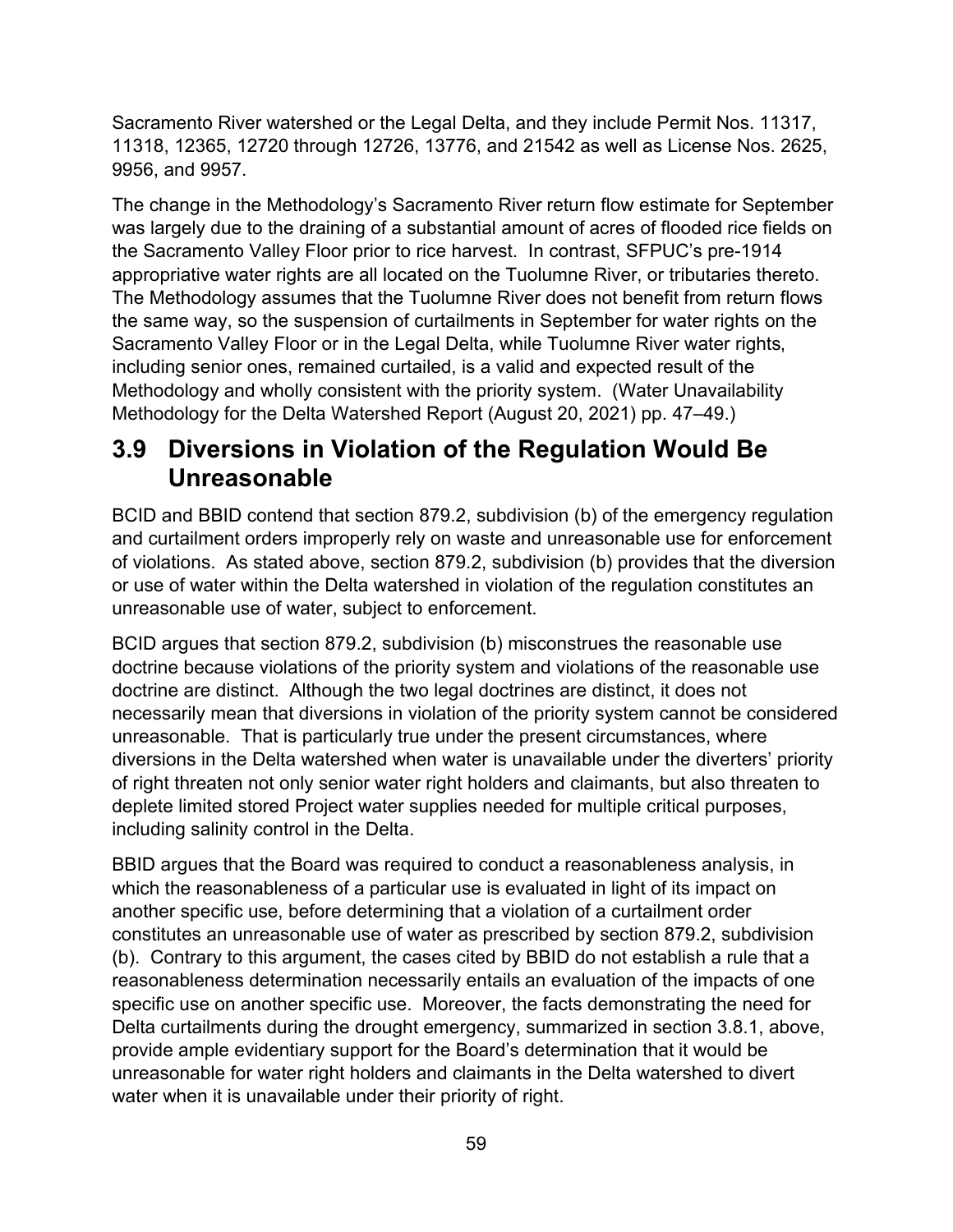Sacramento River watershed or the Legal Delta, and they include Permit Nos. 11317, 11318, 12365, 12720 through 12726, 13776, and 21542 as well as License Nos. 2625, 9956, and 9957.

The change in the Methodology's Sacramento River return flow estimate for September was largely due to the draining of a substantial amount of acres of flooded rice fields on the Sacramento Valley Floor prior to rice harvest. In contrast, SFPUC's pre-1914 appropriative water rights are all located on the Tuolumne River, or tributaries thereto. The Methodology assumes that the Tuolumne River does not benefit from return flows the same way, so the suspension of curtailments in September for water rights on the Sacramento Valley Floor or in the Legal Delta, while Tuolumne River water rights, including senior ones, remained curtailed, is a valid and expected result of the Methodology and wholly consistent with the priority system. (Water Unavailability Methodology for the Delta Watershed Report (August 20, 2021) pp. 47–49.)

## 3.9 Diversions in Violation of the Regulation Would Be Unreasonable

BCID and BBID contend that section 879.2, subdivision (b) of the emergency regulation and curtailment orders improperly rely on waste and unreasonable use for enforcement of violations. As stated above, section 879.2, subdivision (b) provides that the diversion or use of water within the Delta watershed in violation of the regulation constitutes an unreasonable use of water, subject to enforcement.

BCID argues that section 879.2, subdivision (b) misconstrues the reasonable use doctrine because violations of the priority system and violations of the reasonable use doctrine are distinct. Although the two legal doctrines are distinct, it does not necessarily mean that diversions in violation of the priority system cannot be considered unreasonable. That is particularly true under the present circumstances, where diversions in the Delta watershed when water is unavailable under the diverters' priority of right threaten not only senior water right holders and claimants, but also threaten to deplete limited stored Project water supplies needed for multiple critical purposes, including salinity control in the Delta.

BBID argues that the Board was required to conduct a reasonableness analysis, in which the reasonableness of a particular use is evaluated in light of its impact on another specific use, before determining that a violation of a curtailment order constitutes an unreasonable use of water as prescribed by section 879.2, subdivision (b). Contrary to this argument, the cases cited by BBID do not establish a rule that a reasonableness determination necessarily entails an evaluation of the impacts of one specific use on another specific use. Moreover, the facts demonstrating the need for Delta curtailments during the drought emergency, summarized in section 3.8.1, above, provide ample evidentiary support for the Board's determination that it would be unreasonable for water right holders and claimants in the Delta watershed to divert water when it is unavailable under their priority of right.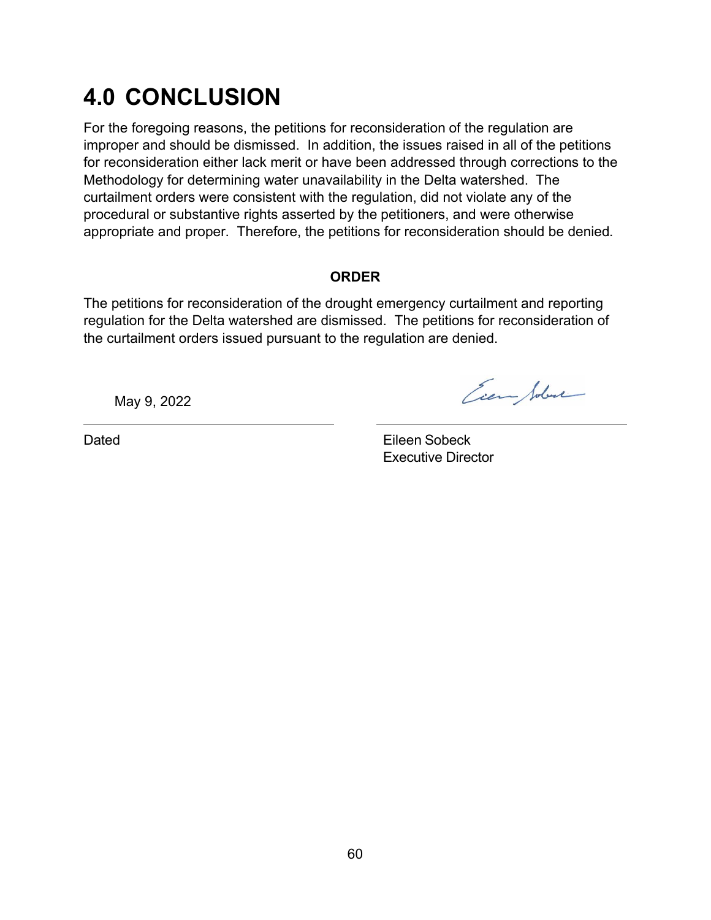# 4.0 CONCLUSION

For the foregoing reasons, the petitions for reconsideration of the regulation are improper and should be dismissed. In addition, the issues raised in all of the petitions for reconsideration either lack merit or have been addressed through corrections to the Methodology for determining water unavailability in the Delta watershed. The curtailment orders were consistent with the regulation, did not violate any of the procedural or substantive rights asserted by the petitioners, and were otherwise appropriate and proper. Therefore, the petitions for reconsideration should be denied.

**ORDER**

The petitions for reconsideration of the drought emergency curtailment and reporting regulation for the Delta watershed are dismissed. The petitions for reconsideration of the curtailment orders issued pursuant to the regulation are denied.

May 9, 2022

Dated

Eileen Sobeck
Executive Director